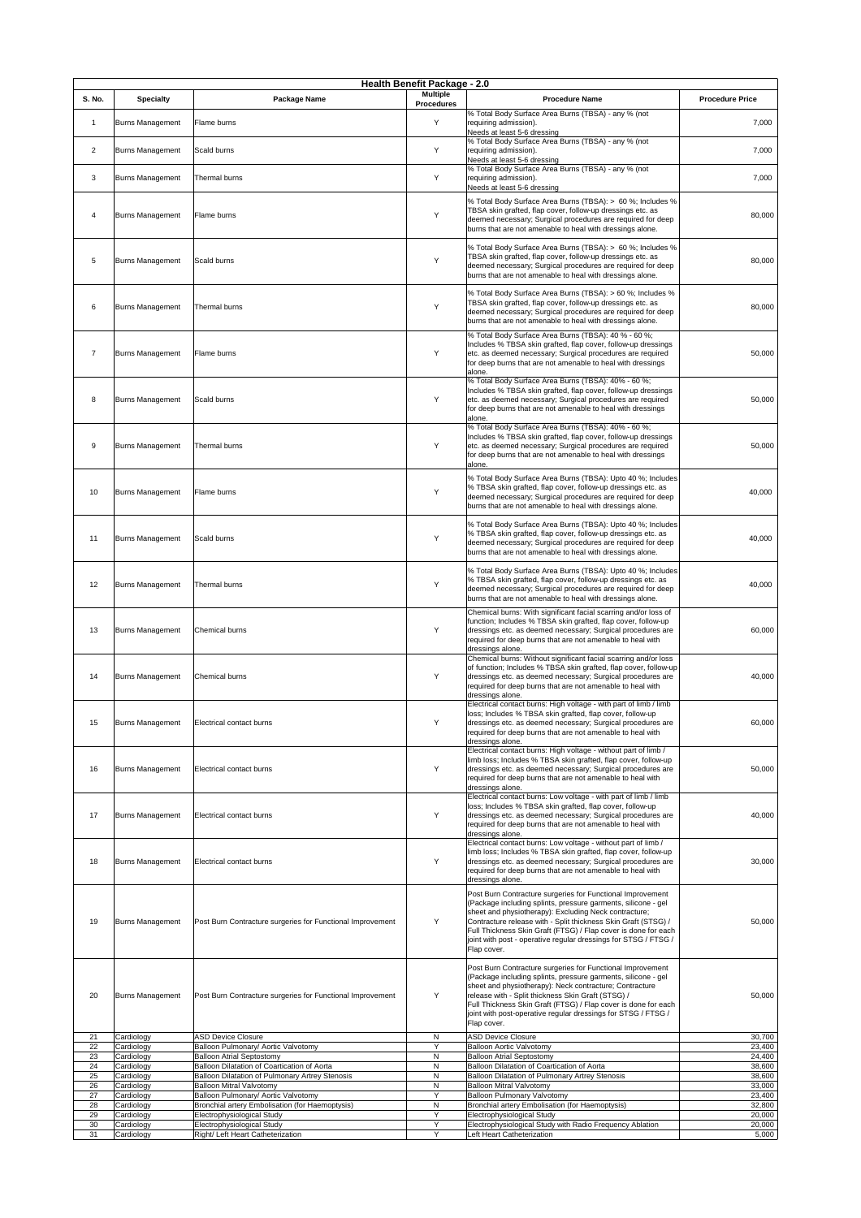| Health Benefit Package - 2.0 | | | | | |
|---|---|---|---|---|---|
| S. No. | Specialty | Package Name | Multiple Procedures | Procedure Name | Procedure Price |
| 1 | Burns Management | Flame burns | Y | % Total Body Surface Area Burns (TBSA) - any % (not requiring admission). Needs at least 5-6 dressing | 7,000 |
| 2 | Burns Management | Scald burns | Y | % Total Body Surface Area Burns (TBSA) - any % (not requiring admission). Needs at least 5-6 dressing | 7,000 |
| 3 | Burns Management | Thermal burns | Y | % Total Body Surface Area Burns (TBSA) - any % (not requiring admission). Needs at least 5-6 dressing | 7,000 |
| 4 | Burns Management | Flame burns | Y | % Total Body Surface Area Burns (TBSA): > 60 %; Includes % TBSA skin grafted, flap cover, follow-up dressings etc. as deemed necessary; Surgical procedures are required for deep burns that are not amenable to heal with dressings alone. | 80,000 |
| 5 | Burns Management | Scald burns | Y | % Total Body Surface Area Burns (TBSA): > 60 %; Includes % TBSA skin grafted, flap cover, follow-up dressings etc. as deemed necessary; Surgical procedures are required for deep burns that are not amenable to heal with dressings alone. | 80,000 |
| 6 | Burns Management | Thermal burns | Y | % Total Body Surface Area Burns (TBSA): > 60 %; Includes % TBSA skin grafted, flap cover, follow-up dressings etc. as deemed necessary; Surgical procedures are required for deep burns that are not amenable to heal with dressings alone. | 80,000 |
| 7 | Burns Management | Flame burns | Y | % Total Body Surface Area Burns (TBSA): 40 % - 60 %; Includes % TBSA skin grafted, flap cover, follow-up dressings etc. as deemed necessary; Surgical procedures are required for deep burns that are not amenable to heal with dressings alone. | 50,000 |
| 8 | Burns Management | Scald burns | Y | % Total Body Surface Area Burns (TBSA): 40% - 60 %; Includes % TBSA skin grafted, flap cover, follow-up dressings etc. as deemed necessary; Surgical procedures are required for deep burns that are not amenable to heal with dressings alone. | 50,000 |
| 9 | Burns Management | Thermal burns | Y | % Total Body Surface Area Burns (TBSA): 40% - 60 %; Includes % TBSA skin grafted, flap cover, follow-up dressings etc. as deemed necessary; Surgical procedures are required for deep burns that are not amenable to heal with dressings alone. | 50,000 |
| 10 | Burns Management | Flame burns | Y | % Total Body Surface Area Burns (TBSA): Upto 40 %; Includes % TBSA skin grafted, flap cover, follow-up dressings etc. as deemed necessary; Surgical procedures are required for deep burns that are not amenable to heal with dressings alone. | 40,000 |
| 11 | Burns Management | Scald burns | Y | % Total Body Surface Area Burns (TBSA): Upto 40 %; Includes % TBSA skin grafted, flap cover, follow-up dressings etc. as deemed necessary; Surgical procedures are required for deep burns that are not amenable to heal with dressings alone. | 40,000 |
| 12 | Burns Management | Thermal burns | Y | % Total Body Surface Area Burns (TBSA): Upto 40 %; Includes % TBSA skin grafted, flap cover, follow-up dressings etc. as deemed necessary; Surgical procedures are required for deep burns that are not amenable to heal with dressings alone. | 40,000 |
| 13 | Burns Management | Chemical burns | Y | Chemical burns: With significant facial scarring and/or loss of function; Includes % TBSA skin grafted, flap cover, follow-up dressings etc. as deemed necessary; Surgical procedures are required for deep burns that are not amenable to heal with dressings alone. | 60,000 |
| 14 | Burns Management | Chemical burns | Y | Chemical burns: Without significant facial scarring and/or loss of function; Includes % TBSA skin grafted, flap cover, follow-up dressings etc. as deemed necessary; Surgical procedures are required for deep burns that are not amenable to heal with dressings alone. | 40,000 |
| 15 | Burns Management | Electrical contact burns | Y | Electrical contact burns: High voltage - with part of limb / limb loss; Includes % TBSA skin grafted, flap cover, follow-up dressings etc. as deemed necessary; Surgical procedures are required for deep burns that are not amenable to heal with dressings alone. | 60,000 |
| 16 | Burns Management | Electrical contact burns | Y | Electrical contact burns: High voltage - without part of limb / limb loss; Includes % TBSA skin grafted, flap cover, follow-up dressings etc. as deemed necessary; Surgical procedures are required for deep burns that are not amenable to heal with dressings alone. | 50,000 |
| 17 | Burns Management | Electrical contact burns | Y | Electrical contact burns: Low voltage - with part of limb / limb loss; Includes % TBSA skin grafted, flap cover, follow-up dressings etc. as deemed necessary; Surgical procedures are required for deep burns that are not amenable to heal with dressings alone. | 40,000 |
| 18 | Burns Management | Electrical contact burns | Y | Electrical contact burns: Low voltage - without part of limb / limb loss; Includes % TBSA skin grafted, flap cover, follow-up dressings etc. as deemed necessary; Surgical procedures are required for deep burns that are not amenable to heal with dressings alone. | 30,000 |
| 19 | Burns Management | Post Burn Contracture surgeries for Functional Improvement | Y | Post Burn Contracture surgeries for Functional Improvement (Package including splints, pressure garments, silicone - gel sheet and physiotherapy): Excluding Neck contracture; Contracture release with - Split thickness Skin Graft (STSG) / Full Thickness Skin Graft (FTSG) / Flap cover is done for each joint with post - operative regular dressings for STSG / FTSG / Flap cover. | 50,000 |
| 20 | Burns Management | Post Burn Contracture surgeries for Functional Improvement | Y | Post Burn Contracture surgeries for Functional Improvement (Package including splints, pressure garments, silicone - gel sheet and physiotherapy): Neck contracture; Contracture release with - Split thickness Skin Graft (STSG) / Full Thickness Skin Graft (FTSG) / Flap cover is done for each joint with post-operative regular dressings for STSG / FTSG / Flap cover. | 50,000 |
| 21 | Cardiology | ASD Device Closure | N | ASD Device Closure | 30,700 |
| 22 | Cardiology | Balloon Pulmonary/ Aortic Valvotomy | Y | Balloon Aortic Valvotomy | 23,400 |
| 23 | Cardiology | Balloon Atrial Septostomy | N | Balloon Atrial Septostomy | 24,400 |
| 24 | Cardiology | Balloon Dilatation of Coartication of Aorta | N | Balloon Dilatation of Coartication of Aorta | 38,600 |
| 25 | Cardiology | Balloon Dilatation of Pulmonary Artrey Stenosis | N | Balloon Dilatation of Pulmonary Artrey Stenosis | 38,600 |
| 26 | Cardiology | Balloon Mitral Valvotomy | N | Balloon Mitral Valvotomy | 33,000 |
| 27 | Cardiology | Balloon Pulmonary/ Aortic Valvotomy | Y | Balloon Pulmonary Valvotomy | 23,400 |
| 28 | Cardiology | Bronchial artery Embolisation (for Haemoptysis) | N | Bronchial artery Embolisation (for Haemoptysis) | 32,800 |
| 29 | Cardiology | Electrophysiological Study | Y | Electrophysiological Study | 20,000 |
| 30 | Cardiology | Electrophysiological Study | Y | Electrophysiological Study with Radio Frequency Ablation | 20,000 |
| 31 | Cardiology | Right/ Left Heart Catheterization | Y | Left Heart Catheterization | 5,000 |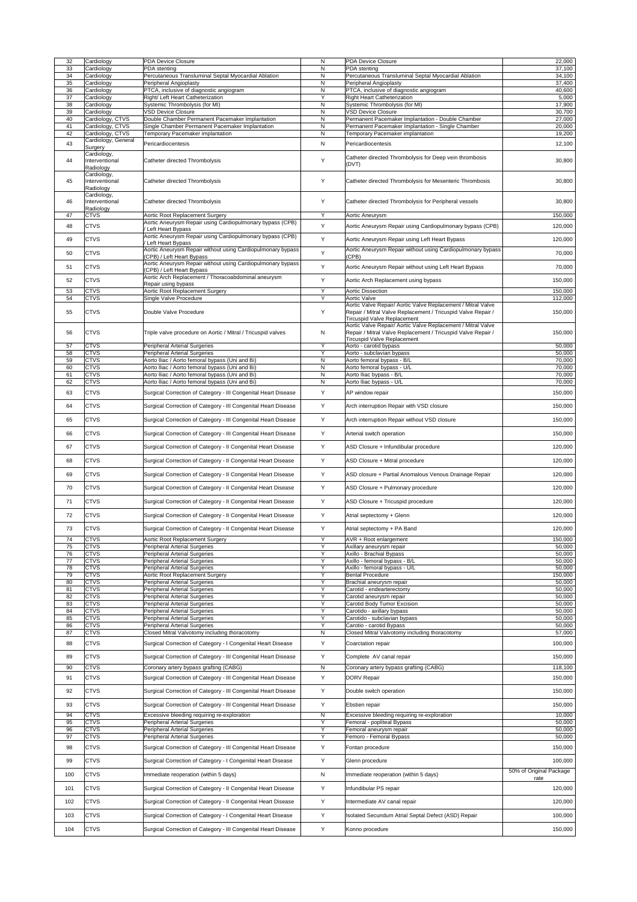| 32 | Cardiology | PDA Device Closure | N | PDA Device Closure | 22,000 |
|---|---|---|---|---|---|
| 33 | Cardiology | PDA stenting | N | PDA stenting | 37,100 |
| 34 | Cardiology | Percutaneous Transluminal Septal Myocardial Ablation | N | Percutaneous Transluminal Septal Myocardial Ablation | 34,100 |
| 35 | Cardiology | Peripheral Angioplasty | N | Peripheral Angioplasty | 37,400 |
| 36 | Cardiology | PTCA, inclusive of diagnostic angiogram | N | PTCA, inclusive of diagnostic angiogram | 40,600 |
| 37 | Cardiology | Right/ Left Heart Catheterization | Y | Right Heart Catheterization | 5,000 |
| 38 | Cardiology | Systemic Thrombolysis (for MI) | N | Systemic Thrombolysis (for MI) | 17,900 |
| 39 | Cardiology | VSD Device Closure | N | VSD Device Closure | 30,700 |
| 40 | Cardiology, CTVS | Double Chamber Permanent Pacemaker Implantation | N | Permanent Pacemaker Implantation - Double Chamber | 27,000 |
| 41 | Cardiology, CTVS | Single Chamber Permanent Pacemaker Implantation | N | Permanent Pacemaker Implantation - Single Chamber | 20,000 |
| 42 | Cardiology, CTVS | Temporary Pacemaker implantation | N | Temporary Pacemaker implantation | 19,200 |
| 43 | Cardiology, General Surgery | Pericardiocentesis | N | Pericardiocentesis | 12,100 |
| 44 | Cardiology, Interventional Radiology | Catheter directed Thrombolysis | Y | Catheter directed Thrombolysis for Deep vein thrombosis (DVT) | 30,800 |
| 45 | Cardiology, Interventional Radiology | Catheter directed Thrombolysis | Y | Catheter directed Thrombolysis for Mesenteric Thrombosis | 30,800 |
| 46 | Cardiology, Interventional Radiology | Catheter directed Thrombolysis | Y | Catheter directed Thrombolysis for Peripheral vessels | 30,800 |
| 47 | CTVS | Aortic Root Replacement Surgery | Y | Aortic Aneurysm | 150,000 |
| 48 | CTVS | Aortic Aneurysm Repair using Cardiopulmonary bypass (CPB) / Left Heart Bypass | Y | Aortic Aneurysm Repair using Cardiopulmonary bypass (CPB) | 120,000 |
| 49 | CTVS | Aortic Aneurysm Repair using Cardiopulmonary bypass (CPB) / Left Heart Bypass | Y | Aortic Aneurysm Repair using Left Heart Bypass | 120,000 |
| 50 | CTVS | Aortic Aneurysm Repair without using Cardiopulmonary bypass (CPB) / Left Heart Bypass | Y | Aortic Aneurysm Repair without using Cardiopulmonary bypass (CPB) | 70,000 |
| 51 | CTVS | Aortic Aneurysm Repair without using Cardiopulmonary bypass (CPB) / Left Heart Bypass | Y | Aortic Aneurysm Repair without using Left Heart Bypass | 70,000 |
| 52 | CTVS | Aortic Arch Replacement / Thoracoabdominal aneurysm Repair using bypass | Y | Aortic Arch Replacement using bypass | 150,000 |
| 53 | CTVS | Aortic Root Replacement Surgery | Y | Aortic Dissection | 150,000 |
| 54 | CTVS | Single Valve Procedure | Y | Aortic Valve | 112,000 |
| 55 | CTVS | Double Valve Procedure | Y | Aortic Valve Repair/ Aortic Valve Replacement / Mitral Valve Repair / Mitral Valve Replacement / Tricuspid Valve Repair / Tircuspid Valve Replacement | 150,000 |
| 56 | CTVS | Triple valve procedure on Aortic / Mitral / Tricuspid valves | N | Aortic Valve Repair/ Aortic Valve Replacement / Mitral Valve Repair / Mitral Valve Replacement / Tricuspid Valve Repair / Tircuspid Valve Replacement | 150,000 |
| 57 | CTVS | Peripheral Arterial Surgeries | Y | Aorto - carotid bypass | 50,000 |
| 58 | CTVS | Peripheral Arterial Surgeries | Y | Aorto - subclavian bypass | 50,000 |
| 59 | CTVS | Aorto Iliac / Aorto femoral bypass (Uni and Bi) | N | Aorto femoral bypass - B/L | 70,000 |
| 60 | CTVS | Aorto Iliac / Aorto femoral bypass (Uni and Bi) | N | Aorto femoral bypass - U/L | 70,000 |
| 61 | CTVS | Aorto Iliac / Aorto femoral bypass (Uni and Bi) | N | Aorto Iliac bypass - B/L | 70,000 |
| 62 | CTVS | Aorto Iliac / Aorto femoral bypass (Uni and Bi) | N | Aorto Iliac bypass - U/L | 70,000 |
| 63 | CTVS | Surgical Correction of Category - III Congenital Heart Disease | Y | AP window repair | 150,000 |
| 64 | CTVS | Surgical Correction of Category - III Congenital Heart Disease | Y | Arch interruption Repair with VSD closure | 150,000 |
| 65 | CTVS | Surgical Correction of Category - III Congenital Heart Disease | Y | Arch interruption Repair without VSD closure | 150,000 |
| 66 | CTVS | Surgical Correction of Category - III Congenital Heart Disease | Y | Arterial switch operation | 150,000 |
| 67 | CTVS | Surgical Correction of Category - II Congenital Heart Disease | Y | ASD Closure + Infundibular procedure | 120,000 |
| 68 | CTVS | Surgical Correction of Category - II Congenital Heart Disease | Y | ASD Closure + Mitral procedure | 120,000 |
| 69 | CTVS | Surgical Correction of Category - II Congenital Heart Disease | Y | ASD closure + Partial Anomalous Venous Drainage Repair | 120,000 |
| 70 | CTVS | Surgical Correction of Category - II Congenital Heart Disease | Y | ASD Closure + Pulmonary procedure | 120,000 |
| 71 | CTVS | Surgical Correction of Category - II Congenital Heart Disease | Y | ASD Closure + Tricuspid procedure | 120,000 |
| 72 | CTVS | Surgical Correction of Category - II Congenital Heart Disease | Y | Atrial septectomy + Glenn | 120,000 |
| 73 | CTVS | Surgical Correction of Category - II Congenital Heart Disease | Y | Atrial septectomy + PA Band | 120,000 |
| 74 | CTVS | Aortic Root Replacement Surgery | Y | AVR + Root enlargement | 150,000 |
| 75 | CTVS | Peripheral Arterial Surgeries | Y | Axillary aneurysm repair | 50,000 |
| 76 | CTVS | Peripheral Arterial Surgeries | Y | Axillo - Brachial Bypass | 50,000 |
| 77 | CTVS | Peripheral Arterial Surgeries | Y | Axillo - femoral bypass - B/L | 50,000 |
| 78 | CTVS | Peripheral Arterial Surgeries | Y | Axillo - femoral bypass - U/L | 50,000 |
| 79 | CTVS | Aortic Root Replacement Surgery | Y | Bental Procedure | 150,000 |
| 80 | CTVS | Peripheral Arterial Surgeries | Y | Brachial aneurysm repair | 50,000 |
| 81 | CTVS | Peripheral Arterial Surgeries | Y | Carotid - endearterectomy | 50,000 |
| 82 | CTVS | Peripheral Arterial Surgeries | Y | Carotid aneurysm repair | 50,000 |
| 83 | CTVS | Peripheral Arterial Surgeries | Y | Carotid Body Tumor Excision | 50,000 |
| 84 | CTVS | Peripheral Arterial Surgeries | Y | Carotido - axillary bypass | 50,000 |
| 85 | CTVS | Peripheral Arterial Surgeries | Y | Carotido - subclavian bypass | 50,000 |
| 86 | CTVS | Peripheral Arterial Surgeries | Y | Carotio - carotid Bypass | 50,000 |
| 87 | CTVS | Closed Mitral Valvotomy including thoracotomy | N | Closed Mitral Valvotomy including thoracotomy | 57,000 |
| 88 | CTVS | Surgical Correction of Category - I Congenital Heart Disease | Y | Coarctation repair | 100,000 |
| 89 | CTVS | Surgical Correction of Category - III Congenital Heart Disease | Y | Complete AV canal repair | 150,000 |
| 90 | CTVS | Coronary artery bypass grafting (CABG) | N | Coronary artery bypass grafting (CABG) | 118,100 |
| 91 | CTVS | Surgical Correction of Category - III Congenital Heart Disease | Y | DORV Repair | 150,000 |
| 92 | CTVS | Surgical Correction of Category - III Congenital Heart Disease | Y | Double switch operation | 150,000 |
| 93 | CTVS | Surgical Correction of Category - III Congenital Heart Disease | Y | Ebstien repair | 150,000 |
| 94 | CTVS | Excessive bleeding requiring re-exploration | N | Excessive bleeding requiring re-exploration | 10,000 |
| 95 | CTVS | Peripheral Arterial Surgeries | Y | Femoral - popliteal Bypass | 50,000 |
| 96 | CTVS | Peripheral Arterial Surgeries | Y | Femoral aneurysm repair | 50,000 |
| 97 | CTVS | Peripheral Arterial Surgeries | Y | Femoro - Femoral Bypass | 50,000 |
| 98 | CTVS | Surgical Correction of Category - III Congenital Heart Disease | Y | Fontan procedure | 150,000 |
| 99 | CTVS | Surgical Correction of Category - I Congenital Heart Disease | Y | Glenn procedure | 100,000 |
| 100 | CTVS | Immediate reoperation (within 5 days) | N | Immediate reoperation (within 5 days) | 50% of Original Package rate |
| 101 | CTVS | Surgical Correction of Category - II Congenital Heart Disease | Y | Infundibular PS repair | 120,000 |
| 102 | CTVS | Surgical Correction of Category - II Congenital Heart Disease | Y | Intermediate AV canal repair | 120,000 |
| 103 | CTVS | Surgical Correction of Category - I Congenital Heart Disease | Y | Isolated Secundum Atrial Septal Defect (ASD) Repair | 100,000 |
| 104 | CTVS | Surgical Correction of Category - III Congenital Heart Disease | Y | Konno procedure | 150,000 |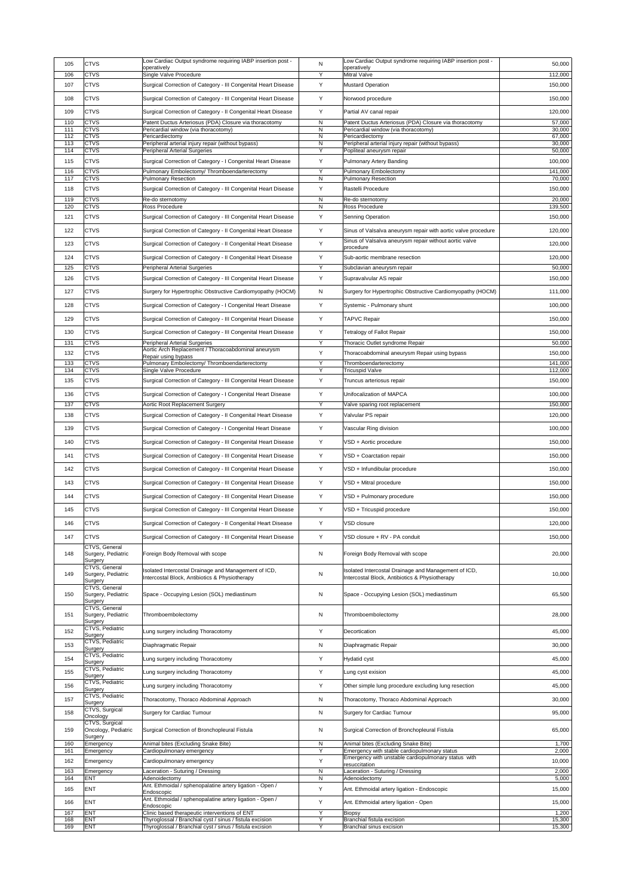| 105 | CTVS | Low Cardiac Output syndrome requiring IABP insertion post - operatively | N | Low Cardiac Output syndrome requiring IABP insertion post - operatively | 50,000 |
|---|---|---|---|---|---|
| 106 | CTVS | Single Valve Procedure | Y | Mitral Valve | 112,000 |
| 107 | CTVS | Surgical Correction of Category - III Congenital Heart Disease | Y | Mustard Operation | 150,000 |
| 108 | CTVS | Surgical Correction of Category - III Congenital Heart Disease | Y | Norwood procedure | 150,000 |
| 109 | CTVS | Surgical Correction of Category - II Congenital Heart Disease | Y | Partial AV canal repair | 120,000 |
| 110 | CTVS | Patent Ductus Arteriosus (PDA) Closure via thoracotomy | N | Patent Ductus Arteriosus (PDA) Closure via thoracotomy | 57,000 |
| 111 | CTVS | Pericardial window (via thoracotomy) | N | Pericardial window (via thoracotomy) | 30,000 |
| 112 | CTVS | Pericardiectomy | N | Pericardiectomy | 67,000 |
| 113 | CTVS | Peripheral arterial injury repair (without bypass) | N | Peripheral arterial injury repair (without bypass) | 30,000 |
| 114 | CTVS | Peripheral Arterial Surgeries | Y | Popliteal aneurysm repair | 50,000 |
| 115 | CTVS | Surgical Correction of Category - I Congenital Heart Disease | Y | Pulmonary Artery Banding | 100,000 |
| 116 | CTVS | Pulmonary Embolectomy/ Thromboendarterectomy | Y | Pulmonary Embolectomy | 141,000 |
| 117 | CTVS | Pulmonary Resection | N | Pulmonary Resection | 70,000 |
| 118 | CTVS | Surgical Correction of Category - III Congenital Heart Disease | Y | Rastelli Procedure | 150,000 |
| 119 | CTVS | Re-do sternotomy | N | Re-do sternotomy | 20,000 |
| 120 | CTVS | Ross Procedure | N | Ross Procedure | 139,500 |
| 121 | CTVS | Surgical Correction of Category - III Congenital Heart Disease | Y | Senning Operation | 150,000 |
| 122 | CTVS | Surgical Correction of Category - II Congenital Heart Disease | Y | Sinus of Valsalva aneurysm repair with aortic valve procedure | 120,000 |
| 123 | CTVS | Surgical Correction of Category - II Congenital Heart Disease | Y | Sinus of Valsalva aneurysm repair without aortic valve procedure | 120,000 |
| 124 | CTVS | Surgical Correction of Category - II Congenital Heart Disease | Y | Sub-aortic membrane resection | 120,000 |
| 125 | CTVS | Peripheral Arterial Surgeries | Y | Subclavian aneurysm repair | 50,000 |
| 126 | CTVS | Surgical Correction of Category - III Congenital Heart Disease | Y | Supravalvular AS repair | 150,000 |
| 127 | CTVS | Surgery for Hypertrophic Obstructive Cardiomyopathy (HOCM) | N | Surgery for Hypertrophic Obstructive Cardiomyopathy (HOCM) | 111,000 |
| 128 | CTVS | Surgical Correction of Category - I Congenital Heart Disease | Y | Systemic - Pulmonary shunt | 100,000 |
| 129 | CTVS | Surgical Correction of Category - III Congenital Heart Disease | Y | TAPVC Repair | 150,000 |
| 130 | CTVS | Surgical Correction of Category - III Congenital Heart Disease | Y | Tetralogy of Fallot Repair | 150,000 |
| 131 | CTVS | Peripheral Arterial Surgeries | Y | Thoracic Outlet syndrome Repair | 50,000 |
| 132 | CTVS | Aortic Arch Replacement / Thoracoabdominal aneurysm Repair using bypass | Y | Thoracoabdominal aneurysm Repair using bypass | 150,000 |
| 133 | CTVS | Pulmonary Embolectomy/ Thromboendarterectomy | Y | Thromboendarterectomy | 141,000 |
| 134 | CTVS | Single Valve Procedure | Y | Tricuspid Valve | 112,000 |
| 135 | CTVS | Surgical Correction of Category - III Congenital Heart Disease | Y | Truncus arteriosus repair | 150,000 |
| 136 | CTVS | Surgical Correction of Category - I Congenital Heart Disease | Y | Unifocalization of MAPCA | 100,000 |
| 137 | CTVS | Aortic Root Replacement Surgery | Y | Valve sparing root replacement | 150,000 |
| 138 | CTVS | Surgical Correction of Category - II Congenital Heart Disease | Y | Valvular PS repair | 120,000 |
| 139 | CTVS | Surgical Correction of Category - I Congenital Heart Disease | Y | Vascular Ring division | 100,000 |
| 140 | CTVS | Surgical Correction of Category - III Congenital Heart Disease | Y | VSD + Aortic procedure | 150,000 |
| 141 | CTVS | Surgical Correction of Category - III Congenital Heart Disease | Y | VSD + Coarctation repair | 150,000 |
| 142 | CTVS | Surgical Correction of Category - III Congenital Heart Disease | Y | VSD + Infundibular procedure | 150,000 |
| 143 | CTVS | Surgical Correction of Category - III Congenital Heart Disease | Y | VSD + Mitral procedure | 150,000 |
| 144 | CTVS | Surgical Correction of Category - III Congenital Heart Disease | Y | VSD + Pulmonary procedure | 150,000 |
| 145 | CTVS | Surgical Correction of Category - III Congenital Heart Disease | Y | VSD + Tricuspid procedure | 150,000 |
| 146 | CTVS | Surgical Correction of Category - II Congenital Heart Disease | Y | VSD closure | 120,000 |
| 147 | CTVS | Surgical Correction of Category - III Congenital Heart Disease | Y | VSD closure + RV - PA conduit | 150,000 |
| 148 | CTVS, General Surgery, Pediatric Surgery | Foreign Body Removal with scope | N | Foreign Body Removal with scope | 20,000 |
| 149 | CTVS, General Surgery, Pediatric Surgery | Isolated Intercostal Drainage and Management of ICD, Intercostal Block, Antibiotics & Physiotherapy | N | Isolated Intercostal Drainage and Management of ICD, Intercostal Block, Antibiotics & Physiotherapy | 10,000 |
| 150 | CTVS, General Surgery, Pediatric Surgery | Space - Occupying Lesion (SOL) mediastinum | N | Space - Occupying Lesion (SOL) mediastinum | 65,500 |
| 151 | CTVS, General Surgery, Pediatric Surgery | Thromboembolectomy | N | Thromboembolectomy | 28,000 |
| 152 | CTVS, Pediatric Surgery | Lung surgery including Thoracotomy | Y | Decortication | 45,000 |
| 153 | CTVS, Pediatric Surgery | Diaphragmatic Repair | N | Diaphragmatic Repair | 30,000 |
| 154 | CTVS, Pediatric Surgery | Lung surgery including Thoracotomy | Y | Hydatid cyst | 45,000 |
| 155 | CTVS, Pediatric Surgery | Lung surgery including Thoracotomy | Y | Lung cyst exision | 45,000 |
| 156 | CTVS, Pediatric Surgery | Lung surgery including Thoracotomy | Y | Other simple lung procedure excluding lung resection | 45,000 |
| 157 | CTVS, Pediatric Surgery | Thoracotomy, Thoraco Abdominal Approach | N | Thoracotomy, Thoraco Abdominal Approach | 30,000 |
| 158 | CTVS, Surgical Oncology | Surgery for Cardiac Tumour | N | Surgery for Cardiac Tumour | 95,000 |
| 159 | CTVS, Surgical Oncology, Pediatric Surgery | Surgical Correction of Bronchopleural Fistula | N | Surgical Correction of Bronchopleural Fistula | 65,000 |
| 160 | Emergency | Animal bites (Excluding Snake Bite) | N | Animal bites (Excluding Snake Bite) | 1,700 |
| 161 | Emergency | Cardiopulmonary emergency | Y | Emergency with stable cardiopulmonary status | 2,000 |
| 162 | Emergency | Cardiopulmonary emergency | Y | Emergency with unstable cardiopulmonary status with resuccitation | 10,000 |
| 163 | Emergency | Laceration - Suturing / Dressing | N | Laceration - Suturing / Dressing | 2,000 |
| 164 | ENT | Adenoidectomy | N | Adenoidectomy | 5,000 |
| 165 | ENT | Ant. Ethmoidal / sphenopalatine artery ligation - Open / Endoscopic | Y | Ant. Ethmoidal artery ligation - Endoscopic | 15,000 |
| 166 | ENT | Ant. Ethmoidal / sphenopalatine artery ligation - Open / Endoscopic | Y | Ant. Ethmoidal artery ligation - Open | 15,000 |
| 167 | ENT | Clinic based therapeutic interventions of ENT | Y | Biopsy | 1,200 |
| 168 | ENT | Thyroglossal / Branchial cyst / sinus / fistula excision | Y | Branchial fistula excision | 15,300 |
| 169 | ENT | Thyroglossal / Branchial cyst / sinus / fistula excision | Y | Branchial sinus excision | 15,300 |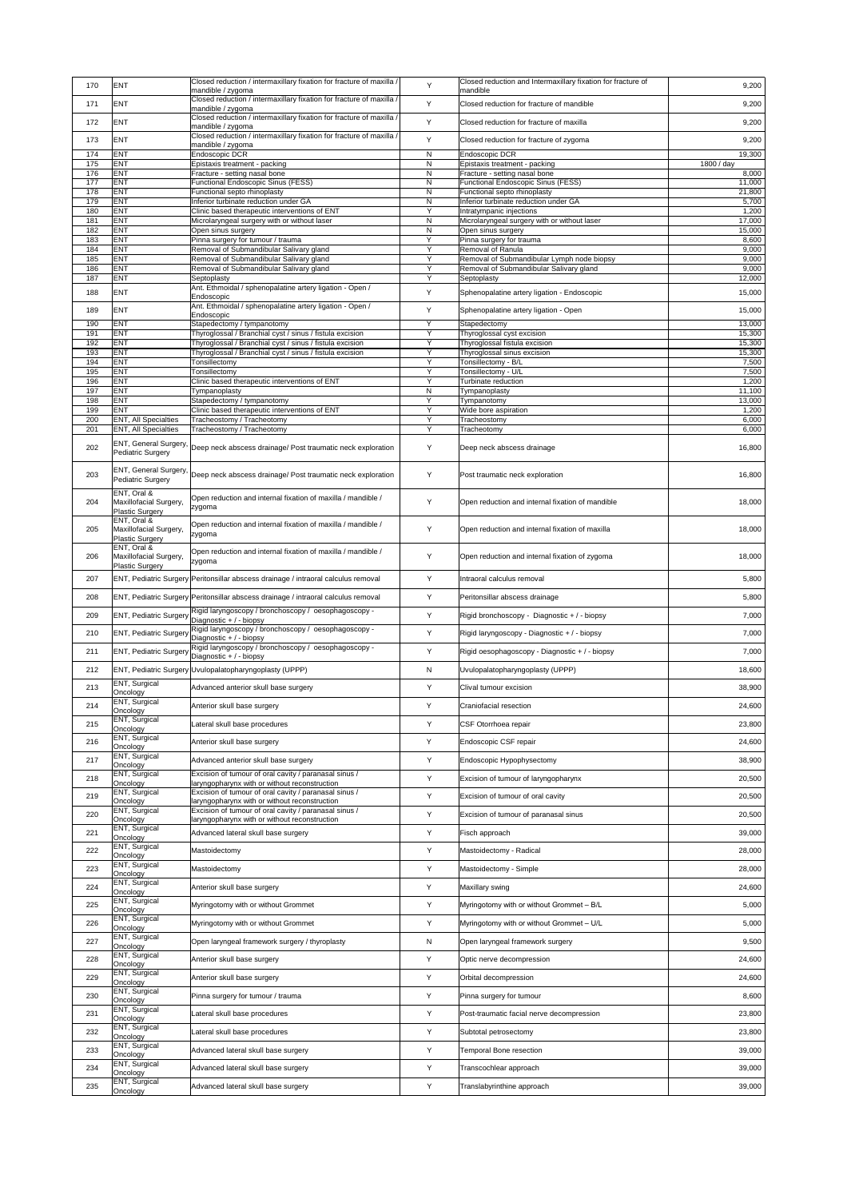| 170 | ENT | Closed reduction / intermaxillary fixation for fracture of maxilla / mandible / zygoma | Y | Closed reduction and Intermaxillary fixation for fracture of mandible | 9,200 |
|---|---|---|---|---|---|
| 171 | ENT | Closed reduction / intermaxillary fixation for fracture of maxilla / mandible / zygoma | Y | Closed reduction for fracture of mandible | 9,200 |
| 172 | ENT | Closed reduction / intermaxillary fixation for fracture of maxilla / mandible / zygoma | Y | Closed reduction for fracture of maxilla | 9,200 |
| 173 | ENT | Closed reduction / intermaxillary fixation for fracture of maxilla / mandible / zygoma | Y | Closed reduction for fracture of zygoma | 9,200 |
| 174 | ENT | Endoscopic DCR | N | Endoscopic DCR | 19,300 |
| 175 | ENT | Epistaxis treatment - packing | N | Epistaxis treatment - packing | 1800 / day |
| 176 | ENT | Fracture - setting nasal bone | N | Fracture - setting nasal bone | 8,000 |
| 177 | ENT | Functional Endoscopic Sinus (FESS) | N | Functional Endoscopic Sinus (FESS) | 11,000 |
| 178 | ENT | Functional septo rhinoplasty | N | Functional septo rhinoplasty | 21,800 |
| 179 | ENT | Inferior turbinate reduction under GA | N | Inferior turbinate reduction under GA | 5,700 |
| 180 | ENT | Clinic based therapeutic interventions of ENT | Y | Intratympanic injections | 1,200 |
| 181 | ENT | Microlaryngeal surgery with or without laser | N | Microlaryngeal surgery with or without laser | 17,000 |
| 182 | ENT | Open sinus surgery | N | Open sinus surgery | 15,000 |
| 183 | ENT | Pinna surgery for tumour / trauma | Y | Pinna surgery for trauma | 8,600 |
| 184 | ENT | Removal of Submandibular Salivary gland | Y | Removal of Ranula | 9,000 |
| 185 | ENT | Removal of Submandibular Salivary gland | Y | Removal of Submandibular Lymph node biopsy | 9,000 |
| 186 | ENT | Removal of Submandibular Salivary gland | Y | Removal of Submandibular Salivary gland | 9,000 |
| 187 | ENT | Septoplasty | Y | Septoplasty | 12,000 |
| 188 | ENT | Ant. Ethmoidal / sphenopalatine artery ligation - Open / Endoscopic | Y | Sphenopalatine artery ligation - Endoscopic | 15,000 |
| 189 | ENT | Ant. Ethmoidal / sphenopalatine artery ligation - Open / Endoscopic | Y | Sphenopalatine artery ligation - Open | 15,000 |
| 190 | ENT | Stapedectomy / tympanotomy | Y | Stapedectomy | 13,000 |
| 191 | ENT | Thyroglossal / Branchial cyst / sinus / fistula excision | Y | Thyroglossal cyst excision | 15,300 |
| 192 | ENT | Thyroglossal / Branchial cyst / sinus / fistula excision | Y | Thyroglossal fistula excision | 15,300 |
| 193 | ENT | Thyroglossal / Branchial cyst / sinus / fistula excision | Y | Thyroglossal sinus excision | 15,300 |
| 194 | ENT | Tonsillectomy | Y | Tonsillectomy - B/L | 7,500 |
| 195 | ENT | Tonsillectomy | Y | Tonsillectomy - U/L | 7,500 |
| 196 | ENT | Clinic based therapeutic interventions of ENT | Y | Turbinate reduction | 1,200 |
| 197 | ENT | Tympanoplasty | N | Tympanoplasty | 11,100 |
| 198 | ENT | Stapedectomy / tympanotomy | Y | Tympanotomy | 13,000 |
| 199 | ENT | Clinic based therapeutic interventions of ENT | Y | Wide bore aspiration | 1,200 |
| 200 | ENT, All Specialties | Tracheostomy / Tracheotomy | Y | Tracheostomy | 6,000 |
| 201 | ENT, All Specialties | Tracheostomy / Tracheotomy | Y | Tracheotomy | 6,000 |
| 202 | ENT, General Surgery, Pediatric Surgery | Deep neck abscess drainage/ Post traumatic neck exploration | Y | Deep neck abscess drainage | 16,800 |
| 203 | ENT, General Surgery, Pediatric Surgery | Deep neck abscess drainage/ Post traumatic neck exploration | Y | Post traumatic neck exploration | 16,800 |
| 204 | ENT, Oral & Maxillofacial Surgery, Plastic Surgery | Open reduction and internal fixation of maxilla / mandible / zygoma | Y | Open reduction and internal fixation of mandible | 18,000 |
| 205 | ENT, Oral & Maxillofacial Surgery, Plastic Surgery | Open reduction and internal fixation of maxilla / mandible / zygoma | Y | Open reduction and internal fixation of maxilla | 18,000 |
| 206 | ENT, Oral & Maxillofacial Surgery, Plastic Surgery | Open reduction and internal fixation of maxilla / mandible / zygoma | Y | Open reduction and internal fixation of zygoma | 18,000 |
| 207 | ENT, Pediatric Surgery | Peritonsillar abscess drainage / intraoral calculus removal | Y | Intraoral calculus removal | 5,800 |
| 208 | ENT, Pediatric Surgery | Peritonsillar abscess drainage / intraoral calculus removal | Y | Peritonsillar abscess drainage | 5,800 |
| 209 | ENT, Pediatric Surgery | Rigid laryngoscopy / bronchoscopy / oesophagoscopy - Diagnostic + / - biopsy | Y | Rigid bronchoscopy - Diagnostic + / - biopsy | 7,000 |
| 210 | ENT, Pediatric Surgery | Rigid laryngoscopy / bronchoscopy / oesophagoscopy - Diagnostic + / - biopsy | Y | Rigid laryngoscopy - Diagnostic + / - biopsy | 7,000 |
| 211 | ENT, Pediatric Surgery | Rigid laryngoscopy / bronchoscopy / oesophagoscopy - Diagnostic + / - biopsy | Y | Rigid oesophagoscopy - Diagnostic + / - biopsy | 7,000 |
| 212 | ENT, Pediatric Surgery | Uvulopalatopharyngoplasty (UPPP) | N | Uvulopalatopharyngoplasty (UPPP) | 18,600 |
| 213 | ENT, Surgical Oncology | Advanced anterior skull base surgery | Y | Clival tumour excision | 38,900 |
| 214 | ENT, Surgical Oncology | Anterior skull base surgery | Y | Craniofacial resection | 24,600 |
| 215 | ENT, Surgical Oncology | Lateral skull base procedures | Y | CSF Otorrhoea repair | 23,800 |
| 216 | ENT, Surgical Oncology | Anterior skull base surgery | Y | Endoscopic CSF repair | 24,600 |
| 217 | ENT, Surgical Oncology | Advanced anterior skull base surgery | Y | Endoscopic Hypophysectomy | 38,900 |
| 218 | ENT, Surgical Oncology | Excision of tumour of oral cavity / paranasal sinus / laryngopharynx with or without reconstruction | Y | Excision of tumour of laryngopharynx | 20,500 |
| 219 | ENT, Surgical Oncology | Excision of tumour of oral cavity / paranasal sinus / laryngopharynx with or without reconstruction | Y | Excision of tumour of oral cavity | 20,500 |
| 220 | ENT, Surgical Oncology | Excision of tumour of oral cavity / paranasal sinus / laryngopharynx with or without reconstruction | Y | Excision of tumour of paranasal sinus | 20,500 |
| 221 | ENT, Surgical Oncology | Advanced lateral skull base surgery | Y | Fisch approach | 39,000 |
| 222 | ENT, Surgical Oncology | Mastoidectomy | Y | Mastoidectomy - Radical | 28,000 |
| 223 | ENT, Surgical Oncology | Mastoidectomy | Y | Mastoidectomy - Simple | 28,000 |
| 224 | ENT, Surgical Oncology | Anterior skull base surgery | Y | Maxillary swing | 24,600 |
| 225 | ENT, Surgical Oncology | Myringotomy with or without Grommet | Y | Myringotomy with or without Grommet – B/L | 5,000 |
| 226 | ENT, Surgical Oncology | Myringotomy with or without Grommet | Y | Myringotomy with or without Grommet – U/L | 5,000 |
| 227 | ENT, Surgical Oncology | Open laryngeal framework surgery / thyroplasty | N | Open laryngeal framework surgery | 9,500 |
| 228 | ENT, Surgical Oncology | Anterior skull base surgery | Y | Optic nerve decompression | 24,600 |
| 229 | ENT, Surgical Oncology | Anterior skull base surgery | Y | Orbital decompression | 24,600 |
| 230 | ENT, Surgical Oncology | Pinna surgery for tumour / trauma | Y | Pinna surgery for tumour | 8,600 |
| 231 | ENT, Surgical Oncology | Lateral skull base procedures | Y | Post-traumatic facial nerve decompression | 23,800 |
| 232 | ENT, Surgical Oncology | Lateral skull base procedures | Y | Subtotal petrosectomy | 23,800 |
| 233 | ENT, Surgical Oncology | Advanced lateral skull base surgery | Y | Temporal Bone resection | 39,000 |
| 234 | ENT, Surgical Oncology | Advanced lateral skull base surgery | Y | Transcochlear approach | 39,000 |
| 235 | ENT, Surgical Oncology | Advanced lateral skull base surgery | Y | Translabyrinthine approach | 39,000 |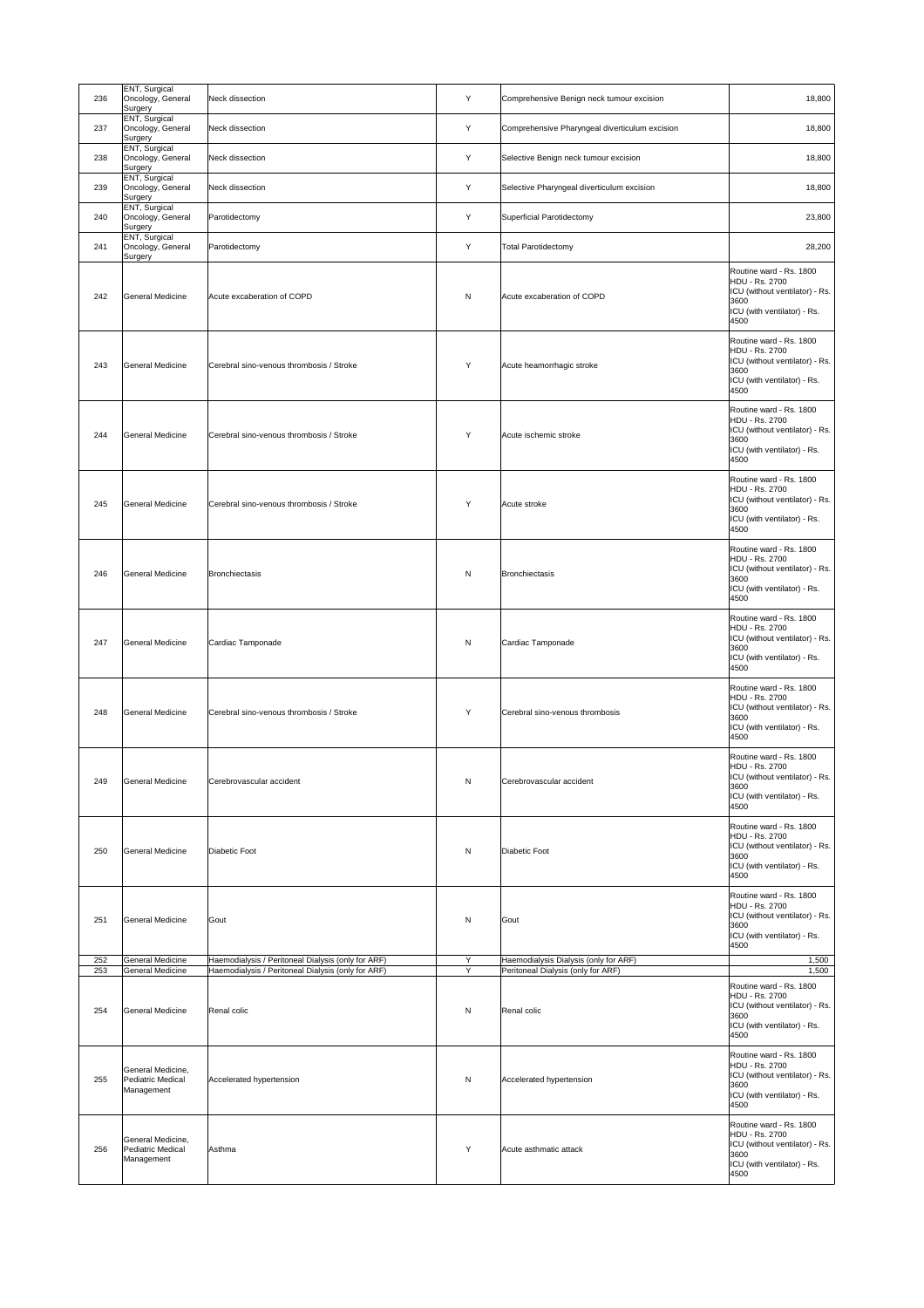| 236 | ENT, Surgical Oncology, General Surgery | Neck dissection | Y | Comprehensive Benign neck tumour excision | 18,800 |
|---|---|---|---|---|---|
| 237 | ENT, Surgical Oncology, General Surgery | Neck dissection | Y | Comprehensive Pharyngeal diverticulum excision | 18,800 |
| 238 | ENT, Surgical Oncology, General Surgery | Neck dissection | Y | Selective Benign neck tumour excision | 18,800 |
| 239 | ENT, Surgical Oncology, General Surgery | Neck dissection | Y | Selective Pharyngeal diverticulum excision | 18,800 |
| 240 | ENT, Surgical Oncology, General Surgery | Parotidectomy | Y | Superficial Parotidectomy | 23,800 |
| 241 | ENT, Surgical Oncology, General Surgery | Parotidectomy | Y | Total Parotidectomy | 28,200 |
| 242 | General Medicine | Acute excaberation of COPD | N | Acute excaberation of COPD | Routine ward - Rs. 1800 HDU - Rs. 2700 ICU (without ventilator) - Rs. 3600 ICU (with ventilator) - Rs. 4500 |
| 243 | General Medicine | Cerebral sino-venous thrombosis / Stroke | Y | Acute heamorrhagic stroke | Routine ward - Rs. 1800 HDU - Rs. 2700 ICU (without ventilator) - Rs. 3600 ICU (with ventilator) - Rs. 4500 |
| 244 | General Medicine | Cerebral sino-venous thrombosis / Stroke | Y | Acute ischemic stroke | Routine ward - Rs. 1800 HDU - Rs. 2700 ICU (without ventilator) - Rs. 3600 ICU (with ventilator) - Rs. 4500 |
| 245 | General Medicine | Cerebral sino-venous thrombosis / Stroke | Y | Acute stroke | Routine ward - Rs. 1800 HDU - Rs. 2700 ICU (without ventilator) - Rs. 3600 ICU (with ventilator) - Rs. 4500 |
| 246 | General Medicine | Bronchiectasis | N | Bronchiectasis | Routine ward - Rs. 1800 HDU - Rs. 2700 ICU (without ventilator) - Rs. 3600 ICU (with ventilator) - Rs. 4500 |
| 247 | General Medicine | Cardiac Tamponade | N | Cardiac Tamponade | Routine ward - Rs. 1800 HDU - Rs. 2700 ICU (without ventilator) - Rs. 3600 ICU (with ventilator) - Rs. 4500 |
| 248 | General Medicine | Cerebral sino-venous thrombosis / Stroke | Y | Cerebral sino-venous thrombosis | Routine ward - Rs. 1800 HDU - Rs. 2700 ICU (without ventilator) - Rs. 3600 ICU (with ventilator) - Rs. 4500 |
| 249 | General Medicine | Cerebrovascular accident | N | Cerebrovascular accident | Routine ward - Rs. 1800 HDU - Rs. 2700 ICU (without ventilator) - Rs. 3600 ICU (with ventilator) - Rs. 4500 |
| 250 | General Medicine | Diabetic Foot | N | Diabetic Foot | Routine ward - Rs. 1800 HDU - Rs. 2700 ICU (without ventilator) - Rs. 3600 ICU (with ventilator) - Rs. 4500 |
| 251 | General Medicine | Gout | N | Gout | Routine ward - Rs. 1800 HDU - Rs. 2700 ICU (without ventilator) - Rs. 3600 ICU (with ventilator) - Rs. 4500 |
| 252 | General Medicine | Haemodialysis / Peritoneal Dialysis (only for ARF) | Y | Haemodialysis Dialysis (only for ARF) | 1,500 |
| 253 | General Medicine | Haemodialysis / Peritoneal Dialysis (only for ARF) | Y | Peritoneal Dialysis (only for ARF) | 1,500 |
| 254 | General Medicine | Renal colic | N | Renal colic | Routine ward - Rs. 1800 HDU - Rs. 2700 ICU (without ventilator) - Rs. 3600 ICU (with ventilator) - Rs. 4500 |
| 255 | General Medicine, Pediatric Medical Management | Accelerated hypertension | N | Accelerated hypertension | Routine ward - Rs. 1800 HDU - Rs. 2700 ICU (without ventilator) - Rs. 3600 ICU (with ventilator) - Rs. 4500 |
| 256 | General Medicine, Pediatric Medical Management | Asthma | Y | Acute asthmatic attack | Routine ward - Rs. 1800 HDU - Rs. 2700 ICU (without ventilator) - Rs. 3600 ICU (with ventilator) - Rs. 4500 |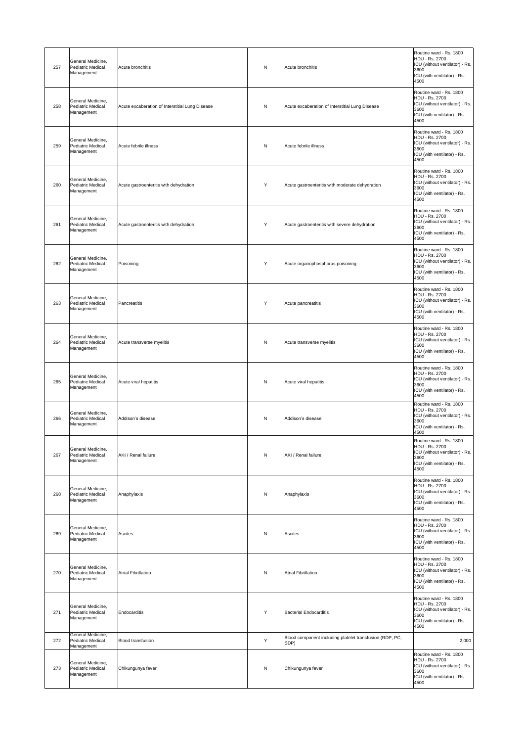| 257 | General Medicine, Pediatric Medical Management | Acute bronchitis | N | Acute bronchitis | Routine ward - Rs. 1800<br>HDU - Rs. 2700<br>ICU (without ventilator) - Rs. 3600<br>ICU (with ventilator) - Rs. 4500 |
|---|---|---|---|---|---|
| 258 | General Medicine, Pediatric Medical Management | Acute exacberation of Interstitial Lung Disease | N | Acute exacberation of Interstitial Lung Disease | Routine ward - Rs. 1800<br>HDU - Rs. 2700<br>ICU (without ventilator) - Rs. 3600<br>ICU (with ventilator) - Rs. 4500 |
| 259 | General Medicine, Pediatric Medical Management | Acute febrile illness | N | Acute febrile illness | Routine ward - Rs. 1800<br>HDU - Rs. 2700<br>ICU (without ventilator) - Rs. 3600<br>ICU (with ventilator) - Rs. 4500 |
| 260 | General Medicine, Pediatric Medical Management | Acute gastroenteritis with dehydration | Y | Acute gastroenteritis with moderate dehydration | Routine ward - Rs. 1800<br>HDU - Rs. 2700<br>ICU (without ventilator) - Rs. 3600<br>ICU (with ventilator) - Rs. 4500 |
| 261 | General Medicine, Pediatric Medical Management | Acute gastroenteritis with dehydration | Y | Acute gastroenteritis with severe dehydration | Routine ward - Rs. 1800<br>HDU - Rs. 2700<br>ICU (without ventilator) - Rs. 3600<br>ICU (with ventilator) - Rs. 4500 |
| 262 | General Medicine, Pediatric Medical Management | Poisoning | Y | Acute organophosphorus poisoning | Routine ward - Rs. 1800<br>HDU - Rs. 2700<br>ICU (without ventilator) - Rs. 3600<br>ICU (with ventilator) - Rs. 4500 |
| 263 | General Medicine, Pediatric Medical Management | Pancreatitis | Y | Acute pancreatitis | Routine ward - Rs. 1800<br>HDU - Rs. 2700<br>ICU (without ventilator) - Rs. 3600<br>ICU (with ventilator) - Rs. 4500 |
| 264 | General Medicine, Pediatric Medical Management | Acute transverse myelitis | N | Acute transverse myelitis | Routine ward - Rs. 1800<br>HDU - Rs. 2700<br>ICU (without ventilator) - Rs. 3600<br>ICU (with ventilator) - Rs. 4500 |
| 265 | General Medicine, Pediatric Medical Management | Acute viral hepatitis | N | Acute viral hepatitis | Routine ward - Rs. 1800<br>HDU - Rs. 2700<br>ICU (without ventilator) - Rs. 3600<br>ICU (with ventilator) - Rs. 4500 |
| 266 | General Medicine, Pediatric Medical Management | Addison's disease | N | Addison's disease | Routine ward - Rs. 1800<br>HDU - Rs. 2700<br>ICU (without ventilator) - Rs. 3600<br>ICU (with ventilator) - Rs. 4500 |
| 267 | General Medicine, Pediatric Medical Management | AKI / Renal failure | N | AKI / Renal failure | Routine ward - Rs. 1800<br>HDU - Rs. 2700<br>ICU (without ventilator) - Rs. 3600<br>ICU (with ventilator) - Rs. 4500 |
| 268 | General Medicine, Pediatric Medical Management | Anaphylaxis | N | Anaphylaxis | Routine ward - Rs. 1800<br>HDU - Rs. 2700<br>ICU (without ventilator) - Rs. 3600<br>ICU (with ventilator) - Rs. 4500 |
| 269 | General Medicine, Pediatric Medical Management | Ascites | N | Ascites | Routine ward - Rs. 1800<br>HDU - Rs. 2700<br>ICU (without ventilator) - Rs. 3600<br>ICU (with ventilator) - Rs. 4500 |
| 270 | General Medicine, Pediatric Medical Management | Atrial Fibrillation | N | Atrial Fibrillation | Routine ward - Rs. 1800<br>HDU - Rs. 2700<br>ICU (without ventilator) - Rs. 3600<br>ICU (with ventilator) - Rs. 4500 |
| 271 | General Medicine, Pediatric Medical Management | Endocarditis | Y | Bacterial Endocarditis | Routine ward - Rs. 1800<br>HDU - Rs. 2700<br>ICU (without ventilator) - Rs. 3600<br>ICU (with ventilator) - Rs. 4500 |
| 272 | General Medicine, Pediatric Medical Management | Blood transfusion | Y | Blood component including platelet transfusion (RDP, PC, SDP) | 2,000 |
| 273 | General Medicine, Pediatric Medical Management | Chikungunya fever | N | Chikungunya fever | Routine ward - Rs. 1800<br>HDU - Rs. 2700<br>ICU (without ventilator) - Rs. 3600<br>ICU (with ventilator) - Rs. 4500 |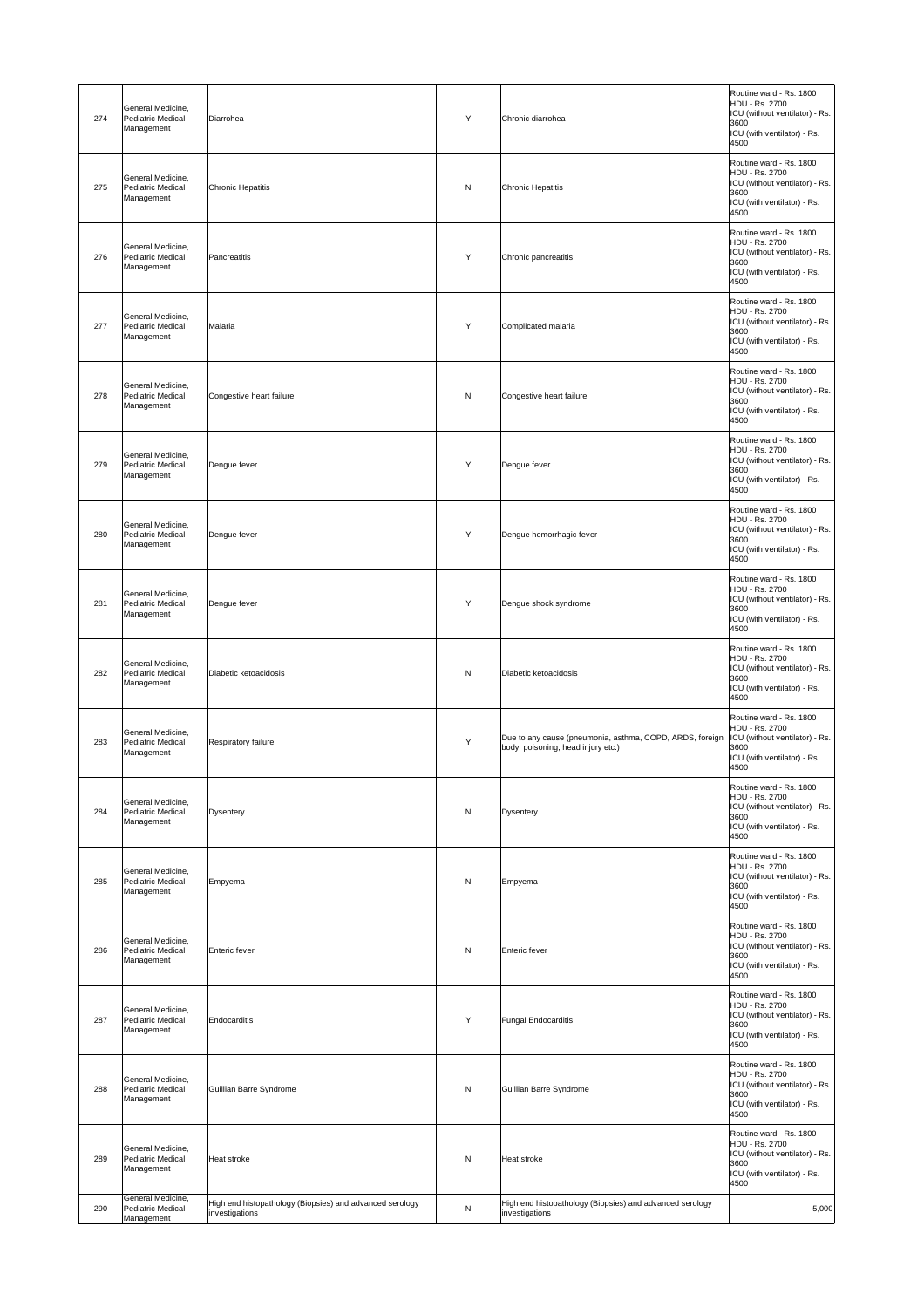| 274 | General Medicine, Pediatric Medical Management | Diarrohea | Y | Chronic diarrohea | Routine ward - Rs. 1800<br>HDU - Rs. 2700<br>ICU (without ventilator) - Rs. 3600<br>ICU (with ventilator) - Rs. 4500 |
|---|---|---|---|---|---|
| 275 | General Medicine, Pediatric Medical Management | Chronic Hepatitis | N | Chronic Hepatitis | Routine ward - Rs. 1800<br>HDU - Rs. 2700<br>ICU (without ventilator) - Rs. 3600<br>ICU (with ventilator) - Rs. 4500 |
| 276 | General Medicine, Pediatric Medical Management | Pancreatitis | Y | Chronic pancreatitis | Routine ward - Rs. 1800<br>HDU - Rs. 2700<br>ICU (without ventilator) - Rs. 3600<br>ICU (with ventilator) - Rs. 4500 |
| 277 | General Medicine, Pediatric Medical Management | Malaria | Y | Complicated malaria | Routine ward - Rs. 1800<br>HDU - Rs. 2700<br>ICU (without ventilator) - Rs. 3600<br>ICU (with ventilator) - Rs. 4500 |
| 278 | General Medicine, Pediatric Medical Management | Congestive heart failure | N | Congestive heart failure | Routine ward - Rs. 1800<br>HDU - Rs. 2700<br>ICU (without ventilator) - Rs. 3600<br>ICU (with ventilator) - Rs. 4500 |
| 279 | General Medicine, Pediatric Medical Management | Dengue fever | Y | Dengue fever | Routine ward - Rs. 1800<br>HDU - Rs. 2700<br>ICU (without ventilator) - Rs. 3600<br>ICU (with ventilator) - Rs. 4500 |
| 280 | General Medicine, Pediatric Medical Management | Dengue fever | Y | Dengue hemorrhagic fever | Routine ward - Rs. 1800<br>HDU - Rs. 2700<br>ICU (without ventilator) - Rs. 3600<br>ICU (with ventilator) - Rs. 4500 |
| 281 | General Medicine, Pediatric Medical Management | Dengue fever | Y | Dengue shock syndrome | Routine ward - Rs. 1800<br>HDU - Rs. 2700<br>ICU (without ventilator) - Rs. 3600<br>ICU (with ventilator) - Rs. 4500 |
| 282 | General Medicine, Pediatric Medical Management | Diabetic ketoacidosis | N | Diabetic ketoacidosis | Routine ward - Rs. 1800<br>HDU - Rs. 2700<br>ICU (without ventilator) - Rs. 3600<br>ICU (with ventilator) - Rs. 4500 |
| 283 | General Medicine, Pediatric Medical Management | Respiratory failure | Y | Due to any cause (pneumonia, asthma, COPD, ARDS, foreign body, poisoning, head injury etc.) | Routine ward - Rs. 1800<br>HDU - Rs. 2700<br>ICU (without ventilator) - Rs. 3600<br>ICU (with ventilator) - Rs. 4500 |
| 284 | General Medicine, Pediatric Medical Management | Dysentery | N | Dysentery | Routine ward - Rs. 1800<br>HDU - Rs. 2700<br>ICU (without ventilator) - Rs. 3600<br>ICU (with ventilator) - Rs. 4500 |
| 285 | General Medicine, Pediatric Medical Management | Empyema | N | Empyema | Routine ward - Rs. 1800<br>HDU - Rs. 2700<br>ICU (without ventilator) - Rs. 3600<br>ICU (with ventilator) - Rs. 4500 |
| 286 | General Medicine, Pediatric Medical Management | Enteric fever | N | Enteric fever | Routine ward - Rs. 1800<br>HDU - Rs. 2700<br>ICU (without ventilator) - Rs. 3600<br>ICU (with ventilator) - Rs. 4500 |
| 287 | General Medicine, Pediatric Medical Management | Endocarditis | Y | Fungal Endocarditis | Routine ward - Rs. 1800<br>HDU - Rs. 2700<br>ICU (without ventilator) - Rs. 3600<br>ICU (with ventilator) - Rs. 4500 |
| 288 | General Medicine, Pediatric Medical Management | Guillian Barre Syndrome | N | Guillian Barre Syndrome | Routine ward - Rs. 1800<br>HDU - Rs. 2700<br>ICU (without ventilator) - Rs. 3600<br>ICU (with ventilator) - Rs. 4500 |
| 289 | General Medicine, Pediatric Medical Management | Heat stroke | N | Heat stroke | Routine ward - Rs. 1800<br>HDU - Rs. 2700<br>ICU (without ventilator) - Rs. 3600<br>ICU (with ventilator) - Rs. 4500 |
| 290 | General Medicine, Pediatric Medical Management | High end histopathology (Biopsies) and advanced serology investigations | N | High end histopathology (Biopsies) and advanced serology investigations | 5,000 |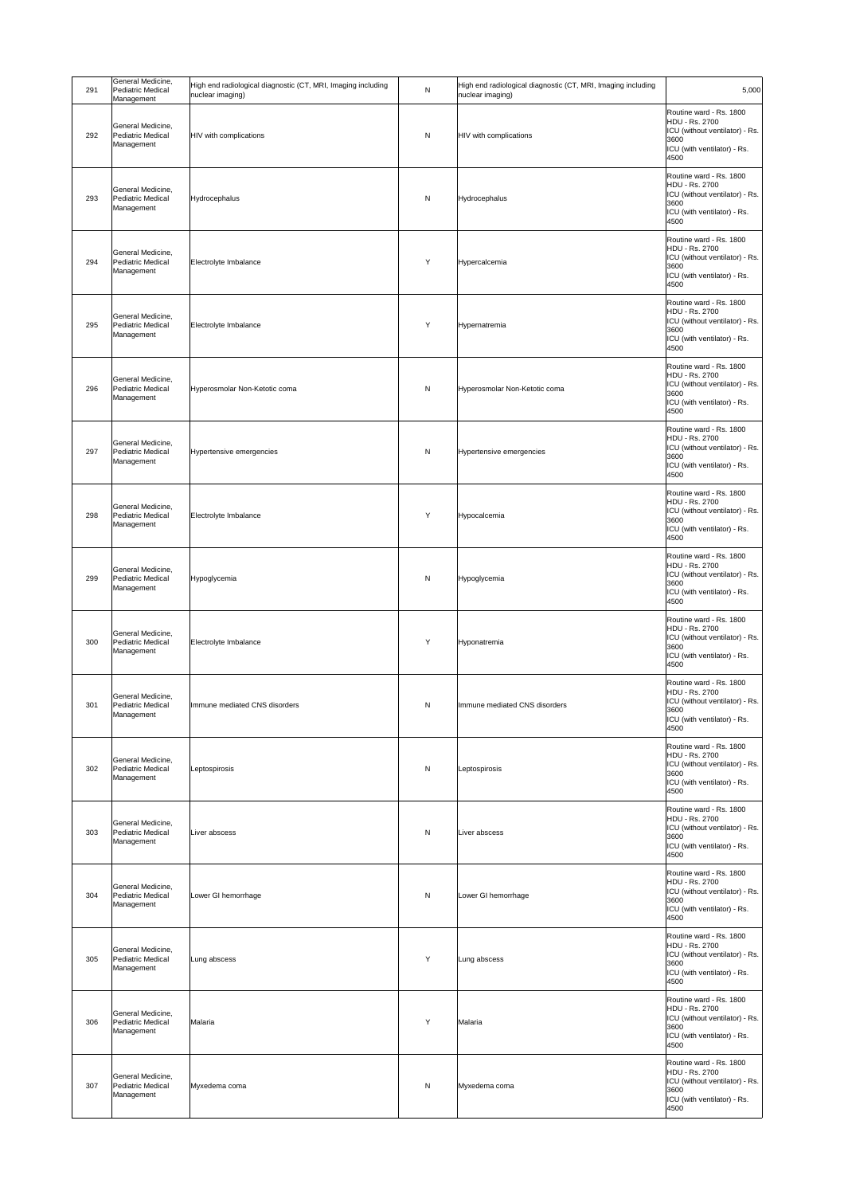| 291 | General Medicine, Pediatric Medical Management | High end radiological diagnostic (CT, MRI, Imaging including nuclear imaging) | N | High end radiological diagnostic (CT, MRI, Imaging including nuclear imaging) | 5,000 |
|---|---|---|---|---|---|
| 292 | General Medicine, Pediatric Medical Management | HIV with complications | N | HIV with complications | Routine ward - Rs. 1800<br>HDU - Rs. 2700<br>ICU (without ventilator) - Rs. 3600<br>ICU (with ventilator) - Rs. 4500 |
| 293 | General Medicine, Pediatric Medical Management | Hydrocephalus | N | Hydrocephalus | Routine ward - Rs. 1800<br>HDU - Rs. 2700<br>ICU (without ventilator) - Rs. 3600<br>ICU (with ventilator) - Rs. 4500 |
| 294 | General Medicine, Pediatric Medical Management | Electrolyte Imbalance | Y | Hypercalcemia | Routine ward - Rs. 1800<br>HDU - Rs. 2700<br>ICU (without ventilator) - Rs. 3600<br>ICU (with ventilator) - Rs. 4500 |
| 295 | General Medicine, Pediatric Medical Management | Electrolyte Imbalance | Y | Hypernatremia | Routine ward - Rs. 1800<br>HDU - Rs. 2700<br>ICU (without ventilator) - Rs. 3600<br>ICU (with ventilator) - Rs. 4500 |
| 296 | General Medicine, Pediatric Medical Management | Hyperosmolar Non-Ketotic coma | N | Hyperosmolar Non-Ketotic coma | Routine ward - Rs. 1800<br>HDU - Rs. 2700<br>ICU (without ventilator) - Rs. 3600<br>ICU (with ventilator) - Rs. 4500 |
| 297 | General Medicine, Pediatric Medical Management | Hypertensive emergencies | N | Hypertensive emergencies | Routine ward - Rs. 1800<br>HDU - Rs. 2700<br>ICU (without ventilator) - Rs. 3600<br>ICU (with ventilator) - Rs. 4500 |
| 298 | General Medicine, Pediatric Medical Management | Electrolyte Imbalance | Y | Hypocalcemia | Routine ward - Rs. 1800<br>HDU - Rs. 2700<br>ICU (without ventilator) - Rs. 3600<br>ICU (with ventilator) - Rs. 4500 |
| 299 | General Medicine, Pediatric Medical Management | Hypoglycemia | N | Hypoglycemia | Routine ward - Rs. 1800<br>HDU - Rs. 2700<br>ICU (without ventilator) - Rs. 3600<br>ICU (with ventilator) - Rs. 4500 |
| 300 | General Medicine, Pediatric Medical Management | Electrolyte Imbalance | Y | Hyponatremia | Routine ward - Rs. 1800<br>HDU - Rs. 2700<br>ICU (without ventilator) - Rs. 3600<br>ICU (with ventilator) - Rs. 4500 |
| 301 | General Medicine, Pediatric Medical Management | Immune mediated CNS disorders | N | Immune mediated CNS disorders | Routine ward - Rs. 1800<br>HDU - Rs. 2700<br>ICU (without ventilator) - Rs. 3600<br>ICU (with ventilator) - Rs. 4500 |
| 302 | General Medicine, Pediatric Medical Management | Leptospirosis | N | Leptospirosis | Routine ward - Rs. 1800<br>HDU - Rs. 2700<br>ICU (without ventilator) - Rs. 3600<br>ICU (with ventilator) - Rs. 4500 |
| 303 | General Medicine, Pediatric Medical Management | Liver abscess | N | Liver abscess | Routine ward - Rs. 1800<br>HDU - Rs. 2700<br>ICU (without ventilator) - Rs. 3600<br>ICU (with ventilator) - Rs. 4500 |
| 304 | General Medicine, Pediatric Medical Management | Lower GI hemorrhage | N | Lower GI hemorrhage | Routine ward - Rs. 1800<br>HDU - Rs. 2700<br>ICU (without ventilator) - Rs. 3600<br>ICU (with ventilator) - Rs. 4500 |
| 305 | General Medicine, Pediatric Medical Management | Lung abscess | Y | Lung abscess | Routine ward - Rs. 1800<br>HDU - Rs. 2700<br>ICU (without ventilator) - Rs. 3600<br>ICU (with ventilator) - Rs. 4500 |
| 306 | General Medicine, Pediatric Medical Management | Malaria | Y | Malaria | Routine ward - Rs. 1800<br>HDU - Rs. 2700<br>ICU (without ventilator) - Rs. 3600<br>ICU (with ventilator) - Rs. 4500 |
| 307 | General Medicine, Pediatric Medical Management | Myxedema coma | N | Myxedema coma | Routine ward - Rs. 1800<br>HDU - Rs. 2700<br>ICU (without ventilator) - Rs. 3600<br>ICU (with ventilator) - Rs. 4500 |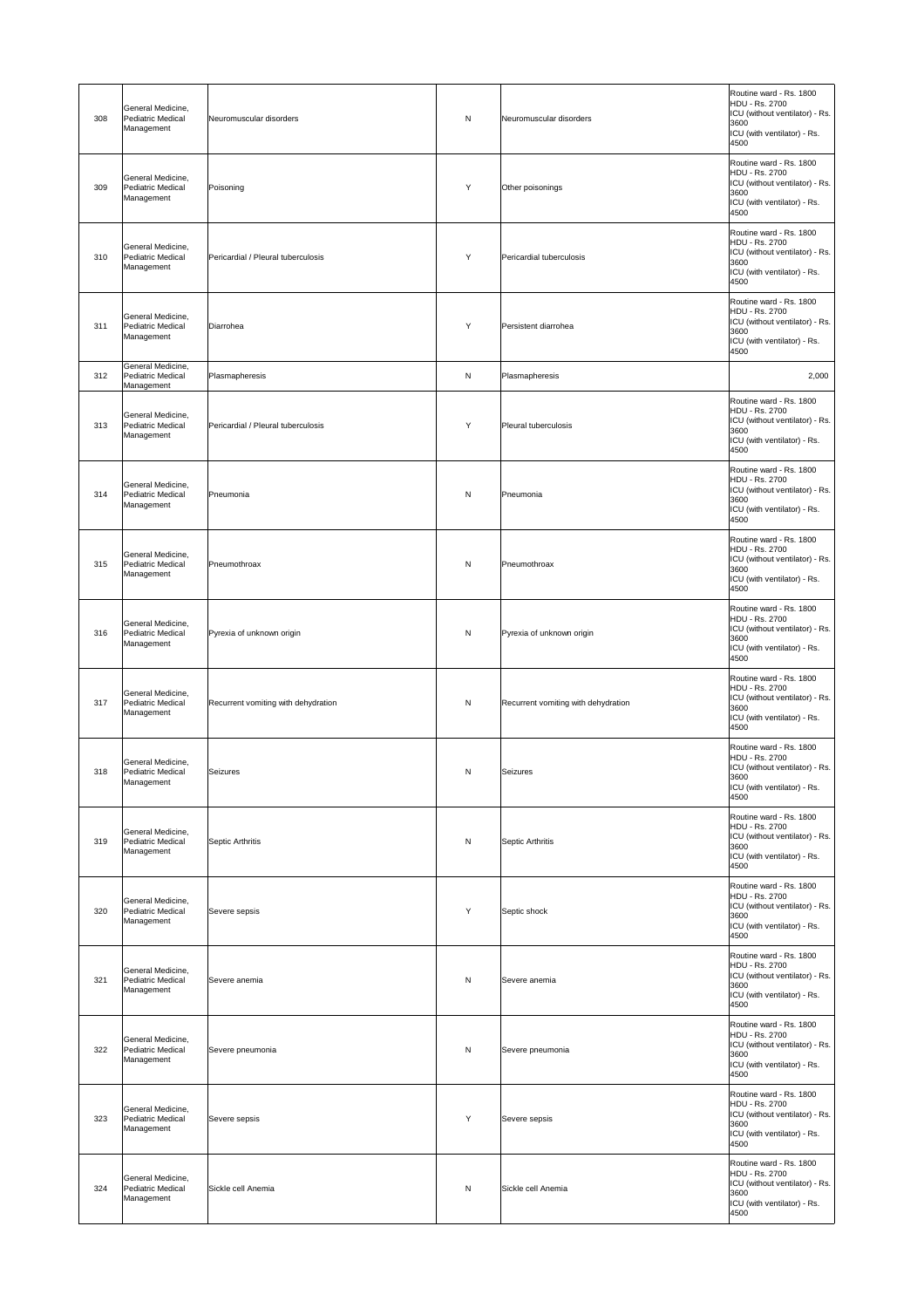| 308 | General Medicine, Pediatric Medical Management | Neuromuscular disorders | N | Neuromuscular disorders | Routine ward - Rs. 1800<br>HDU - Rs. 2700<br>ICU (without ventilator) - Rs. 3600<br>ICU (with ventilator) - Rs. 4500 |
|---|---|---|---|---|---|
| 309 | General Medicine, Pediatric Medical Management | Poisoning | Y | Other poisonings | Routine ward - Rs. 1800<br>HDU - Rs. 2700<br>ICU (without ventilator) - Rs. 3600<br>ICU (with ventilator) - Rs. 4500 |
| 310 | General Medicine, Pediatric Medical Management | Pericardial / Pleural tuberculosis | Y | Pericardial tuberculosis | Routine ward - Rs. 1800<br>HDU - Rs. 2700<br>ICU (without ventilator) - Rs. 3600<br>ICU (with ventilator) - Rs. 4500 |
| 311 | General Medicine, Pediatric Medical Management | Diarrohea | Y | Persistent diarrohea | Routine ward - Rs. 1800<br>HDU - Rs. 2700<br>ICU (without ventilator) - Rs. 3600<br>ICU (with ventilator) - Rs. 4500 |
| 312 | General Medicine, Pediatric Medical Management | Plasmapheresis | N | Plasmapheresis | 2,000 |
| 313 | General Medicine, Pediatric Medical Management | Pericardial / Pleural tuberculosis | Y | Pleural tuberculosis | Routine ward - Rs. 1800<br>HDU - Rs. 2700<br>ICU (without ventilator) - Rs. 3600<br>ICU (with ventilator) - Rs. 4500 |
| 314 | General Medicine, Pediatric Medical Management | Pneumonia | N | Pneumonia | Routine ward - Rs. 1800<br>HDU - Rs. 2700<br>ICU (without ventilator) - Rs. 3600<br>ICU (with ventilator) - Rs. 4500 |
| 315 | General Medicine, Pediatric Medical Management | Pneumothroax | N | Pneumothroax | Routine ward - Rs. 1800<br>HDU - Rs. 2700<br>ICU (without ventilator) - Rs. 3600<br>ICU (with ventilator) - Rs. 4500 |
| 316 | General Medicine, Pediatric Medical Management | Pyrexia of unknown origin | N | Pyrexia of unknown origin | Routine ward - Rs. 1800<br>HDU - Rs. 2700<br>ICU (without ventilator) - Rs. 3600<br>ICU (with ventilator) - Rs. 4500 |
| 317 | General Medicine, Pediatric Medical Management | Recurrent vomiting with dehydration | N | Recurrent vomiting with dehydration | Routine ward - Rs. 1800<br>HDU - Rs. 2700<br>ICU (without ventilator) - Rs. 3600<br>ICU (with ventilator) - Rs. 4500 |
| 318 | General Medicine, Pediatric Medical Management | Seizures | N | Seizures | Routine ward - Rs. 1800<br>HDU - Rs. 2700<br>ICU (without ventilator) - Rs. 3600<br>ICU (with ventilator) - Rs. 4500 |
| 319 | General Medicine, Pediatric Medical Management | Septic Arthritis | N | Septic Arthritis | Routine ward - Rs. 1800<br>HDU - Rs. 2700<br>ICU (without ventilator) - Rs. 3600<br>ICU (with ventilator) - Rs. 4500 |
| 320 | General Medicine, Pediatric Medical Management | Severe sepsis | Y | Septic shock | Routine ward - Rs. 1800<br>HDU - Rs. 2700<br>ICU (without ventilator) - Rs. 3600<br>ICU (with ventilator) - Rs. 4500 |
| 321 | General Medicine, Pediatric Medical Management | Severe anemia | N | Severe anemia | Routine ward - Rs. 1800<br>HDU - Rs. 2700<br>ICU (without ventilator) - Rs. 3600<br>ICU (with ventilator) - Rs. 4500 |
| 322 | General Medicine, Pediatric Medical Management | Severe pneumonia | N | Severe pneumonia | Routine ward - Rs. 1800<br>HDU - Rs. 2700<br>ICU (without ventilator) - Rs. 3600<br>ICU (with ventilator) - Rs. 4500 |
| 323 | General Medicine, Pediatric Medical Management | Severe sepsis | Y | Severe sepsis | Routine ward - Rs. 1800<br>HDU - Rs. 2700<br>ICU (without ventilator) - Rs. 3600<br>ICU (with ventilator) - Rs. 4500 |
| 324 | General Medicine, Pediatric Medical Management | Sickle cell Anemia | N | Sickle cell Anemia | Routine ward - Rs. 1800<br>HDU - Rs. 2700<br>ICU (without ventilator) - Rs. 3600<br>ICU (with ventilator) - Rs. 4500 |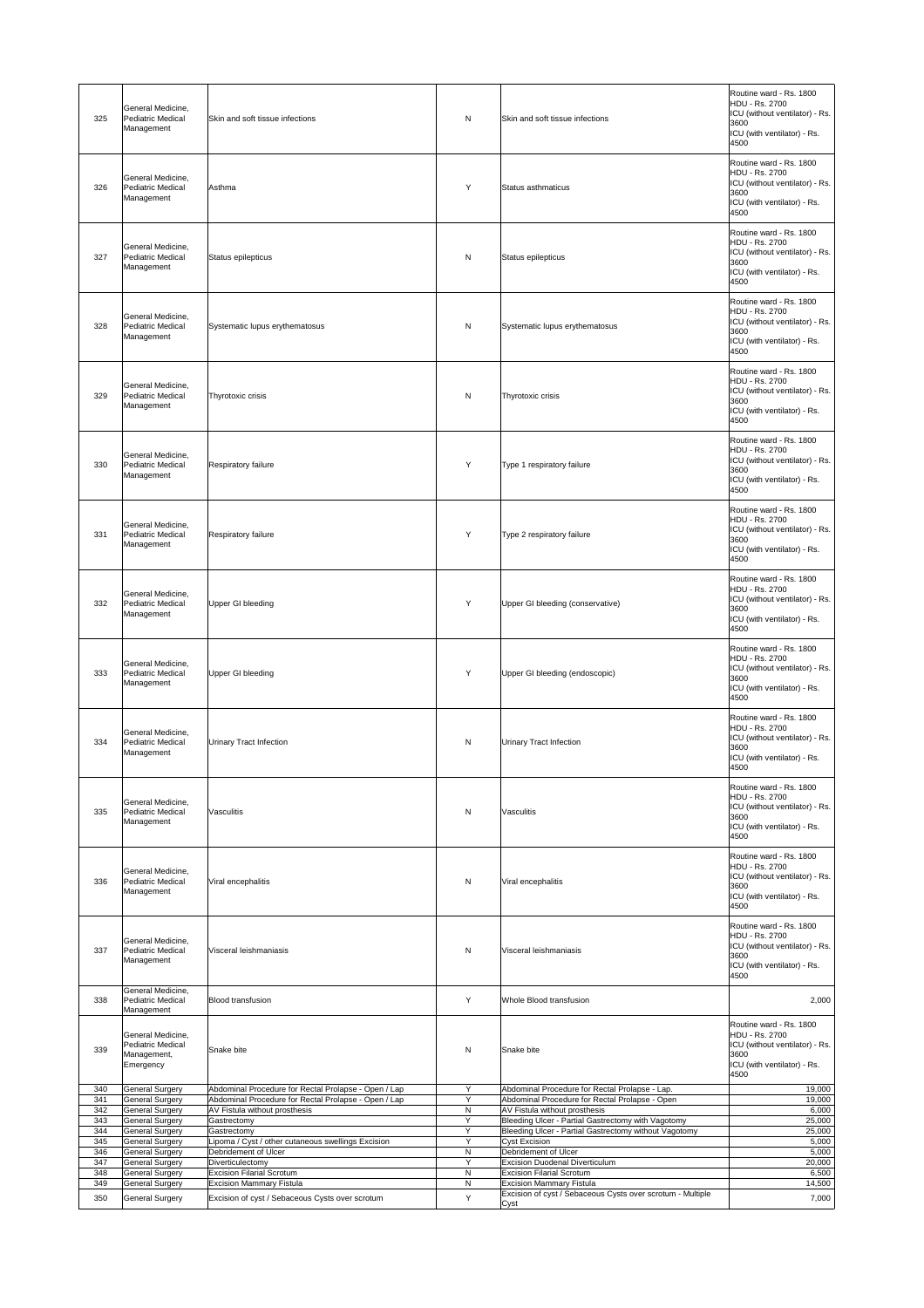| 325 | General Medicine, Pediatric Medical Management | Skin and soft tissue infections | N | Skin and soft tissue infections | Routine ward - Rs. 1800 HDU - Rs. 2700 ICU (without ventilator) - Rs. 3600 ICU (with ventilator) - Rs. 4500 |
|---|---|---|---|---|---|
| 326 | General Medicine, Pediatric Medical Management | Asthma | Y | Status asthmaticus | Routine ward - Rs. 1800 HDU - Rs. 2700 ICU (without ventilator) - Rs. 3600 ICU (with ventilator) - Rs. 4500 |
| 327 | General Medicine, Pediatric Medical Management | Status epilepticus | N | Status epilepticus | Routine ward - Rs. 1800 HDU - Rs. 2700 ICU (without ventilator) - Rs. 3600 ICU (with ventilator) - Rs. 4500 |
| 328 | General Medicine, Pediatric Medical Management | Systematic lupus erythematosus | N | Systematic lupus erythematosus | Routine ward - Rs. 1800 HDU - Rs. 2700 ICU (without ventilator) - Rs. 3600 ICU (with ventilator) - Rs. 4500 |
| 329 | General Medicine, Pediatric Medical Management | Thyrotoxic crisis | N | Thyrotoxic crisis | Routine ward - Rs. 1800 HDU - Rs. 2700 ICU (without ventilator) - Rs. 3600 ICU (with ventilator) - Rs. 4500 |
| 330 | General Medicine, Pediatric Medical Management | Respiratory failure | Y | Type 1 respiratory failure | Routine ward - Rs. 1800 HDU - Rs. 2700 ICU (without ventilator) - Rs. 3600 ICU (with ventilator) - Rs. 4500 |
| 331 | General Medicine, Pediatric Medical Management | Respiratory failure | Y | Type 2 respiratory failure | Routine ward - Rs. 1800 HDU - Rs. 2700 ICU (without ventilator) - Rs. 3600 ICU (with ventilator) - Rs. 4500 |
| 332 | General Medicine, Pediatric Medical Management | Upper GI bleeding | Y | Upper GI bleeding (conservative) | Routine ward - Rs. 1800 HDU - Rs. 2700 ICU (without ventilator) - Rs. 3600 ICU (with ventilator) - Rs. 4500 |
| 333 | General Medicine, Pediatric Medical Management | Upper GI bleeding | Y | Upper GI bleeding (endoscopic) | Routine ward - Rs. 1800 HDU - Rs. 2700 ICU (without ventilator) - Rs. 3600 ICU (with ventilator) - Rs. 4500 |
| 334 | General Medicine, Pediatric Medical Management | Urinary Tract Infection | N | Urinary Tract Infection | Routine ward - Rs. 1800 HDU - Rs. 2700 ICU (without ventilator) - Rs. 3600 ICU (with ventilator) - Rs. 4500 |
| 335 | General Medicine, Pediatric Medical Management | Vasculitis | N | Vasculitis | Routine ward - Rs. 1800 HDU - Rs. 2700 ICU (without ventilator) - Rs. 3600 ICU (with ventilator) - Rs. 4500 |
| 336 | General Medicine, Pediatric Medical Management | Viral encephalitis | N | Viral encephalitis | Routine ward - Rs. 1800 HDU - Rs. 2700 ICU (without ventilator) - Rs. 3600 ICU (with ventilator) - Rs. 4500 |
| 337 | General Medicine, Pediatric Medical Management | Visceral leishmaniasis | N | Visceral leishmaniasis | Routine ward - Rs. 1800 HDU - Rs. 2700 ICU (without ventilator) - Rs. 3600 ICU (with ventilator) - Rs. 4500 |
| 338 | General Medicine, Pediatric Medical Management | Blood transfusion | Y | Whole Blood transfusion | 2,000 |
| 339 | General Medicine, Pediatric Medical Management, Emergency | Snake bite | N | Snake bite | Routine ward - Rs. 1800 HDU - Rs. 2700 ICU (without ventilator) - Rs. 3600 ICU (with ventilator) - Rs. 4500 |
| 340 | General Surgery | Abdominal Procedure for Rectal Prolapse - Open / Lap | Y | Abdominal Procedure for Rectal Prolapse - Lap. | 19,000 |
| 341 | General Surgery | Abdominal Procedure for Rectal Prolapse - Open / Lap | Y | Abdominal Procedure for Rectal Prolapse - Open | 19,000 |
| 342 | General Surgery | AV Fistula without prosthesis | N | AV Fistula without prosthesis | 6,000 |
| 343 | General Surgery | Gastrectomy | Y | Bleeding Ulcer - Partial Gastrectomy with Vagotomy | 25,000 |
| 344 | General Surgery | Gastrectomy | Y | Bleeding Ulcer - Partial Gastrectomy without Vagotomy | 25,000 |
| 345 | General Surgery | Lipoma / Cyst / other cutaneous swellings Excision | Y | Cyst Excision | 5,000 |
| 346 | General Surgery | Debridement of Ulcer | N | Debridement of Ulcer | 5,000 |
| 347 | General Surgery | Diverticulectomy | Y | Excision Duodenal Diverticulum | 20,000 |
| 348 | General Surgery | Excision Filarial Scrotum | N | Excision Filarial Scrotum | 6,500 |
| 349 | General Surgery | Excision Mammary Fistula | N | Excision Mammary Fistula | 14,500 |
| 350 | General Surgery | Excision of cyst / Sebaceous Cysts over scrotum | Y | Excision of cyst / Sebaceous Cysts over scrotum - Multiple Cyst | 7,000 |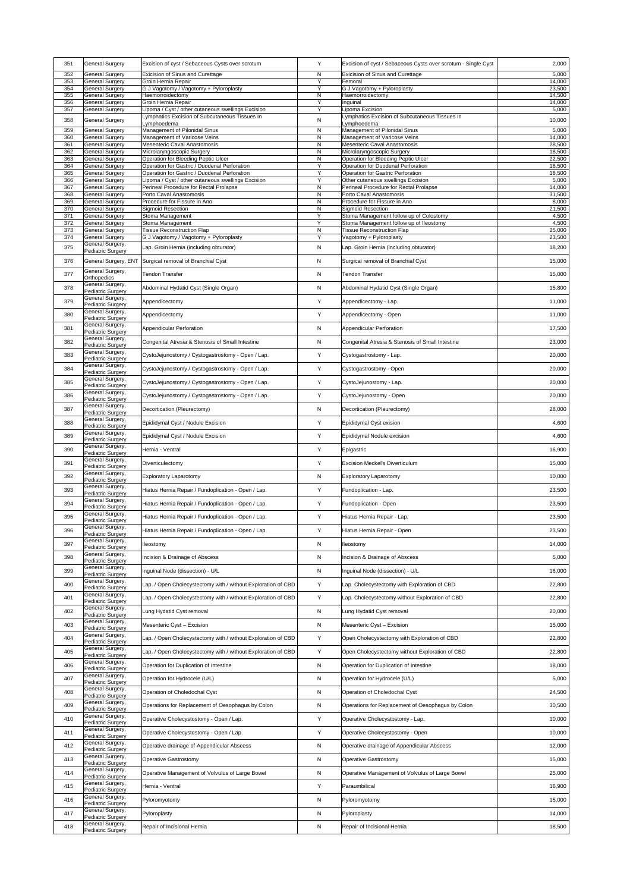| 351 | General Surgery | Excision of cyst / Sebaceous Cysts over scrotum | Y | Excision of cyst / Sebaceous Cysts over scrotum - Single Cyst | 2,000 |
|---|---|---|---|---|---|
| 352 | General Surgery | Exicision of Sinus and Curettage | N | Exicision of Sinus and Curettage | 5,000 |
| 353 | General Surgery | Groin Hernia Repair | Y | Femoral | 14,000 |
| 354 | General Surgery | G J Vagotomy / Vagotomy + Pyloroplasty | Y | G J Vagotomy + Pyloroplasty | 23,500 |
| 355 | General Surgery | Haemorroidectomy | N | Haemorroidectomy | 14,500 |
| 356 | General Surgery | Groin Hernia Repair | Y | Inguinal | 14,000 |
| 357 | General Surgery | Lipoma / Cyst / other cutaneous swellings Excision | Y | Lipoma Excision | 5,000 |
| 358 | General Surgery | Lymphatics Excision of Subcutaneous Tissues In Lymphoedema | N | Lymphatics Excision of Subcutaneous Tissues In Lymphoedema | 10,000 |
| 359 | General Surgery | Management of Pilonidal Sinus | N | Management of Pilonidal Sinus | 5,000 |
| 360 | General Surgery | Management of Varicose Veins | N | Management of Varicose Veins | 14,000 |
| 361 | General Surgery | Mesenteric Caval Anastomosis | N | Mesenteric Caval Anastomosis | 28,500 |
| 362 | General Surgery | Microlaryngoscopic Surgery | N | Microlaryngoscopic Surgery | 18,500 |
| 363 | General Surgery | Operation for Bleeding Peptic Ulcer | N | Operation for Bleeding Peptic Ulcer | 22,500 |
| 364 | General Surgery | Operation for Gastric / Duodenal Perforation | Y | Operation for Duodenal Perforation | 18,500 |
| 365 | General Surgery | Operation for Gastric / Duodenal Perforation | Y | Operation for Gastric Perforation | 18,500 |
| 366 | General Surgery | Lipoma / Cyst / other cutaneous swellings Excision | Y | Other cutaneous swellings Excision | 5,000 |
| 367 | General Surgery | Perineal Procedure for Rectal Prolapse | N | Perineal Procedure for Rectal Prolapse | 14,000 |
| 368 | General Surgery | Porto Caval Anastomosis | N | Porto Caval Anastomosis | 31,500 |
| 369 | General Surgery | Procedure for Fissure in Ano | N | Procedure for Fissure in Ano | 8,000 |
| 370 | General Surgery | Sigmoid Resection | N | Sigmoid Resection | 21,500 |
| 371 | General Surgery | Stoma Management | Y | Stoma Management follow up of Colostomy | 4,500 |
| 372 | General Surgery | Stoma Management | Y | Stoma Management follow up of Ileostomy | 4,500 |
| 373 | General Surgery | Tissue Reconstruction Flap | N | Tissue Reconstruction Flap | 25,000 |
| 374 | General Surgery | G J Vagotomy / Vagotomy + Pyloroplasty | Y | Vagotomy + Pyloroplasty | 23,500 |
| 375 | General Surgery, Pediatric Surgery | Lap. Groin Hernia (including obturator) | N | Lap. Groin Hernia (including obturator) | 18,200 |
| 376 | General Surgery, ENT | Surgical removal of Branchial Cyst | N | Surgical removal of Branchial Cyst | 15,000 |
| 377 | General Surgery, Orthopedics | Tendon Transfer | N | Tendon Transfer | 15,000 |
| 378 | General Surgery, Pediatric Surgery | Abdominal Hydatid Cyst (Single Organ) | N | Abdominal Hydatid Cyst (Single Organ) | 15,800 |
| 379 | General Surgery, Pediatric Surgery | Appendicectomy | Y | Appendicectomy - Lap. | 11,000 |
| 380 | General Surgery, Pediatric Surgery | Appendicectomy | Y | Appendicectomy - Open | 11,000 |
| 381 | General Surgery, Pediatric Surgery | Appendicular Perforation | N | Appendicular Perforation | 17,500 |
| 382 | General Surgery, Pediatric Surgery | Congenital Atresia & Stenosis of Small Intestine | N | Congenital Atresia & Stenosis of Small Intestine | 23,000 |
| 383 | General Surgery, Pediatric Surgery | CystoJejunostomy / Cystogastrostomy - Open / Lap. | Y | Cystogastrostomy - Lap. | 20,000 |
| 384 | General Surgery, Pediatric Surgery | CystoJejunostomy / Cystogastrostomy - Open / Lap. | Y | Cystogastrostomy - Open | 20,000 |
| 385 | General Surgery, Pediatric Surgery | CystoJejunostomy / Cystogastrostomy - Open / Lap. | Y | CystoJejunostomy - Lap. | 20,000 |
| 386 | General Surgery, Pediatric Surgery | CystoJejunostomy / Cystogastrostomy - Open / Lap. | Y | CystoJejunostomy - Open | 20,000 |
| 387 | General Surgery, Pediatric Surgery | Decortication (Pleurectomy) | N | Decortication (Pleurectomy) | 28,000 |
| 388 | General Surgery, Pediatric Surgery | Epididymal Cyst / Nodule Excision | Y | Epididymal Cyst exision | 4,600 |
| 389 | General Surgery, Pediatric Surgery | Epididymal Cyst / Nodule Excision | Y | Epididymal Nodule excision | 4,600 |
| 390 | General Surgery, Pediatric Surgery | Hernia - Ventral | Y | Epigastric | 16,900 |
| 391 | General Surgery, Pediatric Surgery | Diverticulectomy | Y | Excision Meckel's Diverticulum | 15,000 |
| 392 | General Surgery, Pediatric Surgery | Exploratory Laparotomy | N | Exploratory Laparotomy | 10,000 |
| 393 | General Surgery, Pediatric Surgery | Hiatus Hernia Repair / Fundoplication - Open / Lap. | Y | Fundoplication - Lap. | 23,500 |
| 394 | General Surgery, Pediatric Surgery | Hiatus Hernia Repair / Fundoplication - Open / Lap. | Y | Fundoplication - Open | 23,500 |
| 395 | General Surgery, Pediatric Surgery | Hiatus Hernia Repair / Fundoplication - Open / Lap. | Y | Hiatus Hernia Repair - Lap. | 23,500 |
| 396 | General Surgery, Pediatric Surgery | Hiatus Hernia Repair / Fundoplication - Open / Lap. | Y | Hiatus Hernia Repair - Open | 23,500 |
| 397 | General Surgery, Pediatric Surgery | Ileostomy | N | Ileostomy | 14,000 |
| 398 | General Surgery, Pediatric Surgery | Incision & Drainage of Abscess | N | Incision & Drainage of Abscess | 5,000 |
| 399 | General Surgery, Pediatric Surgery | Inguinal Node (dissection) - U/L | N | Inguinal Node (dissection) - U/L | 16,000 |
| 400 | General Surgery, Pediatric Surgery | Lap. / Open Cholecystectomy with / without Exploration of CBD | Y | Lap. Cholecystectomy with Exploration of CBD | 22,800 |
| 401 | General Surgery, Pediatric Surgery | Lap. / Open Cholecystectomy with / without Exploration of CBD | Y | Lap. Cholecystectomy without Exploration of CBD | 22,800 |
| 402 | General Surgery, Pediatric Surgery | Lung Hydatid Cyst removal | N | Lung Hydatid Cyst removal | 20,000 |
| 403 | General Surgery, Pediatric Surgery | Mesenteric Cyst – Excision | N | Mesenteric Cyst – Excision | 15,000 |
| 404 | General Surgery, Pediatric Surgery | Lap. / Open Cholecystectomy with / without Exploration of CBD | Y | Open Cholecystectomy with Exploration of CBD | 22,800 |
| 405 | General Surgery, Pediatric Surgery | Lap. / Open Cholecystectomy with / without Exploration of CBD | Y | Open Cholecystectomy without Exploration of CBD | 22,800 |
| 406 | General Surgery, Pediatric Surgery | Operation for Duplication of Intestine | N | Operation for Duplication of Intestine | 18,000 |
| 407 | General Surgery, Pediatric Surgery | Operation for Hydrocele (U/L) | N | Operation for Hydrocele (U/L) | 5,000 |
| 408 | General Surgery, Pediatric Surgery | Operation of Choledochal Cyst | N | Operation of Choledochal Cyst | 24,500 |
| 409 | General Surgery, Pediatric Surgery | Operations for Replacement of Oesophagus by Colon | N | Operations for Replacement of Oesophagus by Colon | 30,500 |
| 410 | General Surgery, Pediatric Surgery | Operative Cholecystostomy - Open / Lap. | Y | Operative Cholecystostomy - Lap. | 10,000 |
| 411 | General Surgery, Pediatric Surgery | Operative Cholecystostomy - Open / Lap. | Y | Operative Cholecystostomy - Open | 10,000 |
| 412 | General Surgery, Pediatric Surgery | Operative drainage of Appendicular Abscess | N | Operative drainage of Appendicular Abscess | 12,000 |
| 413 | General Surgery, Pediatric Surgery | Operative Gastrostomy | N | Operative Gastrostomy | 15,000 |
| 414 | General Surgery, Pediatric Surgery | Operative Management of Volvulus of Large Bowel | N | Operative Management of Volvulus of Large Bowel | 25,000 |
| 415 | General Surgery, Pediatric Surgery | Hernia - Ventral | Y | Paraumbilical | 16,900 |
| 416 | General Surgery, Pediatric Surgery | Pyloromyotomy | N | Pyloromyotomy | 15,000 |
| 417 | General Surgery, Pediatric Surgery | Pyloroplasty | N | Pyloroplasty | 14,000 |
| 418 | General Surgery, Pediatric Surgery | Repair of Incisional Hernia | N | Repair of Incisional Hernia | 18,500 |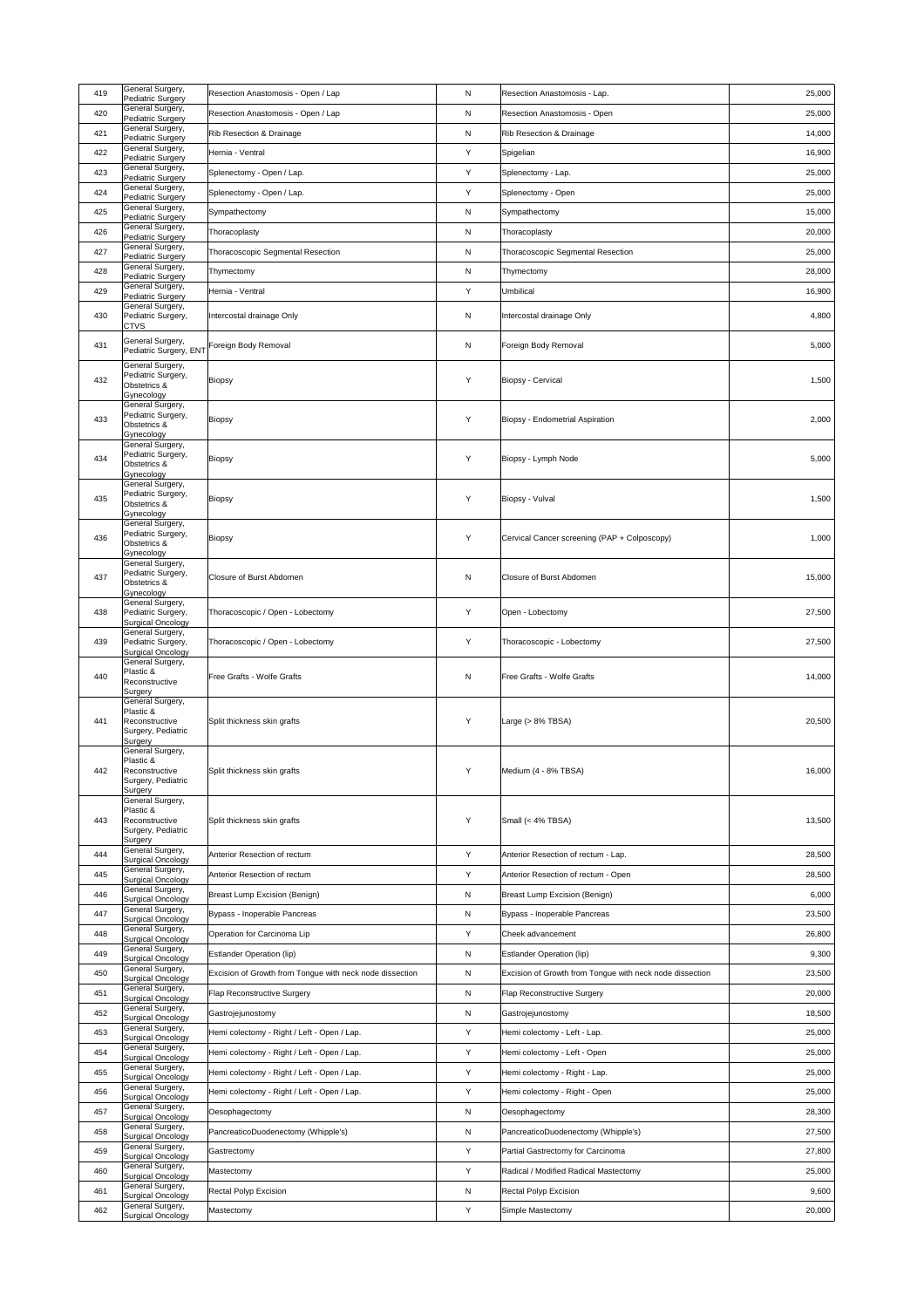| 419 | General Surgery, Pediatric Surgery | Resection Anastomosis - Open / Lap | N | Resection Anastomosis - Lap. | 25,000 |
|---|---|---|---|---|---|
| 420 | General Surgery, Pediatric Surgery | Resection Anastomosis - Open / Lap | N | Resection Anastomosis - Open | 25,000 |
| 421 | General Surgery, Pediatric Surgery | Rib Resection & Drainage | N | Rib Resection & Drainage | 14,000 |
| 422 | General Surgery, Pediatric Surgery | Hernia - Ventral | Y | Spigelian | 16,900 |
| 423 | General Surgery, Pediatric Surgery | Splenectomy - Open / Lap. | Y | Splenectomy - Lap. | 25,000 |
| 424 | General Surgery, Pediatric Surgery | Splenectomy - Open / Lap. | Y | Splenectomy - Open | 25,000 |
| 425 | General Surgery, Pediatric Surgery | Sympathectomy | N | Sympathectomy | 15,000 |
| 426 | General Surgery, Pediatric Surgery | Thoracoplasty | N | Thoracoplasty | 20,000 |
| 427 | General Surgery, Pediatric Surgery | Thoracoscopic Segmental Resection | N | Thoracoscopic Segmental Resection | 25,000 |
| 428 | General Surgery, Pediatric Surgery | Thymectomy | N | Thymectomy | 28,000 |
| 429 | General Surgery, Pediatric Surgery | Hernia - Ventral | Y | Umbilical | 16,900 |
| 430 | General Surgery, Pediatric Surgery, CTVS | Intercostal drainage Only | N | Intercostal drainage Only | 4,800 |
| 431 | General Surgery, Pediatric Surgery, ENT | Foreign Body Removal | N | Foreign Body Removal | 5,000 |
| 432 | General Surgery, Pediatric Surgery, Obstetrics & Gynecology | Biopsy | Y | Biopsy - Cervical | 1,500 |
| 433 | General Surgery, Pediatric Surgery, Obstetrics & Gynecology | Biopsy | Y | Biopsy - Endometrial Aspiration | 2,000 |
| 434 | General Surgery, Pediatric Surgery, Obstetrics & Gynecology | Biopsy | Y | Biopsy - Lymph Node | 5,000 |
| 435 | General Surgery, Pediatric Surgery, Obstetrics & Gynecology | Biopsy | Y | Biopsy - Vulval | 1,500 |
| 436 | General Surgery, Pediatric Surgery, Obstetrics & Gynecology | Biopsy | Y | Cervical Cancer screening (PAP + Colposcopy) | 1,000 |
| 437 | General Surgery, Pediatric Surgery, Obstetrics & Gynecology | Closure of Burst Abdomen | N | Closure of Burst Abdomen | 15,000 |
| 438 | General Surgery, Pediatric Surgery, Surgical Oncology | Thoracoscopic / Open - Lobectomy | Y | Open - Lobectomy | 27,500 |
| 439 | General Surgery, Pediatric Surgery, Surgical Oncology | Thoracoscopic / Open - Lobectomy | Y | Thoracoscopic - Lobectomy | 27,500 |
| 440 | General Surgery, Plastic & Reconstructive Surgery | Free Grafts - Wolfe Grafts | N | Free Grafts - Wolfe Grafts | 14,000 |
| 441 | General Surgery, Plastic & Reconstructive Surgery, Pediatric Surgery | Split thickness skin grafts | Y | Large (> 8% TBSA) | 20,500 |
| 442 | General Surgery, Plastic & Reconstructive Surgery, Pediatric Surgery | Split thickness skin grafts | Y | Medium (4 - 8% TBSA) | 16,000 |
| 443 | General Surgery, Plastic & Reconstructive Surgery, Pediatric Surgery | Split thickness skin grafts | Y | Small (< 4% TBSA) | 13,500 |
| 444 | General Surgery, Surgical Oncology | Anterior Resection of rectum | Y | Anterior Resection of rectum - Lap. | 28,500 |
| 445 | General Surgery, Surgical Oncology | Anterior Resection of rectum | Y | Anterior Resection of rectum - Open | 28,500 |
| 446 | General Surgery, Surgical Oncology | Breast Lump Excision (Benign) | N | Breast Lump Excision (Benign) | 6,000 |
| 447 | General Surgery, Surgical Oncology | Bypass - Inoperable Pancreas | N | Bypass - Inoperable Pancreas | 23,500 |
| 448 | General Surgery, Surgical Oncology | Operation for Carcinoma Lip | Y | Cheek advancement | 26,800 |
| 449 | General Surgery, Surgical Oncology | Estlander Operation (lip) | N | Estlander Operation (lip) | 9,300 |
| 450 | General Surgery, Surgical Oncology | Excision of Growth from Tongue with neck node dissection | N | Excision of Growth from Tongue with neck node dissection | 23,500 |
| 451 | General Surgery, Surgical Oncology | Flap Reconstructive Surgery | N | Flap Reconstructive Surgery | 20,000 |
| 452 | General Surgery, Surgical Oncology | Gastrojejunostomy | N | Gastrojejunostomy | 18,500 |
| 453 | General Surgery, Surgical Oncology | Hemi colectomy - Right / Left - Open / Lap. | Y | Hemi colectomy - Left - Lap. | 25,000 |
| 454 | General Surgery, Surgical Oncology | Hemi colectomy - Right / Left - Open / Lap. | Y | Hemi colectomy - Left - Open | 25,000 |
| 455 | General Surgery, Surgical Oncology | Hemi colectomy - Right / Left - Open / Lap. | Y | Hemi colectomy - Right - Lap. | 25,000 |
| 456 | General Surgery, Surgical Oncology | Hemi colectomy - Right / Left - Open / Lap. | Y | Hemi colectomy - Right - Open | 25,000 |
| 457 | General Surgery, Surgical Oncology | Oesophagectomy | N | Oesophagectomy | 28,300 |
| 458 | General Surgery, Surgical Oncology | PancreaticoDuodenectomy (Whipple's) | N | PancreaticoDuodenectomy (Whipple's) | 27,500 |
| 459 | General Surgery, Surgical Oncology | Gastrectomy | Y | Partial Gastrectomy for Carcinoma | 27,800 |
| 460 | General Surgery, Surgical Oncology | Mastectomy | Y | Radical / Modified Radical Mastectomy | 25,000 |
| 461 | General Surgery, Surgical Oncology | Rectal Polyp Excision | N | Rectal Polyp Excision | 9,600 |
| 462 | General Surgery, Surgical Oncology | Mastectomy | Y | Simple Mastectomy | 20,000 |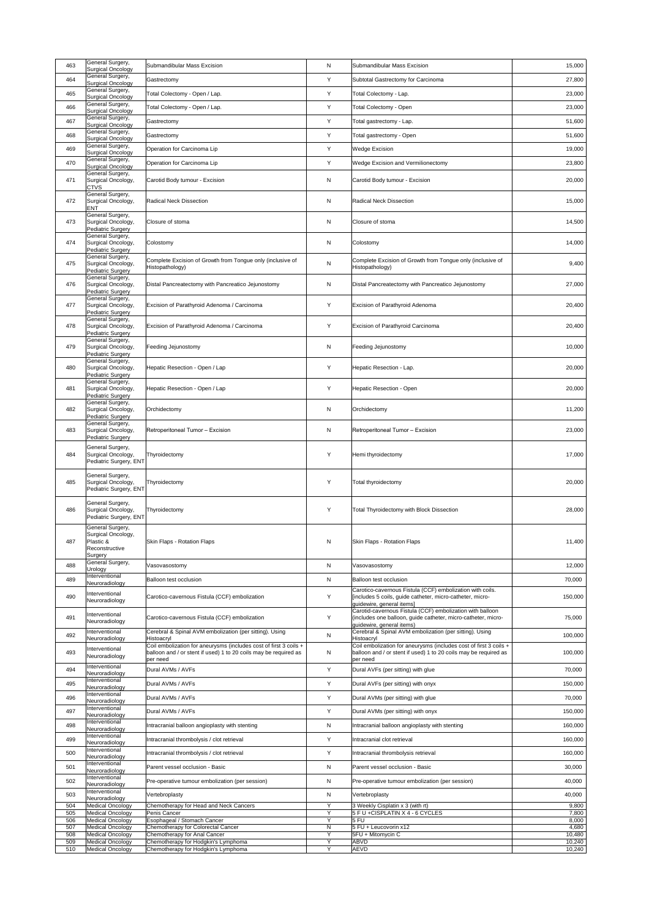| 463 | General Surgery, Surgical Oncology | Submandibular Mass Excision | N | Submandibular Mass Excision | 15,000 |
|---|---|---|---|---|---|
| 464 | General Surgery, Surgical Oncology | Gastrectomy | Y | Subtotal Gastrectomy for Carcinoma | 27,800 |
| 465 | General Surgery, Surgical Oncology | Total Colectomy - Open / Lap. | Y | Total Colectomy - Lap. | 23,000 |
| 466 | General Surgery, Surgical Oncology | Total Colectomy - Open / Lap. | Y | Total Colectomy - Open | 23,000 |
| 467 | General Surgery, Surgical Oncology | Gastrectomy | Y | Total gastrectomy - Lap. | 51,600 |
| 468 | General Surgery, Surgical Oncology | Gastrectomy | Y | Total gastrectomy - Open | 51,600 |
| 469 | General Surgery, Surgical Oncology | Operation for Carcinoma Lip | Y | Wedge Excision | 19,000 |
| 470 | General Surgery, Surgical Oncology | Operation for Carcinoma Lip | Y | Wedge Excision and Vermilionectomy | 23,800 |
| 471 | General Surgery, Surgical Oncology, CTVS | Carotid Body tumour - Excision | N | Carotid Body tumour - Excision | 20,000 |
| 472 | General Surgery, Surgical Oncology, ENT | Radical Neck Dissection | N | Radical Neck Dissection | 15,000 |
| 473 | General Surgery, Surgical Oncology, Pediatric Surgery | Closure of stoma | N | Closure of stoma | 14,500 |
| 474 | General Surgery, Surgical Oncology, Pediatric Surgery | Colostomy | N | Colostomy | 14,000 |
| 475 | General Surgery, Surgical Oncology, Pediatric Surgery | Complete Excision of Growth from Tongue only (inclusive of Histopathology) | N | Complete Excision of Growth from Tongue only (inclusive of Histopathology) | 9,400 |
| 476 | General Surgery, Surgical Oncology, Pediatric Surgery | Distal Pancreatectomy with Pancreatico Jejunostomy | N | Distal Pancreatectomy with Pancreatico Jejunostomy | 27,000 |
| 477 | General Surgery, Surgical Oncology, Pediatric Surgery | Excision of Parathyroid Adenoma / Carcinoma | Y | Excision of Parathyroid Adenoma | 20,400 |
| 478 | General Surgery, Surgical Oncology, Pediatric Surgery | Excision of Parathyroid Adenoma / Carcinoma | Y | Excision of Parathyroid Carcinoma | 20,400 |
| 479 | General Surgery, Surgical Oncology, Pediatric Surgery | Feeding Jejunostomy | N | Feeding Jejunostomy | 10,000 |
| 480 | General Surgery, Surgical Oncology, Pediatric Surgery | Hepatic Resection - Open / Lap | Y | Hepatic Resection - Lap. | 20,000 |
| 481 | General Surgery, Surgical Oncology, Pediatric Surgery | Hepatic Resection - Open / Lap | Y | Hepatic Resection - Open | 20,000 |
| 482 | General Surgery, Surgical Oncology, Pediatric Surgery | Orchidectomy | N | Orchidectomy | 11,200 |
| 483 | General Surgery, Surgical Oncology, Pediatric Surgery | Retroperitoneal Tumor – Excision | N | Retroperitoneal Tumor – Excision | 23,000 |
| 484 | General Surgery, Surgical Oncology, Pediatric Surgery, ENT | Thyroidectomy | Y | Hemi thyroidectomy | 17,000 |
| 485 | General Surgery, Surgical Oncology, Pediatric Surgery, ENT | Thyroidectomy | Y | Total thyroidectomy | 20,000 |
| 486 | General Surgery, Surgical Oncology, Pediatric Surgery, ENT | Thyroidectomy | Y | Total Thyroidectomy with Block Dissection | 28,000 |
| 487 | General Surgery, Surgical Oncology, Plastic & Reconstructive Surgery | Skin Flaps - Rotation Flaps | N | Skin Flaps - Rotation Flaps | 11,400 |
| 488 | General Surgery, Urology | Vasovasostomy | N | Vasovasostomy | 12,000 |
| 489 | Interventional Neuroradiology | Balloon test occlusion | N | Balloon test occlusion | 70,000 |
| 490 | Interventional Neuroradiology | Carotico-cavernous Fistula (CCF) embolization | Y | Carotico-cavernous Fistula (CCF) embolization with coils. [includes 5 coils, guide catheter, micro-catheter, micro-guidewire, general items] | 150,000 |
| 491 | Interventional Neuroradiology | Carotico-cavernous Fistula (CCF) embolization | Y | Carotid-cavernous Fistula (CCF) embolization with balloon (includes one balloon, guide catheter, micro-catheter, micro-guidewire, general items) | 75,000 |
| 492 | Interventional Neuroradiology | Cerebral & Spinal AVM embolization (per sitting). Using Histoacryl | N | Cerebral & Spinal AVM embolization (per sitting). Using Histoacryl | 100,000 |
| 493 | Interventional Neuroradiology | Coil embolization for aneurysms (includes cost of first 3 coils + balloon and / or stent if used) 1 to 20 coils may be required as per need | N | Coil embolization for aneurysms (includes cost of first 3 coils + balloon and / or stent if used) 1 to 20 coils may be required as per need | 100,000 |
| 494 | Interventional Neuroradiology | Dural AVMs / AVFs | Y | Dural AVFs (per sitting) with glue | 70,000 |
| 495 | Interventional Neuroradiology | Dural AVMs / AVFs | Y | Dural AVFs (per sitting) with onyx | 150,000 |
| 496 | Interventional Neuroradiology | Dural AVMs / AVFs | Y | Dural AVMs (per sitting) with glue | 70,000 |
| 497 | Interventional Neuroradiology | Dural AVMs / AVFs | Y | Dural AVMs (per sitting) with onyx | 150,000 |
| 498 | Interventional Neuroradiology | Intracranial balloon angioplasty with stenting | N | Intracranial balloon angioplasty with stenting | 160,000 |
| 499 | Interventional Neuroradiology | Intracranial thrombolysis / clot retrieval | Y | Intracranial clot retrieval | 160,000 |
| 500 | Interventional Neuroradiology | Intracranial thrombolysis / clot retrieval | Y | Intracranial thrombolysis retrieval | 160,000 |
| 501 | Interventional Neuroradiology | Parent vessel occlusion - Basic | N | Parent vessel occlusion - Basic | 30,000 |
| 502 | Interventional Neuroradiology | Pre-operative tumour embolization (per session) | N | Pre-operative tumour embolization (per session) | 40,000 |
| 503 | Interventional Neuroradiology | Vertebroplasty | N | Vertebroplasty | 40,000 |
| 504 | Medical Oncology | Chemotherapy for Head and Neck Cancers | Y | 3 Weekly Cisplatin x 3 (with rt) | 9,800 |
| 505 | Medical Oncology | Penis Cancer | Y | 5 F U +CISPLATIN X 4 - 6 CYCLES | 7,800 |
| 506 | Medical Oncology | Esophageal / Stomach Cancer | Y | 5 FU | 8,000 |
| 507 | Medical Oncology | Chemotherapy for Colorectal Cancer | N | 5 FU + Leucovorin x12 | 4,680 |
| 508 | Medical Oncology | Chemotherapy for Anal Cancer | Y | 5FU + Mitomycin C | 10,480 |
| 509 | Medical Oncology | Chemotherapy for Hodgkin's Lymphoma | Y | ABVD | 10,240 |
| 510 | Medical Oncology | Chemotherapy for Hodgkin's Lymphoma | Y | AEVD | 10,240 |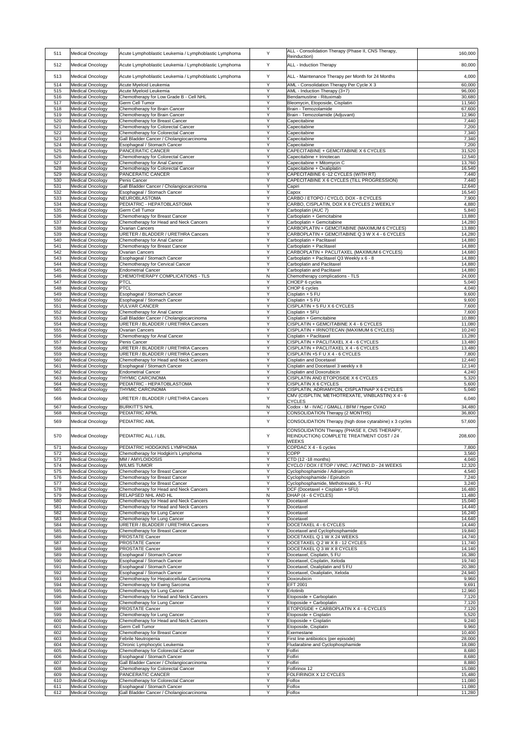| 511 | Medical Oncology | Acute Lymphoblastic Leukemia / Lymphoblastic Lymphoma | Y | ALL - Consolidation Therapy (Phase II, CNS Therapy, Reinduction) | 160,000 |
|---|---|---|---|---|---|
| 512 | Medical Oncology | Acute Lymphoblastic Leukemia / Lymphoblastic Lymphoma | Y | ALL - Induction Therapy | 80,000 |
| 513 | Medical Oncology | Acute Lymphoblastic Leukemia / Lymphoblastic Lymphoma | Y | ALL - Maintenance Therapy per Month for 24 Months | 4,000 |
| 514 | Medical Oncology | Acute Myeloid Leukemia | Y | AML - Consolidation Therapy Per Cycle X 3 | 60,000 |
| 515 | Medical Oncology | Acute Myeloid Leukemia | Y | AML - Induction Therapy (3+7) | 96,000 |
| 516 | Medical Oncology | Chemotherapy for Low Grade B - Cell NHL | Y | Bendamustine - Rituximab | 30,680 |
| 517 | Medical Oncology | Germ Cell Tumor | Y | Bleomycin, Etoposide, Cisplatin | 11,560 |
| 518 | Medical Oncology | Chemotherapy for Brain Cancer | Y | Brain - Temozolamide | 67,600 |
| 519 | Medical Oncology | Chemotherapy for Brain Cancer | Y | Brain - Temozolamide (Adjuvant) | 12,960 |
| 520 | Medical Oncology | Chemotherapy for Breast Cancer | Y | Capecitabine | 7,440 |
| 521 | Medical Oncology | Chemotherapy for Colorectal Cancer | Y | Capecitabine | 7,200 |
| 522 | Medical Oncology | Chemotherapy for Colorectal Cancer | Y | Capecitabine | 7,340 |
| 523 | Medical Oncology | Gall Bladder Cancer / Cholangiocarcinoma | Y | Capecitabine | 7,340 |
| 524 | Medical Oncology | Esophageal / Stomach Cancer | Y | Capecitabine | 7,200 |
| 525 | Medical Oncology | PANCERATIC CANCER | Y | CAPECITABINE + GEMCITABINE X 6 CYCLES | 31,520 |
| 526 | Medical Oncology | Chemotherapy for Colorectal Cancer | Y | Capecitabine + Irinotecan | 12,540 |
| 527 | Medical Oncology | Chemotherapy for Anal Cancer | Y | Capecitabine + Mitomycin C | 13,760 |
| 528 | Medical Oncology | Chemotherapy for Colorectal Cancer | Y | Capecitabine + Oxaliplatin | 16,540 |
| 529 | Medical Oncology | PANCERATIC CANCER | Y | CAPECITABINE 6 -12 CYCLES (WITH RT) | 7,440 |
| 530 | Medical Oncology | Penis Cancer | Y | CAPECITABINE X 6 CYCLES (TILL PROGRESSION) | 7,440 |
| 531 | Medical Oncology | Gall Bladder Cancer / Cholangiocarcinoma | Y | Capiri | 12,640 |
| 532 | Medical Oncology | Esophageal / Stomach Cancer | Y | Capox | 16,540 |
| 533 | Medical Oncology | NEUROBLASTOMA | Y | CARBO / ETOPO / CYCLO, DOX - 8 CYCLES | 7,900 |
| 534 | Medical Oncology | PEDIATRIC - HEPATOBLASTOMA | Y | CARBO, CISPLATIN, DOX X 6 CYCLES 2 WEEKLY | 4,880 |
| 535 | Medical Oncology | Germ Cell Tumor | Y | Carboplatin (AUC 7) | 5,840 |
| 536 | Medical Oncology | Chemotherapy for Breast Cancer | Y | Carboplatin + Gemcitabine | 13,880 |
| 537 | Medical Oncology | Chemotherapy for Head and Neck Cancers | Y | Carboplatin + Gemcitabine | 14,280 |
| 538 | Medical Oncology | Ovarian Cancers | Y | CARBOPLATIN + GEMCITABINE (MAXIMUM 6 CYCLES) | 13,880 |
| 539 | Medical Oncology | URETER / BLADDER / URETHRA Cancers | Y | CARBOPLATIN + GEMCITABINE Q 3 W X 4 - 6 CYCLES | 14,280 |
| 540 | Medical Oncology | Chemotherapy for Anal Cancer | Y | Carboplatin + Paclitaxel | 14,880 |
| 541 | Medical Oncology | Chemotherapy for Breast Cancer | Y | Carboplatin + Paclitaxel | 14,880 |
| 542 | Medical Oncology | Ovarian Cancers | Y | CARBOPLATIN + PACLITAXEL (MAXIMUM 6 CYCLES) | 14,680 |
| 543 | Medical Oncology | Esophageal / Stomach Cancer | Y | Carboplatin + Paclitaxel Q3 Weekly x 6 - 8 | 14,880 |
| 544 | Medical Oncology | Chemotherapy for Cervical Cancer | Y | Carboplatin and Paclitaxel | 14,880 |
| 545 | Medical Oncology | Endometrial Cancer | Y | Carboplatin and Paclitaxel | 14,880 |
| 546 | Medical Oncology | CHEMOTHERAPY COMPLICATIONS - TLS | N | Chemotherapy complications - TLS | 24,000 |
| 547 | Medical Oncology | PTCL | Y | CHOEP 6 cycles | 5,040 |
| 548 | Medical Oncology | PTCL | Y | CHOP 6 cycles | 4,040 |
| 549 | Medical Oncology | Esophageal / Stomach Cancer | Y | Cisplatin + 5 FU | 9,600 |
| 550 | Medical Oncology | Esophageal / Stomach Cancer | Y | Cisplatin + 5 FU | 9,600 |
| 551 | Medical Oncology | VULVAR CANCER | Y | CISPLATIN + 5 FU X 6 CYCLES | 7,600 |
| 552 | Medical Oncology | Chemotherapy for Anal Cancer | Y | Cisplatin + 5FU | 7,600 |
| 553 | Medical Oncology | Gall Bladder Cancer / Cholangiocarcinoma | Y | Cisplatin + Gemcitabine | 10,880 |
| 554 | Medical Oncology | URETER / BLADDER / URETHRA Cancers | Y | CISPLATIN + GEMCITABINE X 4 - 6 CYCLES | 11,080 |
| 555 | Medical Oncology | Ovarian Cancers | Y | CISPLATIN + IRINOTECAN (MAXIMUM 6 CYCLES) | 10,240 |
| 556 | Medical Oncology | Chemotherapy for Anal Cancer | Y | Cisplatin + Paclitaxel | 13,280 |
| 557 | Medical Oncology | Penis Cancer | Y | CISPLATIN + PACLITAXEL X 4 - 6 CYCLES | 13,480 |
| 558 | Medical Oncology | URETER / BLADDER / URETHRA Cancers | Y | CISPLATIN + PACLITAXEL X 4 - 6 CYCLES | 13,480 |
| 559 | Medical Oncology | URETER / BLADDER / URETHRA Cancers | Y | CISPLATIN +5 F U X 4 - 6 CYCLES | 7,800 |
| 560 | Medical Oncology | Chemotherapy for Head and Neck Cancers | Y | Cisplatin and Docetaxel | 12,440 |
| 561 | Medical Oncology | Esophageal / Stomach Cancer | Y | Cisplatin and Docetaxel 3 weekly x 8 | 12,140 |
| 562 | Medical Oncology | Endometrial Cancer | Y | Cisplatin and Doxorubicin | 4,240 |
| 563 | Medical Oncology | THYMIC CARCINOMA | Y | CISPLATIN AND ETOPOSIDE X 6 CYCLES | 5,320 |
| 564 | Medical Oncology | PEDIATRIC - HEPATOBLASTOMA | Y | CISPLATIN X 6 CYCLES | 5,600 |
| 565 | Medical Oncology | THYMIC CARCINOMA | Y | CISPLATIN, ADRIAMYCIN, CISPLATINAP X 6 CYCLES | 5,040 |
| 566 | Medical Oncology | URETER / BLADDER / URETHRA Cancers | Y | CMV (CISPLTIN, METHOTREXATE, VINBLASTIN) X 4 - 6 CYCLES | 6,040 |
| 567 | Medical Oncology | BURKITT'S NHL | N | Codox - M - IVAC / GMALL / BFM / Hyper CVAD | 34,480 |
| 568 | Medical Oncology | PEDIATRIC APML | Y | CONSOLIDATION Therapy (2 MONTHS) | 36,800 |
| 569 | Medical Oncology | PEDIATRIC AML | Y | CONSOLIDATION Therapy (high dose cytarabine) x 3 cycles | 57,600 |
| 570 | Medical Oncology | PEDIATRIC ALL / LBL | Y | CONSOLIDATION Therapy (PHASE II, CNS THERAPY, REINDUCTION) COMPLETE TREATMENT COST / 24 WEEKS | 208,600 |
| 571 | Medical Oncology | PEDIATRIC HODGKINS LYMPHOMA | Y | COPDAC X 4 - 6 cycles | 7,800 |
| 572 | Medical Oncology | Chemotherapy for Hodgkin's Lymphoma | Y | COPP | 3,560 |
| 573 | Medical Oncology | MM / AMYLOIDOSIS | Y | CTD (12 -18 months) | 4,040 |
| 574 | Medical Oncology | WILMS TUMOR | Y | CYCLO / DOX / ETOP / VINC. / ACTINO.D - 24 WEEKS | 12,320 |
| 575 | Medical Oncology | Chemotherapy for Breast Cancer | Y | Cyclophosphamide / Adriamycin | 4,540 |
| 576 | Medical Oncology | Chemotherapy for Breast Cancer | Y | Cyclophosphamide / Epirubcin | 7,240 |
| 577 | Medical Oncology | Chemotherapy for Breast Cancer | Y | Cyclophosphamide, Methotrexate, 5 - FU | 3,240 |
| 578 | Medical Oncology | Chemotherapy for Head and Neck Cancers | Y | DCF (Docetaxel + Cisplatin + 5FU) | 16,480 |
| 579 | Medical Oncology | RELAPSED NHL AND HL | N | DHAP (4 - 6 CYCLES) | 11,480 |
| 580 | Medical Oncology | Chemotherapy for Head and Neck Cancers | Y | Docetaxel | 15,040 |
| 581 | Medical Oncology | Chemotherapy for Head and Neck Cancers | Y | Docetaxel | 14,440 |
| 582 | Medical Oncology | Chemotherapy for Lung Cancer | Y | Docetaxel | 16,240 |
| 583 | Medical Oncology | Chemotherapy for Lung Cancer | Y | Docetaxel | 14,640 |
| 584 | Medical Oncology | URETER / BLADDER / URETHRA Cancers | Y | DOCETAXEL 4 - 6 CYCLES | 14,440 |
| 585 | Medical Oncology | Chemotherapy for Breast Cancer | Y | Docetaxel and Cyclophosphamide | 19,840 |
| 586 | Medical Oncology | PROSTATE Cancer | Y | DOCETAXEL Q 1 W X 24 WEEKS | 14,740 |
| 587 | Medical Oncology | PROSTATE Cancer | Y | DOCETAXEL Q 2 W X 8 - 12 CYCLES | 11,740 |
| 588 | Medical Oncology | PROSTATE Cancer | Y | DOCETAXEL Q 3 W X 8 CYCLES | 14,140 |
| 589 | Medical Oncology | Esophageal / Stomach Cancer | Y | Docetaxel, Cisplatin, 5 FU | 16,380 |
| 590 | Medical Oncology | Esophageal / Stomach Cancer | Y | Docetaxel, Cisplatin, Xeloda | 19,740 |
| 591 | Medical Oncology | Esophageal / Stomach Cancer | Y | Docetaxel, Oxaliplatin and 5 FU | 20,380 |
| 592 | Medical Oncology | Esophageal / Stomach Cancer | Y | Docetaxel, Oxaliplatin, Xeloda | 24,940 |
| 593 | Medical Oncology | Chemotherapy for Hepatocellular Carcinoma | Y | Doxorubicin | 9,960 |
| 594 | Medical Oncology | Chemotherapy for Ewing Sarcoma | Y | EFT 2001 | 9,691 |
| 595 | Medical Oncology | Chemotherapy for Lung Cancer | Y | Erlotinib | 12,960 |
| 596 | Medical Oncology | Chemotherapy for Head and Neck Cancers | Y | Etoposide + Carboplatin | 7,120 |
| 597 | Medical Oncology | Chemotherapy for Lung Cancer | Y | Etoposide + Carboplatin | 7,120 |
| 598 | Medical Oncology | PROSTATE Cancer | Y | ETOPOSIDE + CARBOPLATIN X 4 - 6 CYCLES | 7,120 |
| 599 | Medical Oncology | Chemotherapy for Lung Cancer | Y | Etoposide + Cisplatin | 5,520 |
| 600 | Medical Oncology | Chemotherapy for Head and Neck Cancers | Y | Etoposide + Cisplatin | 9,240 |
| 601 | Medical Oncology | Germ Cell Tumor | Y | Etoposide, Cisplatin | 9,960 |
| 602 | Medical Oncology | Chemotherapy for Breast Cancer | Y | Exemestane | 10,400 |
| 603 | Medical Oncology | Febrile Neutropenia | Y | First line antibiotics (per episode) | 28,000 |
| 604 | Medical Oncology | Chronic Lymphocytic Leukemia | Y | Fludarabine and Cyclophosphamide | 18,080 |
| 605 | Medical Oncology | Chemotherapy for Colorectal Cancer | Y | Folfiri | 8,680 |
| 606 | Medical Oncology | Esophageal / Stomach Cancer | Y | Folfiri | 8,680 |
| 607 | Medical Oncology | Gall Bladder Cancer / Cholangiocarcinoma | Y | Folfiri | 8,880 |
| 608 | Medical Oncology | Chemotherapy for Colorectal Cancer | Y | Folfirinox 12 | 15,080 |
| 609 | Medical Oncology | PANCERATIC CANCER | Y | FOLFIRINOX X 12 CYCLES | 15,480 |
| 610 | Medical Oncology | Chemotherapy for Colorectal Cancer | Y | Folfox | 11,080 |
| 611 | Medical Oncology | Esophageal / Stomach Cancer | Y | Folfox | 11,080 |
| 612 | Medical Oncology | Gall Bladder Cancer / Cholangiocarcinoma | Y | Folfox | 11,280 |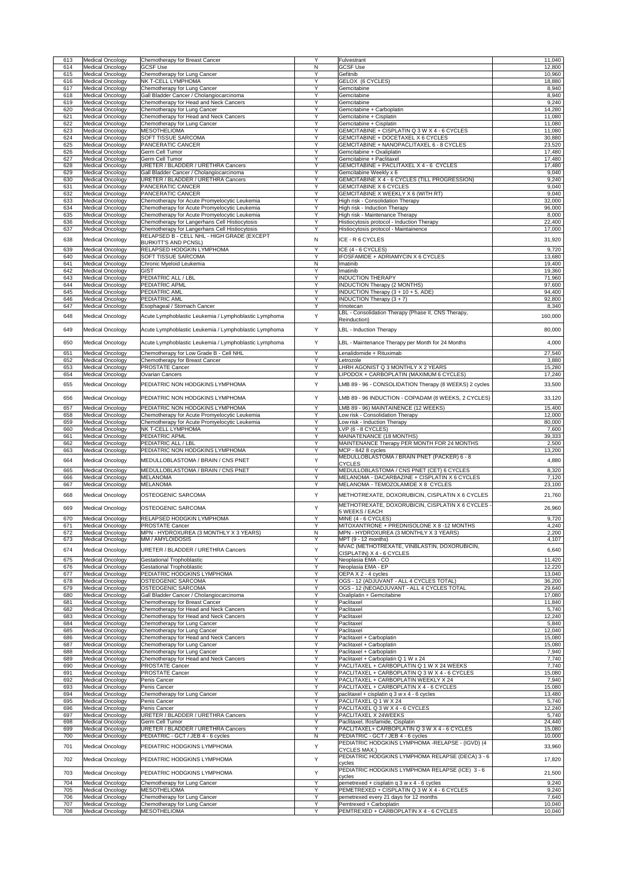| | | | | | |
|---|---|---|---|---|---|
| 613 | Medical Oncology | Chemotherapy for Breast Cancer | Y | Fulvestrant | 11,040 |
| 614 | Medical Oncology | GCSF Use | N | GCSF Use | 12,800 |
| 615 | Medical Oncology | Chemotherapy for Lung Cancer | Y | Gefitnib | 10,960 |
| 616 | Medical Oncology | NK T-CELL LYMPHOMA | Y | GELOX (6 CYCLES) | 18,880 |
| 617 | Medical Oncology | Chemotherapy for Lung Cancer | Y | Gemcitabine | 8,940 |
| 618 | Medical Oncology | Gall Bladder Cancer / Cholangiocarcinoma | Y | Gemcitabine | 8,940 |
| 619 | Medical Oncology | Chemotherapy for Head and Neck Cancers | Y | Gemcitabine | 9,240 |
| 620 | Medical Oncology | Chemotherapy for Lung Cancer | Y | Gemcitabine + Carboplatin | 14,280 |
| 621 | Medical Oncology | Chemotherapy for Head and Neck Cancers | Y | Gemcitabine + Cisplatin | 11,080 |
| 622 | Medical Oncology | Chemotherapy for Lung Cancer | Y | Gemcitabine + Cisplatin | 11,080 |
| 623 | Medical Oncology | MESOTHELIOMA | Y | GEMCITABINE + CISPLATIN Q 3 W X 4 - 6 CYCLES | 11,080 |
| 624 | Medical Oncology | SOFT TISSUE SARCOMA | Y | GEMCITABINE + DOCETAXEL X 6 CYCLES | 30,880 |
| 625 | Medical Oncology | PANCERATIC CANCER | Y | GEMCITABINE + NANOPACLITAXEL 6 - 8 CYCLES | 23,520 |
| 626 | Medical Oncology | Germ Cell Tumor | Y | Gemcitabine + Oxaliplatin | 17,480 |
| 627 | Medical Oncology | Germ Cell Tumor | Y | Gemcitabine + Paclitaxel | 17,480 |
| 628 | Medical Oncology | URETER / BLADDER / URETHRA Cancers | Y | GEMCITABINE + PACLITAXEL X 4 - 6 CYCLES | 17,480 |
| 629 | Medical Oncology | Gall Bladder Cancer / Cholangiocarcinoma | Y | Gemcitabine Weekly x 6 | 9,040 |
| 630 | Medical Oncology | URETER / BLADDER / URETHRA Cancers | Y | GEMCITABINE X 4 - 6 CYCLES (TILL PROGRESSION) | 9,240 |
| 631 | Medical Oncology | PANCERATIC CANCER | Y | GEMCITABINE X 6 CYCLES | 9,040 |
| 632 | Medical Oncology | PANCERATIC CANCER | Y | GEMCITABINE X WEEKLY X 6 (WITH RT) | 9,040 |
| 633 | Medical Oncology | Chemotherapy for Acute Promyelocytic Leukemia | Y | High risk - Consolidation Therapy | 32,000 |
| 634 | Medical Oncology | Chemotherapy for Acute Promyelocytic Leukemia | Y | High risk - Induction Therapy | 96,000 |
| 635 | Medical Oncology | Chemotherapy for Acute Promyelocytic Leukemia | Y | High risk - Maintenance Therapy | 8,000 |
| 636 | Medical Oncology | Chemotherapy for Langerhans Cell Histiocytosis | Y | Histiocytosis protocol - Induction Therapy | 22,400 |
| 637 | Medical Oncology | Chemotherapy for Langerhans Cell Histiocytosis | Y | Histiocytosis protocol - Maintainence | 17,000 |
| 638 | Medical Oncology | RELAPSED B - CELL NHL - HIGH GRADE (EXCEPT BURKITT'S AND PCNSL) | N | ICE - R 6 CYCLES | 31,920 |
| 639 | Medical Oncology | RELAPSED HODGKIN LYMPHOMA | Y | ICE (4 - 6 CYCLES) | 9,720 |
| 640 | Medical Oncology | SOFT TISSUE SARCOMA | Y | IFOSFAMIDE + ADRIAMYCIN X 6 CYCLES | 13,680 |
| 641 | Medical Oncology | Chronic Myeloid Leukemia | N | Imatinib | 19,400 |
| 642 | Medical Oncology | GIST | Y | Imatinib | 19,360 |
| 643 | Medical Oncology | PEDIATRIC ALL / LBL | Y | INDUCTION THERAPY | 71,960 |
| 644 | Medical Oncology | PEDIATRIC APML | Y | INDUCTION Therapy (2 MONTHS) | 97,600 |
| 645 | Medical Oncology | PEDIATRIC AML | Y | INDUCTION Therapy (3 + 10 + 5, ADE) | 94,400 |
| 646 | Medical Oncology | PEDIATRIC AML | Y | INDUCTION Therapy (3 + 7) | 92,800 |
| 647 | Medical Oncology | Esophageal / Stomach Cancer | Y | Irinotecan | 8,340 |
| 648 | Medical Oncology | Acute Lymphoblastic Leukemia / Lymphoblastic Lymphoma | Y | LBL - Consolidation Therapy (Phase II, CNS Therapy, Reinduction) | 160,000 |
| 649 | Medical Oncology | Acute Lymphoblastic Leukemia / Lymphoblastic Lymphoma | Y | LBL - Induction Therapy | 80,000 |
| 650 | Medical Oncology | Acute Lymphoblastic Leukemia / Lymphoblastic Lymphoma | Y | LBL - Maintenance Therapy per Month for 24 Months | 4,000 |
| 651 | Medical Oncology | Chemotherapy for Low Grade B - Cell NHL | Y | Lenalidomide + Rituximab | 27,540 |
| 652 | Medical Oncology | Chemotherapy for Breast Cancer | Y | Letrozole | 3,880 |
| 653 | Medical Oncology | PROSTATE Cancer | Y | LHRH AGONIST Q 3 MONTHLY X 2 YEARS | 15,280 |
| 654 | Medical Oncology | Ovarian Cancers | Y | LIPODOX + CARBOPLATIN (MAXIMUM 6 CYCLES) | 17,240 |
| 655 | Medical Oncology | PEDIATRIC NON HODGKINS LYMPHOMA | Y | LMB 89 - 96 - CONSOLIDATION Therapy (8 WEEKS) 2 cycles | 33,500 |
| 656 | Medical Oncology | PEDIATRIC NON HODGKINS LYMPHOMA | Y | LMB 89 - 96 INDUCTION - COPADAM (8 WEEKS, 2 CYCLES) | 33,120 |
| 657 | Medical Oncology | PEDIATRIC NON HODGKINS LYMPHOMA | Y | LMB 89 - 96) MAINTAINENCE (12 WEEKS) | 15,400 |
| 658 | Medical Oncology | Chemotherapy for Acute Promyelocytic Leukemia | Y | Low risk - Consolidation Therapy | 12,000 |
| 659 | Medical Oncology | Chemotherapy for Acute Promyelocytic Leukemia | Y | Low risk - Induction Therapy | 80,000 |
| 660 | Medical Oncology | NK T-CELL LYMPHOMA | Y | LVP (6 - 8 CYCLES) | 7,600 |
| 661 | Medical Oncology | PEDIATRIC APML | Y | MAINATENANCE (18 MONTHS) | 39,333 |
| 662 | Medical Oncology | PEDIATRIC ALL / LBL | Y | MAINTENANCE Therapy PER MONTH FOR 24 MONTHS | 2,500 |
| 663 | Medical Oncology | PEDIATRIC NON HODGKINS LYMPHOMA | Y | MCP - 842 8 cycles | 13,200 |
| 664 | Medical Oncology | MEDULLOBLASTOMA / BRAIN / CNS PNET | Y | MEDULLOBLASTOMA / BRAIN PNET (PACKER) 6 - 8 CYCLES | 4,880 |
| 665 | Medical Oncology | MEDULLOBLASTOMA / BRAIN / CNS PNET | Y | MEDULLOBLASTOMA / CNS PNET (CET) 6 CYCLES | 8,320 |
| 666 | Medical Oncology | MELANOMA | Y | MELANOMA - DACARBAZINE + CISPLATIN X 6 CYCLES | 7,120 |
| 667 | Medical Oncology | MELANOMA | Y | MELANOMA - TEMOZOLAMIDE X 8 CYCLES | 23,100 |
| 668 | Medical Oncology | OSTEOGENIC SARCOMA | Y | METHOTREXATE, DOXORUBICIN, CISPLATIN X 6 CYCLES | 21,760 |
| 669 | Medical Oncology | OSTEOGENIC SARCOMA | Y | METHOTREXATE, DOXORUBICIN, CISPLATIN X 6 CYCLES - 5 WEEKS / EACH | 26,960 |
| 670 | Medical Oncology | RELAPSED HODGKIN LYMPHOMA | Y | MINE (4 - 6 CYCLES) | 9,720 |
| 671 | Medical Oncology | PROSTATE Cancer | Y | MITOXANTRONE + PREDNISOLONE X 8 -12 MONTHS | 4,240 |
| 672 | Medical Oncology | MPN - HYDROXUREA (3 MONTHLY X 3 YEARS) | N | MPN - HYDROXUREA (3 MONTHLY X 3 YEARS) | 2,200 |
| 673 | Medical Oncology | MM / AMYLOIDOSIS | Y | MPT (9 - 12 months) | 4,107 |
| 674 | Medical Oncology | URETER / BLADDER / URETHRA Cancers | Y | MVAC (METHOTREXATE, VINBLASTIN, DOXORUBICIN, CISPLATIN) X 4 - 6 CYCLES | 6,640 |
| 675 | Medical Oncology | Gestational Trophoblastic | Y | Neoplasia EMA - CO | 11,420 |
| 676 | Medical Oncology | Gestational Trophoblastic | Y | Neoplasia EMA - EP | 12,220 |
| 677 | Medical Oncology | PEDIATRIC HODGKINS LYMPHOMA | Y | OEPA X 2 - 4 cycles | 13,040 |
| 678 | Medical Oncology | OSTEOGENIC SARCOMA | Y | OGS - 12 (ADJUVANT - ALL 4 CYCLES TOTAL) | 36,200 |
| 679 | Medical Oncology | OSTEOGENIC SARCOMA | Y | OGS - 12 (NEOADJUVANT - ALL 4 CYCLES TOTAL | 29,640 |
| 680 | Medical Oncology | Gall Bladder Cancer / Cholangiocarcinoma | Y | Oxaliplatin + Gemcitabine | 17,080 |
| 681 | Medical Oncology | Chemotherapy for Breast Cancer | Y | Paclitaxel | 11,840 |
| 682 | Medical Oncology | Chemotherapy for Head and Neck Cancers | Y | Paclitaxel | 5,740 |
| 683 | Medical Oncology | Chemotherapy for Head and Neck Cancers | Y | Paclitaxel | 12,240 |
| 684 | Medical Oncology | Chemotherapy for Lung Cancer | Y | Paclitaxel | 5,840 |
| 685 | Medical Oncology | Chemotherapy for Lung Cancer | Y | Paclitaxel | 12,040 |
| 686 | Medical Oncology | Chemotherapy for Head and Neck Cancers | Y | Paclitaxel + Carboplatin | 15,080 |
| 687 | Medical Oncology | Chemotherapy for Lung Cancer | Y | Paclitaxel + Carboplatin | 15,080 |
| 688 | Medical Oncology | Chemotherapy for Lung Cancer | Y | Paclitaxel + Carboplatin | 7,940 |
| 689 | Medical Oncology | Chemotherapy for Head and Neck Cancers | Y | Paclitaxel + Carboplatin Q 1 W x 24 | 7,740 |
| 690 | Medical Oncology | PROSTATE Cancer | Y | PACLITAXEL + CARBOPLATIN Q 1 W X 24 WEEKS | 7,740 |
| 691 | Medical Oncology | PROSTATE Cancer | Y | PACLITAXEL + CARBOPLATIN Q 3 W X 4 - 6 CYCLES | 15,080 |
| 692 | Medical Oncology | Penis Cancer | Y | PACLITAXEL + CARBOPLATIN WEEKLY X 24 | 7,940 |
| 693 | Medical Oncology | Penis Cancer | Y | PACLITAXEL + CARBOPLATIN X 4 - 6 CYCLES | 15,080 |
| 694 | Medical Oncology | Chemotherapy for Lung Cancer | Y | paclitaxel + cisplatin q 3 w x 4 - 6 cycles | 13,480 |
| 695 | Medical Oncology | Penis Cancer | Y | PACLITAXEL Q 1 W X 24 | 5,740 |
| 696 | Medical Oncology | Penis Cancer | Y | PACLITAXEL Q 3 W X 4 - 6 CYCLES | 12,240 |
| 697 | Medical Oncology | URETER / BLADDER / URETHRA Cancers | Y | PACLITAXEL X 24WEEKS | 5,740 |
| 698 | Medical Oncology | Germ Cell Tumor | Y | Paclitaxel, Ifosfamide, Cisplatin | 24,440 |
| 699 | Medical Oncology | URETER / BLADDER / URETHRA Cancers | Y | PACLITAXEL+ CARBOPLATIN Q 3 W X 4 - 6 CYCLES | 15,080 |
| 700 | Medical Oncology | PEDIATRIC - GCT / JEB 4 - 6 cycles | N | PEDIATRIC - GCT / JEB 4 - 6 cycles | 10,000 |
| 701 | Medical Oncology | PEDIATRIC HODGKINS LYMPHOMA | Y | PEDIATRIC HODGKINS LYMPHOMA -RELAPSE - (IGVD) (4 CYCLES MAX.) | 33,960 |
| 702 | Medical Oncology | PEDIATRIC HODGKINS LYMPHOMA | Y | PEDIATRIC HODGKINS LYMPHOMA RELAPSE (DECA) 3 - 6 cycles | 17,820 |
| 703 | Medical Oncology | PEDIATRIC HODGKINS LYMPHOMA | Y | PEDIATRIC HODGKINS LYMPHOMA RELAPSE (ICE) 3 - 6 cycles | 21,500 |
| 704 | Medical Oncology | Chemotherapy for Lung Cancer | Y | pemetrexed + cisplatin q 3 w x 4 - 6 cycles | 9,240 |
| 705 | Medical Oncology | MESOTHELIOMA | Y | PEMETREXED + CISPLATIN Q 3 W X 4 - 6 CYCLES | 9,240 |
| 706 | Medical Oncology | Chemotherapy for Lung Cancer | Y | pemetrexed every 21 days for 12 months | 7,640 |
| 707 | Medical Oncology | Chemotherapy for Lung Cancer | Y | Pemtrexed + Carboplatin | 10,040 |
| 708 | Medical Oncology | MESOTHELIOMA | Y | PEMTREXED + CARBOPLATIN X 4 - 6 CYCLES | 10,040 |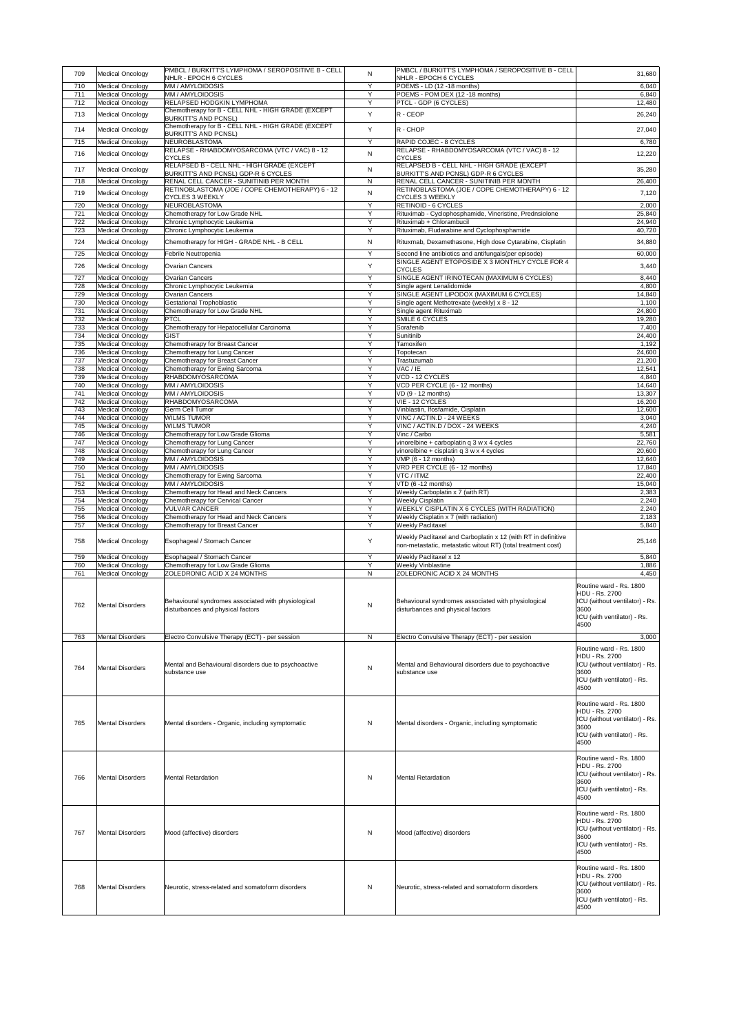| 709 | Medical Oncology | PMBCL / BURKITT'S LYMPHOMA / SEROPOSITIVE B - CELL NHLR - EPOCH 6 CYCLES | N | PMBCL / BURKITT'S LYMPHOMA / SEROPOSITIVE B - CELL NHLR - EPOCH 6 CYCLES | 31,680 |
|---|---|---|---|---|---|
| 710 | Medical Oncology | MM / AMYLOIDOSIS | Y | POEMS - LD (12 -18 months) | 6,040 |
| 711 | Medical Oncology | MM / AMYLOIDOSIS | Y | POEMS - POM DEX (12 -18 months) | 6,840 |
| 712 | Medical Oncology | RELAPSED HODGKIN LYMPHOMA | Y | PTCL - GDP (6 CYCLES) | 12,480 |
| 713 | Medical Oncology | Chemotherapy for B - CELL NHL - HIGH GRADE (EXCEPT BURKITT'S AND PCNSL) | Y | R - CEOP | 26,240 |
| 714 | Medical Oncology | Chemotherapy for B - CELL NHL - HIGH GRADE (EXCEPT BURKITT'S AND PCNSL) | Y | R - CHOP | 27,040 |
| 715 | Medical Oncology | NEUROBLASTOMA | Y | RAPID COJEC - 8 CYCLES | 6,780 |
| 716 | Medical Oncology | RELAPSE - RHABDOMYOSARCOMA (VTC / VAC) 8 - 12 CYCLES | N | RELAPSE - RHABDOMYOSARCOMA (VTC / VAC) 8 - 12 CYCLES | 12,220 |
| 717 | Medical Oncology | RELAPSED B - CELL NHL - HIGH GRADE (EXCEPT BURKITT'S AND PCNSL) GDP-R 6 CYCLES | N | RELAPSED B - CELL NHL - HIGH GRADE (EXCEPT BURKITT'S AND PCNSL) GDP-R 6 CYCLES | 35,280 |
| 718 | Medical Oncology | RENAL CELL CANCER - SUNITINIB PER MONTH | N | RENAL CELL CANCER - SUNITINIB PER MONTH | 26,400 |
| 719 | Medical Oncology | RETINOBLASTOMA (JOE / COPE CHEMOTHERAPY) 6 - 12 CYCLES 3 WEEKLY | N | RETINOBLASTOMA (JOE / COPE CHEMOTHERAPY) 6 - 12 CYCLES 3 WEEKLY | 7,120 |
| 720 | Medical Oncology | NEUROBLASTOMA | Y | RETINOID - 6 CYCLES | 2,000 |
| 721 | Medical Oncology | Chemotherapy for Low Grade NHL | Y | Rituximab - Cyclophosphamide, Vincristine, Prednsiolone | 25,840 |
| 722 | Medical Oncology | Chronic Lymphocytic Leukemia | Y | Rituximab + Chlorambucil | 24,940 |
| 723 | Medical Oncology | Chronic Lymphocytic Leukemia | Y | Rituximab, Fludarabine and Cyclophosphamide | 40,720 |
| 724 | Medical Oncology | Chemotherapy for HIGH - GRADE NHL - B CELL | N | Rituxmab, Dexamethasone, High dose Cytarabine, Cisplatin | 34,880 |
| 725 | Medical Oncology | Febrile Neutropenia | Y | Second line antibiotics and antifungals(per episode) | 60,000 |
| 726 | Medical Oncology | Ovarian Cancers | Y | SINGLE AGENT ETOPOSIDE X 3 MONTHLY CYCLE FOR 4 CYCLES | 3,440 |
| 727 | Medical Oncology | Ovarian Cancers | Y | SINGLE AGENT IRINOTECAN (MAXIMUM 6 CYCLES) | 8,440 |
| 728 | Medical Oncology | Chronic Lymphocytic Leukemia | Y | Single agent Lenalidomide | 4,800 |
| 729 | Medical Oncology | Ovarian Cancers | Y | SINGLE AGENT LIPODOX (MAXIMUM 6 CYCLES) | 14,840 |
| 730 | Medical Oncology | Gestational Trophoblastic | Y | Single agent Methotrexate (weekly) x 8 - 12 | 1,100 |
| 731 | Medical Oncology | Chemotherapy for Low Grade NHL | Y | Single agent Rituximab | 24,800 |
| 732 | Medical Oncology | PTCL | Y | SMILE 6 CYCLES | 19,280 |
| 733 | Medical Oncology | Chemotherapy for Hepatocellular Carcinoma | Y | Sorafenib | 7,400 |
| 734 | Medical Oncology | GIST | Y | Sunitinib | 24,400 |
| 735 | Medical Oncology | Chemotherapy for Breast Cancer | Y | Tamoxifen | 1,192 |
| 736 | Medical Oncology | Chemotherapy for Lung Cancer | Y | Topotecan | 24,600 |
| 737 | Medical Oncology | Chemotherapy for Breast Cancer | Y | Trastuzumab | 21,200 |
| 738 | Medical Oncology | Chemotherapy for Ewing Sarcoma | Y | VAC / IE | 12,541 |
| 739 | Medical Oncology | RHABDOMYOSARCOMA | Y | VCD - 12 CYCLES | 4,840 |
| 740 | Medical Oncology | MM / AMYLOIDOSIS | Y | VCD PER CYCLE (6 - 12 months) | 14,640 |
| 741 | Medical Oncology | MM / AMYLOIDOSIS | Y | VD (9 - 12 months) | 13,307 |
| 742 | Medical Oncology | RHABDOMYOSARCOMA | Y | VIE - 12 CYCLES | 16,200 |
| 743 | Medical Oncology | Germ Cell Tumor | Y | Vinblastin, Ifosfamide, Cisplatin | 12,600 |
| 744 | Medical Oncology | WILMS TUMOR | Y | VINC / ACTIN.D - 24 WEEKS | 3,040 |
| 745 | Medical Oncology | WILMS TUMOR | Y | VINC / ACTIN.D / DOX - 24 WEEKS | 4,240 |
| 746 | Medical Oncology | Chemotherapy for Low Grade Glioma | Y | Vinc / Carbo | 5,581 |
| 747 | Medical Oncology | Chemotherapy for Lung Cancer | Y | vinorelbine + carboplatin q 3 w x 4 cycles | 22,760 |
| 748 | Medical Oncology | Chemotherapy for Lung Cancer | Y | vinorelbine + cisplatin q 3 w x 4 cycles | 20,600 |
| 749 | Medical Oncology | MM / AMYLOIDOSIS | Y | VMP (6 - 12 months) | 12,640 |
| 750 | Medical Oncology | MM / AMYLOIDOSIS | Y | VRD PER CYCLE (6 - 12 months) | 17,840 |
| 751 | Medical Oncology | Chemotherapy for Ewing Sarcoma | Y | VTC / ITMZ | 22,400 |
| 752 | Medical Oncology | MM / AMYLOIDOSIS | Y | VTD (6 -12 months) | 15,040 |
| 753 | Medical Oncology | Chemotherapy for Head and Neck Cancers | Y | Weekly Carboplatin x 7 (with RT) | 2,383 |
| 754 | Medical Oncology | Chemotherapy for Cervical Cancer | Y | Weekly Cisplatin | 2,240 |
| 755 | Medical Oncology | VULVAR CANCER | Y | WEEKLY CISPLATIN X 6 CYCLES (WITH RADIATION) | 2,240 |
| 756 | Medical Oncology | Chemotherapy for Head and Neck Cancers | Y | Weekly Cisplatin x 7 (with radiation) | 2,183 |
| 757 | Medical Oncology | Chemotherapy for Breast Cancer | Y | Weekly Paclitaxel | 5,840 |
| 758 | Medical Oncology | Esophageal / Stomach Cancer | Y | Weekly Paclitaxel and Carboplatin x 12 (with RT in definitive non-metastatic, metastatic witout RT) (total treatment cost) | 25,146 |
| 759 | Medical Oncology | Esophageal / Stomach Cancer | Y | Weekly Paclitaxel x 12 | 5,840 |
| 760 | Medical Oncology | Chemotherapy for Low Grade Glioma | Y | Weekly Vinblastine | 1,886 |
| 761 | Medical Oncology | ZOLEDRONIC ACID X 24 MONTHS | N | ZOLEDRONIC ACID X 24 MONTHS | 4,450 |
| 762 | Mental Disorders | Behavioural syndromes associated with physiological disturbances and physical factors | N | Behavioural syndromes associated with physiological disturbances and physical factors | Routine ward - Rs. 1800 HDU - Rs. 2700 ICU (without ventilator) - Rs. 3600 ICU (with ventilator) - Rs. 4500 |
| 763 | Mental Disorders | Electro Convulsive Therapy (ECT) - per session | N | Electro Convulsive Therapy (ECT) - per session | 3,000 |
| 764 | Mental Disorders | Mental and Behavioural disorders due to psychoactive substance use | N | Mental and Behavioural disorders due to psychoactive substance use | Routine ward - Rs. 1800 HDU - Rs. 2700 ICU (without ventilator) - Rs. 3600 ICU (with ventilator) - Rs. 4500 |
| 765 | Mental Disorders | Mental disorders - Organic, including symptomatic | N | Mental disorders - Organic, including symptomatic | Routine ward - Rs. 1800 HDU - Rs. 2700 ICU (without ventilator) - Rs. 3600 ICU (with ventilator) - Rs. 4500 |
| 766 | Mental Disorders | Mental Retardation | N | Mental Retardation | Routine ward - Rs. 1800 HDU - Rs. 2700 ICU (without ventilator) - Rs. 3600 ICU (with ventilator) - Rs. 4500 |
| 767 | Mental Disorders | Mood (affective) disorders | N | Mood (affective) disorders | Routine ward - Rs. 1800 HDU - Rs. 2700 ICU (without ventilator) - Rs. 3600 ICU (with ventilator) - Rs. 4500 |
| 768 | Mental Disorders | Neurotic, stress-related and somatoform disorders | N | Neurotic, stress-related and somatoform disorders | Routine ward - Rs. 1800 HDU - Rs. 2700 ICU (without ventilator) - Rs. 3600 ICU (with ventilator) - Rs. 4500 |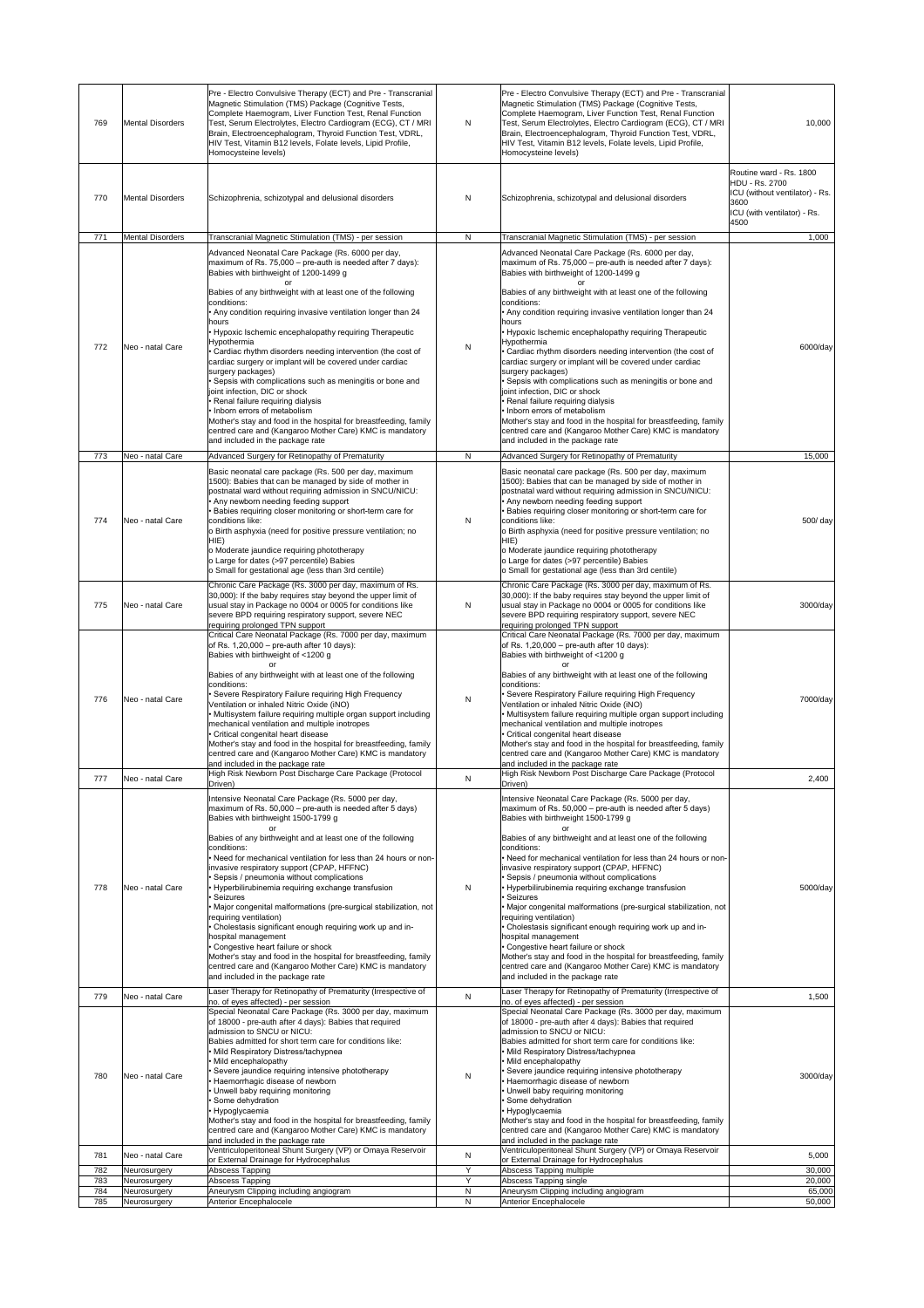| 769 | Mental Disorders | Pre - Electro Convulsive Therapy (ECT) and Pre - Transcranial Magnetic Stimulation (TMS) Package (Cognitive Tests, Complete Haemogram, Liver Function Test, Renal Function Test, Serum Electrolytes, Electro Cardiogram (ECG), CT / MRI Brain, Electroencephalogram, Thyroid Function Test, VDRL, HIV Test, Vitamin B12 levels, Folate levels, Lipid Profile, Homocysteine levels) | N | Pre - Electro Convulsive Therapy (ECT) and Pre - Transcranial Magnetic Stimulation (TMS) Package (Cognitive Tests, Complete Haemogram, Liver Function Test, Renal Function Test, Serum Electrolytes, Electro Cardiogram (ECG), CT / MRI Brain, Electroencephalogram, Thyroid Function Test, VDRL, HIV Test, Vitamin B12 levels, Folate levels, Lipid Profile, Homocysteine levels) | 10,000 |
|---|---|---|---|---|---|
| 770 | Mental Disorders | Schizophrenia, schizotypal and delusional disorders | N | Schizophrenia, schizotypal and delusional disorders | Routine ward - Rs. 1800<br>HDU - Rs. 2700<br>ICU (without ventilator) - Rs. 3600<br>ICU (with ventilator) - Rs. 4500 |
| 771 | Mental Disorders | Transcranial Magnetic Stimulation (TMS) - per session | N | Transcranial Magnetic Stimulation (TMS) - per session | 1,000 |
| 772 | Neo - natal Care | Advanced Neonatal Care Package (Rs. 6000 per day, maximum of Rs. 75,000 – pre-auth is needed after 7 days): Babies with birthweight of 1200-1499 g<br>or<br>Babies of any birthweight with at least one of the following conditions:<br>• Any condition requiring invasive ventilation longer than 24 hours<br>• Hypoxic Ischemic encephalopathy requiring Therapeutic Hypothermia<br>• Cardiac rhythm disorders needing intervention (the cost of cardiac surgery or implant will be covered under cardiac surgery packages)<br>• Sepsis with complications such as meningitis or bone and joint infection, DIC or shock<br>• Renal failure requiring dialysis<br>• Inborn errors of metabolism<br>Mother's stay and food in the hospital for breastfeeding, family centred care and (Kangaroo Mother Care) KMC is mandatory and included in the package rate | N | Advanced Neonatal Care Package (Rs. 6000 per day, maximum of Rs. 75,000 – pre-auth is needed after 7 days): Babies with birthweight of 1200-1499 g<br>or<br>Babies of any birthweight with at least one of the following conditions:<br>• Any condition requiring invasive ventilation longer than 24 hours<br>• Hypoxic Ischemic encephalopathy requiring Therapeutic Hypothermia<br>• Cardiac rhythm disorders needing intervention (the cost of cardiac surgery or implant will be covered under cardiac surgery packages)<br>• Sepsis with complications such as meningitis or bone and joint infection, DIC or shock<br>• Renal failure requiring dialysis<br>• Inborn errors of metabolism<br>Mother's stay and food in the hospital for breastfeeding, family centred care and (Kangaroo Mother Care) KMC is mandatory and included in the package rate | 6000/day |
| 773 | Neo - natal Care | Advanced Surgery for Retinopathy of Prematurity | N | Advanced Surgery for Retinopathy of Prematurity | 15,000 |
| 774 | Neo - natal Care | Basic neonatal care package (Rs. 500 per day, maximum 1500): Babies that can be managed by side of mother in postnatal ward without requiring admission in SNCU/NICU:<br>• Any newborn needing feeding support<br>• Babies requiring closer monitoring or short-term care for conditions like:<br>o Birth asphyxia (need for positive pressure ventilation; no HIE)<br>o Moderate jaundice requiring phototherapy<br>o Large for dates (>97 percentile) Babies<br>o Small for gestational age (less than 3rd centile) | N | Basic neonatal care package (Rs. 500 per day, maximum 1500): Babies that can be managed by side of mother in postnatal ward without requiring admission in SNCU/NICU:<br>• Any newborn needing feeding support<br>• Babies requiring closer monitoring or short-term care for conditions like:<br>o Birth asphyxia (need for positive pressure ventilation; no HIE)<br>o Moderate jaundice requiring phototherapy<br>o Large for dates (>97 percentile) Babies<br>o Small for gestational age (less than 3rd centile) | 500/ day |
| 775 | Neo - natal Care | Chronic Care Package (Rs. 3000 per day, maximum of Rs. 30,000): If the baby requires stay beyond the upper limit of usual stay in Package no 0004 or 0005 for conditions like severe BPD requiring respiratory support, severe NEC requiring prolonged TPN support | N | Chronic Care Package (Rs. 3000 per day, maximum of Rs. 30,000): If the baby requires stay beyond the upper limit of usual stay in Package no 0004 or 0005 for conditions like severe BPD requiring respiratory support, severe NEC requiring prolonged TPN support | 3000/day |
| 776 | Neo - natal Care | Critical Care Neonatal Package (Rs. 7000 per day, maximum of Rs. 1,20,000 – pre-auth after 10 days):<br>Babies with birthweight of <1200 g<br>or<br>Babies of any birthweight with at least one of the following conditions:<br>• Severe Respiratory Failure requiring High Frequency Ventilation or inhaled Nitric Oxide (iNO)<br>• Multisystem failure requiring multiple organ support including mechanical ventilation and multiple inotropes<br>• Critical congenital heart disease<br>Mother's stay and food in the hospital for breastfeeding, family centred care and (Kangaroo Mother Care) KMC is mandatory and included in the package rate | N | Critical Care Neonatal Package (Rs. 7000 per day, maximum of Rs. 1,20,000 – pre-auth after 10 days):<br>Babies with birthweight of <1200 g<br>or<br>Babies of any birthweight with at least one of the following conditions:<br>• Severe Respiratory Failure requiring High Frequency Ventilation or inhaled Nitric Oxide (iNO)<br>• Multisystem failure requiring multiple organ support including mechanical ventilation and multiple inotropes<br>• Critical congenital heart disease<br>Mother's stay and food in the hospital for breastfeeding, family centred care and (Kangaroo Mother Care) KMC is mandatory and included in the package rate | 7000/day |
| 777 | Neo - natal Care | High Risk Newborn Post Discharge Care Package (Protocol Driven) | N | High Risk Newborn Post Discharge Care Package (Protocol Driven) | 2,400 |
| 778 | Neo - natal Care | Intensive Neonatal Care Package (Rs. 5000 per day, maximum of Rs. 50,000 – pre-auth is needed after 5 days)<br>Babies with birthweight 1500-1799 g<br>or<br>Babies of any birthweight and at least one of the following conditions:<br>• Need for mechanical ventilation for less than 24 hours or non-invasive respiratory support (CPAP, HFFNC)<br>• Sepsis / pneumonia without complications<br>• Hyperbilirubinemia requiring exchange transfusion<br>• Seizures<br>• Major congenital malformations (pre-surgical stabilization, not requiring ventilation)<br>• Cholestasis significant enough requiring work up and in-hospital management<br>• Congestive heart failure or shock<br>Mother's stay and food in the hospital for breastfeeding, family centred care and (Kangaroo Mother Care) KMC is mandatory and included in the package rate | N | Intensive Neonatal Care Package (Rs. 5000 per day, maximum of Rs. 50,000 – pre-auth is needed after 5 days)<br>Babies with birthweight 1500-1799 g<br>or<br>Babies of any birthweight and at least one of the following conditions:<br>• Need for mechanical ventilation for less than 24 hours or non-invasive respiratory support (CPAP, HFFNC)<br>• Sepsis / pneumonia without complications<br>• Hyperbilirubinemia requiring exchange transfusion<br>• Seizures<br>• Major congenital malformations (pre-surgical stabilization, not requiring ventilation)<br>• Cholestasis significant enough requiring work up and in-hospital management<br>• Congestive heart failure or shock<br>Mother's stay and food in the hospital for breastfeeding, family centred care and (Kangaroo Mother Care) KMC is mandatory and included in the package rate | 5000/day |
| 779 | Neo - natal Care | Laser Therapy for Retinopathy of Prematurity (Irrespective of no. of eyes affected) - per session | N | Laser Therapy for Retinopathy of Prematurity (Irrespective of no. of eyes affected) - per session | 1,500 |
| 780 | Neo - natal Care | Special Neonatal Care Package (Rs. 3000 per day, maximum of 18000 - pre-auth after 4 days): Babies that required admission to SNCU or NICU:<br>Babies admitted for short term care for conditions like:<br>• Mild Respiratory Distress/tachypnea<br>• Mild encephalopathy<br>• Severe jaundice requiring intensive phototherapy<br>• Haemorrhagic disease of newborn<br>• Unwell baby requiring monitoring<br>• Some dehydration<br>• Hypoglycaemia<br>Mother's stay and food in the hospital for breastfeeding, family centred care and (Kangaroo Mother Care) KMC is mandatory and included in the package rate | N | Special Neonatal Care Package (Rs. 3000 per day, maximum of 18000 - pre-auth after 4 days): Babies that required admission to SNCU or NICU:<br>Babies admitted for short term care for conditions like:<br>• Mild Respiratory Distress/tachypnea<br>• Mild encephalopathy<br>• Severe jaundice requiring intensive phototherapy<br>• Haemorrhagic disease of newborn<br>• Unwell baby requiring monitoring<br>• Some dehydration<br>• Hypoglycaemia<br>Mother's stay and food in the hospital for breastfeeding, family centred care and (Kangaroo Mother Care) KMC is mandatory and included in the package rate | 3000/day |
| 781 | Neo - natal Care | Ventriculoperitoneal Shunt Surgery (VP) or Omaya Reservoir or External Drainage for Hydrocephalus | N | Ventriculoperitoneal Shunt Surgery (VP) or Omaya Reservoir or External Drainage for Hydrocephalus | 5,000 |
| 782 | Neurosurgery | Abscess Tapping | Y | Abscess Tapping multiple | 30,000 |
| 783 | Neurosurgery | Abscess Tapping | Y | Abscess Tapping single | 20,000 |
| 784 | Neurosurgery | Aneurysm Clipping including angiogram | N | Aneurysm Clipping including angiogram | 65,000 |
| 785 | Neurosurgery | Anterior Encephalocele | N | Anterior Encephalocele | 50,000 |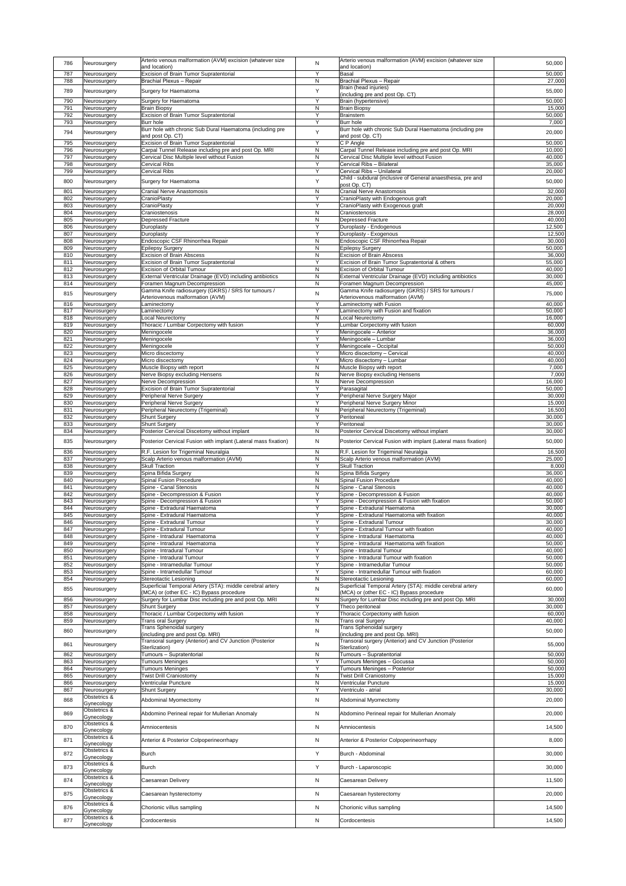| 786 | Neurosurgery | Arterio venous malformation (AVM) excision (whatever size and location) | N | Arterio venous malformation (AVM) excision (whatever size and location) | 50,000 |
|---|---|---|---|---|---|
| 787 | Neurosurgery | Excision of Brain Tumor Supratentorial | Y | Basal | 50,000 |
| 788 | Neurosurgery | Brachial Plexus – Repair | N | Brachial Plexus – Repair | 27,000 |
| 789 | Neurosurgery | Surgery for Haematoma | Y | Brain (head injuries) (including pre and post Op. CT) | 55,000 |
| 790 | Neurosurgery | Surgery for Haematoma | Y | Brain (hypertensive) | 50,000 |
| 791 | Neurosurgery | Brain Biopsy | N | Brain Biopsy | 15,000 |
| 792 | Neurosurgery | Excision of Brain Tumor Supratentorial | Y | Brainstem | 50,000 |
| 793 | Neurosurgery | Burr hole | Y | Burr hole | 7,000 |
| 794 | Neurosurgery | Burr hole with chronic Sub Dural Haematoma (including pre and post Op. CT) | Y | Burr hole with chronic Sub Dural Haematoma (including pre and post Op. CT) | 20,000 |
| 795 | Neurosurgery | Excision of Brain Tumor Supratentorial | Y | C P Angle | 50,000 |
| 796 | Neurosurgery | Carpal Tunnel Release including pre and post Op. MRI | N | Carpal Tunnel Release including pre and post Op. MRI | 10,000 |
| 797 | Neurosurgery | Cervical Disc Multiple level without Fusion | N | Cervical Disc Multiple level without Fusion | 40,000 |
| 798 | Neurosurgery | Cervical Ribs | Y | Cervical Ribs – Bilateral | 35,000 |
| 799 | Neurosurgery | Cervical Ribs | Y | Cervical Ribs – Unilateral | 20,000 |
| 800 | Neurosurgery | Surgery for Haematoma | Y | Child - subdural (inclusive of General anaesthesia, pre and post Op. CT) | 50,000 |
| 801 | Neurosurgery | Cranial Nerve Anastomosis | N | Cranial Nerve Anastomosis | 32,000 |
| 802 | Neurosurgery | CranioPlasty | Y | CranioPlasty with Endogenous graft | 20,000 |
| 803 | Neurosurgery | CranioPlasty | Y | CranioPlasty with Exogenous graft | 20,000 |
| 804 | Neurosurgery | Craniostenosis | N | Craniostenosis | 28,000 |
| 805 | Neurosurgery | Depressed Fracture | N | Depressed Fracture | 40,000 |
| 806 | Neurosurgery | Duroplasty | Y | Duroplasty - Endogenous | 12,500 |
| 807 | Neurosurgery | Duroplasty | Y | Duroplasty - Exogenous | 12,500 |
| 808 | Neurosurgery | Endoscopic CSF Rhinorrhea Repair | N | Endoscopic CSF Rhinorrhea Repair | 30,000 |
| 809 | Neurosurgery | Epilepsy Surgery | N | Epilepsy Surgery | 50,000 |
| 810 | Neurosurgery | Excision of Brain Abscess | N | Excision of Brain Abscess | 36,000 |
| 811 | Neurosurgery | Excision of Brain Tumor Supratentorial | Y | Excision of Brain Tumor Supratentorial & others | 55,000 |
| 812 | Neurosurgery | Excision of Orbital Tumour | N | Excision of Orbital Tumour | 40,000 |
| 813 | Neurosurgery | External Ventricular Drainage (EVD) including antibiotics | N | External Ventricular Drainage (EVD) including antibiotics | 30,000 |
| 814 | Neurosurgery | Foramen Magnum Decompression | N | Foramen Magnum Decompression | 45,000 |
| 815 | Neurosurgery | Gamma Knife radiosurgery (GKRS) / SRS for tumours / Arteriovenous malformation (AVM) | N | Gamma Knife radiosurgery (GKRS) / SRS for tumours / Arteriovenous malformation (AVM) | 75,000 |
| 816 | Neurosurgery | Laminectomy | Y | Laminectomy with Fusion | 40,000 |
| 817 | Neurosurgery | Laminectomy | Y | Laminectomy with Fusion and fixation | 50,000 |
| 818 | Neurosurgery | Local Neurectomy | N | Local Neurectomy | 16,000 |
| 819 | Neurosurgery | Thoracic / Lumbar Corpectomy with fusion | Y | Lumbar Corpectomy with fusion | 60,000 |
| 820 | Neurosurgery | Meningocele | Y | Meningocele – Anterior | 36,000 |
| 821 | Neurosurgery | Meningocele | Y | Meningocele – Lumbar | 36,000 |
| 822 | Neurosurgery | Meningocele | Y | Meningocele – Occipital | 50,000 |
| 823 | Neurosurgery | Micro discectomy | Y | Micro discectomy – Cervical | 40,000 |
| 824 | Neurosurgery | Micro discectomy | Y | Micro discectomy – Lumbar | 40,000 |
| 825 | Neurosurgery | Muscle Biopsy with report | N | Muscle Biopsy with report | 7,000 |
| 826 | Neurosurgery | Nerve Biopsy excluding Hensens | N | Nerve Biopsy excluding Hensens | 7,000 |
| 827 | Neurosurgery | Nerve Decompression | N | Nerve Decompression | 16,000 |
| 828 | Neurosurgery | Excision of Brain Tumor Supratentorial | Y | Parasagital | 50,000 |
| 829 | Neurosurgery | Peripheral Nerve Surgery | Y | Peripheral Nerve Surgery Major | 30,000 |
| 830 | Neurosurgery | Peripheral Nerve Surgery | Y | Peripheral Nerve Surgery Minor | 15,000 |
| 831 | Neurosurgery | Peripheral Neurectomy (Trigeminal) | N | Peripheral Neurectomy (Trigeminal) | 16,500 |
| 832 | Neurosurgery | Shunt Surgery | Y | Peritoneal | 30,000 |
| 833 | Neurosurgery | Shunt Surgery | Y | Peritoneal | 30,000 |
| 834 | Neurosurgery | Posterior Cervical Discetomy without implant | N | Posterior Cervical Discetomy without implant | 30,000 |
| 835 | Neurosurgery | Posterior Cervical Fusion with implant (Lateral mass fixation) | N | Posterior Cervical Fusion with implant (Lateral mass fixation) | 50,000 |
| 836 | Neurosurgery | R.F. Lesion for Trigeminal Neuralgia | N | R.F. Lesion for Trigeminal Neuralgia | 16,500 |
| 837 | Neurosurgery | Scalp Arterio venous malformation (AVM) | N | Scalp Arterio venous malformation (AVM) | 25,000 |
| 838 | Neurosurgery | Skull Traction | Y | Skull Traction | 8,000 |
| 839 | Neurosurgery | Spina Bifida Surgery | N | Spina Bifida Surgery | 36,000 |
| 840 | Neurosurgery | Spinal Fusion Procedure | N | Spinal Fusion Procedure | 40,000 |
| 841 | Neurosurgery | Spine - Canal Stenosis | N | Spine - Canal Stenosis | 40,000 |
| 842 | Neurosurgery | Spine - Decompression & Fusion | Y | Spine - Decompression & Fusion | 40,000 |
| 843 | Neurosurgery | Spine - Decompression & Fusion | Y | Spine - Decompression & Fusion with fixation | 50,000 |
| 844 | Neurosurgery | Spine - Extradural Haematoma | Y | Spine - Extradural Haematoma | 30,000 |
| 845 | Neurosurgery | Spine - Extradural Haematoma | Y | Spine - Extradural Haematoma with fixation | 40,000 |
| 846 | Neurosurgery | Spine - Extradural Tumour | Y | Spine - Extradural Tumour | 30,000 |
| 847 | Neurosurgery | Spine - Extradural Tumour | Y | Spine - Extradural Tumour with fixation | 40,000 |
| 848 | Neurosurgery | Spine - Intradural Haematoma | Y | Spine - Intradural Haematoma | 40,000 |
| 849 | Neurosurgery | Spine - Intradural Haematoma | Y | Spine - Intradural Haematoma with fixation | 50,000 |
| 850 | Neurosurgery | Spine - Intradural Tumour | Y | Spine - Intradural Tumour | 40,000 |
| 851 | Neurosurgery | Spine - Intradural Tumour | Y | Spine - Intradural Tumour with fixation | 50,000 |
| 852 | Neurosurgery | Spine - Intramedullar Tumour | Y | Spine - Intramedullar Tumour | 50,000 |
| 853 | Neurosurgery | Spine - Intramedullar Tumour | Y | Spine - Intramedullar Tumour with fixation | 60,000 |
| 854 | Neurosurgery | Stereotactic Lesioning | N | Stereotactic Lesioning | 60,000 |
| 855 | Neurosurgery | Superficial Temporal Artery (STA): middle cerebral artery (MCA) or (other EC - IC) Bypass procedure | N | Superficial Temporal Artery (STA): middle cerebral artery (MCA) or (other EC - IC) Bypass procedure | 60,000 |
| 856 | Neurosurgery | Surgery for Lumbar Disc including pre and post Op. MRI | N | Surgery for Lumbar Disc including pre and post Op. MRI | 30,000 |
| 857 | Neurosurgery | Shunt Surgery | Y | Theco peritoneal | 30,000 |
| 858 | Neurosurgery | Thoracic / Lumbar Corpectomy with fusion | Y | Thoracic Corpectomy with fusion | 60,000 |
| 859 | Neurosurgery | Trans oral Surgery | N | Trans oral Surgery | 40,000 |
| 860 | Neurosurgery | Trans Sphenoidal surgery (including pre and post Op. MRI) | N | Trans Sphenoidal surgery (including pre and post Op. MRI) | 50,000 |
| 861 | Neurosurgery | Transoral surgery (Anterior) and CV Junction (Posterior Sterlization) | N | Transoral surgery (Anterior) and CV Junction (Posterior Sterlization) | 55,000 |
| 862 | Neurosurgery | Tumours – Supratentorial | N | Tumours – Supratentorial | 50,000 |
| 863 | Neurosurgery | Tumours Meninges | Y | Tumours Meninges – Gocussa | 50,000 |
| 864 | Neurosurgery | Tumours Meninges | Y | Tumours Meninges – Posterior | 50,000 |
| 865 | Neurosurgery | Twist Drill Craniostomy | N | Twist Drill Craniostomy | 15,000 |
| 866 | Neurosurgery | Ventricular Puncture | N | Ventricular Puncture | 15,000 |
| 867 | Neurosurgery | Shunt Surgery | Y | Ventriculo - atrial | 30,000 |
| 868 | Obstetrics & Gynecology | Abdominal Myomectomy | N | Abdominal Myomectomy | 20,000 |
| 869 | Obstetrics & Gynecology | Abdomino Perineal repair for Mullerian Anomaly | N | Abdomino Perineal repair for Mullerian Anomaly | 20,000 |
| 870 | Obstetrics & Gynecology | Amniocentesis | N | Amniocentesis | 14,500 |
| 871 | Obstetrics & Gynecology | Anterior & Posterior Colpoperineorrhapy | N | Anterior & Posterior Colpoperineorrhapy | 8,000 |
| 872 | Obstetrics & Gynecology | Burch | Y | Burch - Abdominal | 30,000 |
| 873 | Obstetrics & Gynecology | Burch | Y | Burch - Laparoscopic | 30,000 |
| 874 | Obstetrics & Gynecology | Caesarean Delivery | N | Caesarean Delivery | 11,500 |
| 875 | Obstetrics & Gynecology | Caesarean hysterectomy | N | Caesarean hysterectomy | 20,000 |
| 876 | Obstetrics & Gynecology | Chorionic villus sampling | N | Chorionic villus sampling | 14,500 |
| 877 | Obstetrics & Gynecology | Cordocentesis | N | Cordocentesis | 14,500 |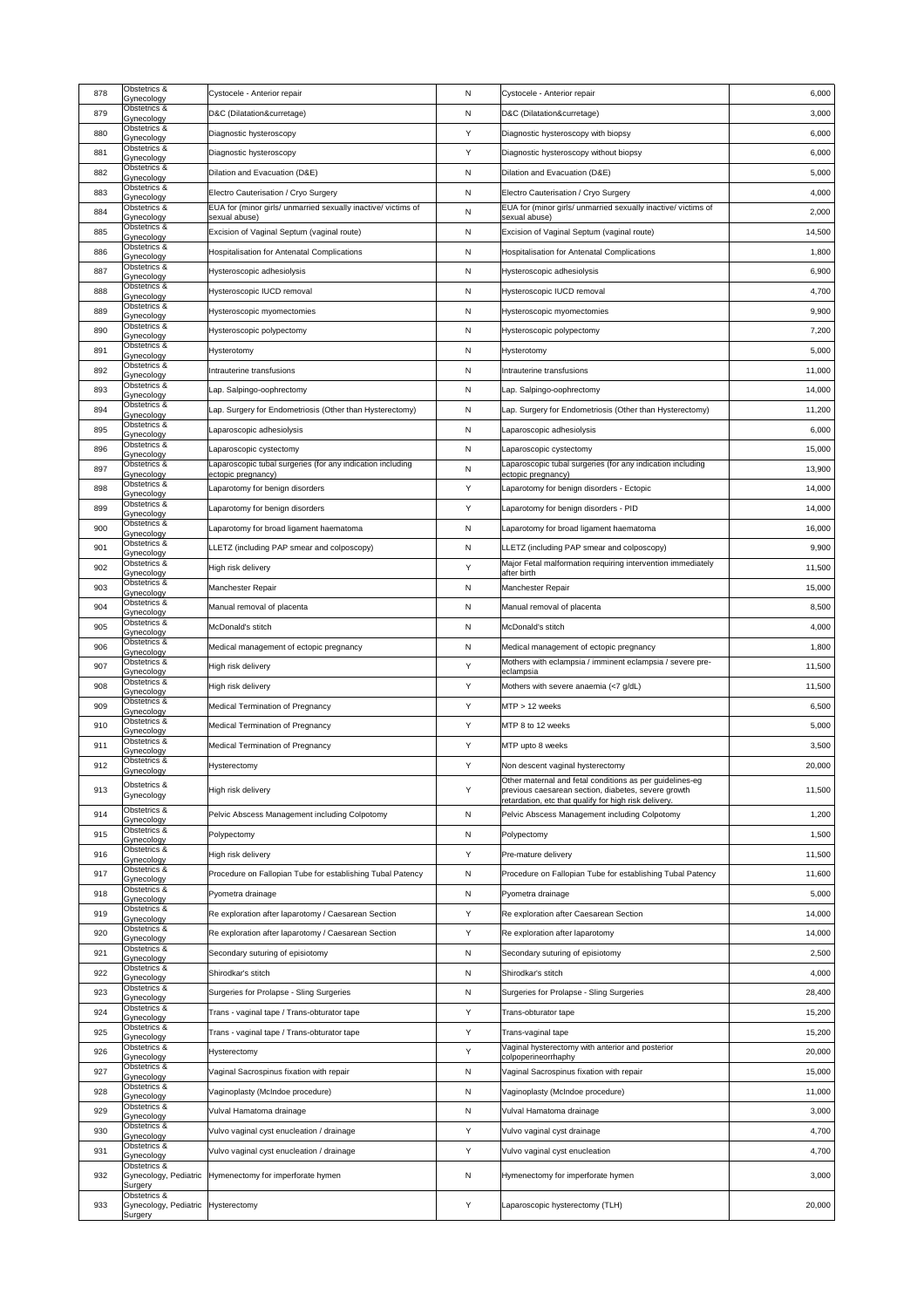| 878 | Obstetrics & Gynecology | Cystocele - Anterior repair | N | Cystocele - Anterior repair | 6,000 |
|---|---|---|---|---|---|
| 879 | Obstetrics & Gynecology | D&C (Dilatation&curretage) | N | D&C (Dilatation&curretage) | 3,000 |
| 880 | Obstetrics & Gynecology | Diagnostic hysteroscopy | Y | Diagnostic hysteroscopy with biopsy | 6,000 |
| 881 | Obstetrics & Gynecology | Diagnostic hysteroscopy | Y | Diagnostic hysteroscopy without biopsy | 6,000 |
| 882 | Obstetrics & Gynecology | Dilation and Evacuation (D&E) | N | Dilation and Evacuation (D&E) | 5,000 |
| 883 | Obstetrics & Gynecology | Electro Cauterisation / Cryo Surgery | N | Electro Cauterisation / Cryo Surgery | 4,000 |
| 884 | Obstetrics & Gynecology | EUA for (minor girls/ unmarried sexually inactive/ victims of sexual abuse) | N | EUA for (minor girls/ unmarried sexually inactive/ victims of sexual abuse) | 2,000 |
| 885 | Obstetrics & Gynecology | Excision of Vaginal Septum (vaginal route) | N | Excision of Vaginal Septum (vaginal route) | 14,500 |
| 886 | Obstetrics & Gynecology | Hospitalisation for Antenatal Complications | N | Hospitalisation for Antenatal Complications | 1,800 |
| 887 | Obstetrics & Gynecology | Hysteroscopic adhesiolysis | N | Hysteroscopic adhesiolysis | 6,900 |
| 888 | Obstetrics & Gynecology | Hysteroscopic IUCD removal | N | Hysteroscopic IUCD removal | 4,700 |
| 889 | Obstetrics & Gynecology | Hysteroscopic myomectomies | N | Hysteroscopic myomectomies | 9,900 |
| 890 | Obstetrics & Gynecology | Hysteroscopic polypectomy | N | Hysteroscopic polypectomy | 7,200 |
| 891 | Obstetrics & Gynecology | Hysterotomy | N | Hysterotomy | 5,000 |
| 892 | Obstetrics & Gynecology | Intrauterine transfusions | N | Intrauterine transfusions | 11,000 |
| 893 | Obstetrics & Gynecology | Lap. Salpingo-oophrectomy | N | Lap. Salpingo-oophrectomy | 14,000 |
| 894 | Obstetrics & Gynecology | Lap. Surgery for Endometriosis (Other than Hysterectomy) | N | Lap. Surgery for Endometriosis (Other than Hysterectomy) | 11,200 |
| 895 | Obstetrics & Gynecology | Laparoscopic adhesiolysis | N | Laparoscopic adhesiolysis | 6,000 |
| 896 | Obstetrics & Gynecology | Laparoscopic cystectomy | N | Laparoscopic cystectomy | 15,000 |
| 897 | Obstetrics & Gynecology | Laparoscopic tubal surgeries (for any indication including ectopic pregnancy) | N | Laparoscopic tubal surgeries (for any indication including ectopic pregnancy) | 13,900 |
| 898 | Obstetrics & Gynecology | Laparotomy for benign disorders | Y | Laparotomy for benign disorders - Ectopic | 14,000 |
| 899 | Obstetrics & Gynecology | Laparotomy for benign disorders | Y | Laparotomy for benign disorders - PID | 14,000 |
| 900 | Obstetrics & Gynecology | Laparotomy for broad ligament haematoma | N | Laparotomy for broad ligament haematoma | 16,000 |
| 901 | Obstetrics & Gynecology | LLETZ (including PAP smear and colposcopy) | N | LLETZ (including PAP smear and colposcopy) | 9,900 |
| 902 | Obstetrics & Gynecology | High risk delivery | Y | Major Fetal malformation requiring intervention immediately after birth | 11,500 |
| 903 | Obstetrics & Gynecology | Manchester Repair | N | Manchester Repair | 15,000 |
| 904 | Obstetrics & Gynecology | Manual removal of placenta | N | Manual removal of placenta | 8,500 |
| 905 | Obstetrics & Gynecology | McDonald's stitch | N | McDonald's stitch | 4,000 |
| 906 | Obstetrics & Gynecology | Medical management of ectopic pregnancy | N | Medical management of ectopic pregnancy | 1,800 |
| 907 | Obstetrics & Gynecology | High risk delivery | Y | Mothers with eclampsia / imminent eclampsia / severe pre-eclampsia | 11,500 |
| 908 | Obstetrics & Gynecology | High risk delivery | Y | Mothers with severe anaemia (<7 g/dL) | 11,500 |
| 909 | Obstetrics & Gynecology | Medical Termination of Pregnancy | Y | MTP > 12 weeks | 6,500 |
| 910 | Obstetrics & Gynecology | Medical Termination of Pregnancy | Y | MTP 8 to 12 weeks | 5,000 |
| 911 | Obstetrics & Gynecology | Medical Termination of Pregnancy | Y | MTP upto 8 weeks | 3,500 |
| 912 | Obstetrics & Gynecology | Hysterectomy | Y | Non descent vaginal hysterectomy | 20,000 |
| 913 | Obstetrics & Gynecology | High risk delivery | Y | Other maternal and fetal conditions as per guidelines-eg previous caesarean section, diabetes, severe growth retardation, etc that qualify for high risk delivery. | 11,500 |
| 914 | Obstetrics & Gynecology | Pelvic Abscess Management including Colpotomy | N | Pelvic Abscess Management including Colpotomy | 1,200 |
| 915 | Obstetrics & Gynecology | Polypectomy | N | Polypectomy | 1,500 |
| 916 | Obstetrics & Gynecology | High risk delivery | Y | Pre-mature delivery | 11,500 |
| 917 | Obstetrics & Gynecology | Procedure on Fallopian Tube for establishing Tubal Patency | N | Procedure on Fallopian Tube for establishing Tubal Patency | 11,600 |
| 918 | Obstetrics & Gynecology | Pyometra drainage | N | Pyometra drainage | 5,000 |
| 919 | Obstetrics & Gynecology | Re exploration after laparotomy / Caesarean Section | Y | Re exploration after Caesarean Section | 14,000 |
| 920 | Obstetrics & Gynecology | Re exploration after laparotomy / Caesarean Section | Y | Re exploration after laparotomy | 14,000 |
| 921 | Obstetrics & Gynecology | Secondary suturing of episiotomy | N | Secondary suturing of episiotomy | 2,500 |
| 922 | Obstetrics & Gynecology | Shirodkar's stitch | N | Shirodkar's stitch | 4,000 |
| 923 | Obstetrics & Gynecology | Surgeries for Prolapse - Sling Surgeries | N | Surgeries for Prolapse - Sling Surgeries | 28,400 |
| 924 | Obstetrics & Gynecology | Trans - vaginal tape / Trans-obturator tape | Y | Trans-obturator tape | 15,200 |
| 925 | Obstetrics & Gynecology | Trans - vaginal tape / Trans-obturator tape | Y | Trans-vaginal tape | 15,200 |
| 926 | Obstetrics & Gynecology | Hysterectomy | Y | Vaginal hysterectomy with anterior and posterior colpoperineorrhaphy | 20,000 |
| 927 | Obstetrics & Gynecology | Vaginal Sacrospinus fixation with repair | N | Vaginal Sacrospinus fixation with repair | 15,000 |
| 928 | Obstetrics & Gynecology | Vaginoplasty (McIndoe procedure) | N | Vaginoplasty (McIndoe procedure) | 11,000 |
| 929 | Obstetrics & Gynecology | Vulval Hamatoma drainage | N | Vulval Hamatoma drainage | 3,000 |
| 930 | Obstetrics & Gynecology | Vulvo vaginal cyst enucleation / drainage | Y | Vulvo vaginal cyst drainage | 4,700 |
| 931 | Obstetrics & Gynecology | Vulvo vaginal cyst enucleation / drainage | Y | Vulvo vaginal cyst enucleation | 4,700 |
| 932 | Obstetrics & Gynecology, Pediatric Surgery | Hymenectomy for imperforate hymen | N | Hymenectomy for imperforate hymen | 3,000 |
| 933 | Obstetrics & Gynecology, Pediatric Surgery | Hysterectomy | Y | Laparoscopic hysterectomy (TLH) | 20,000 |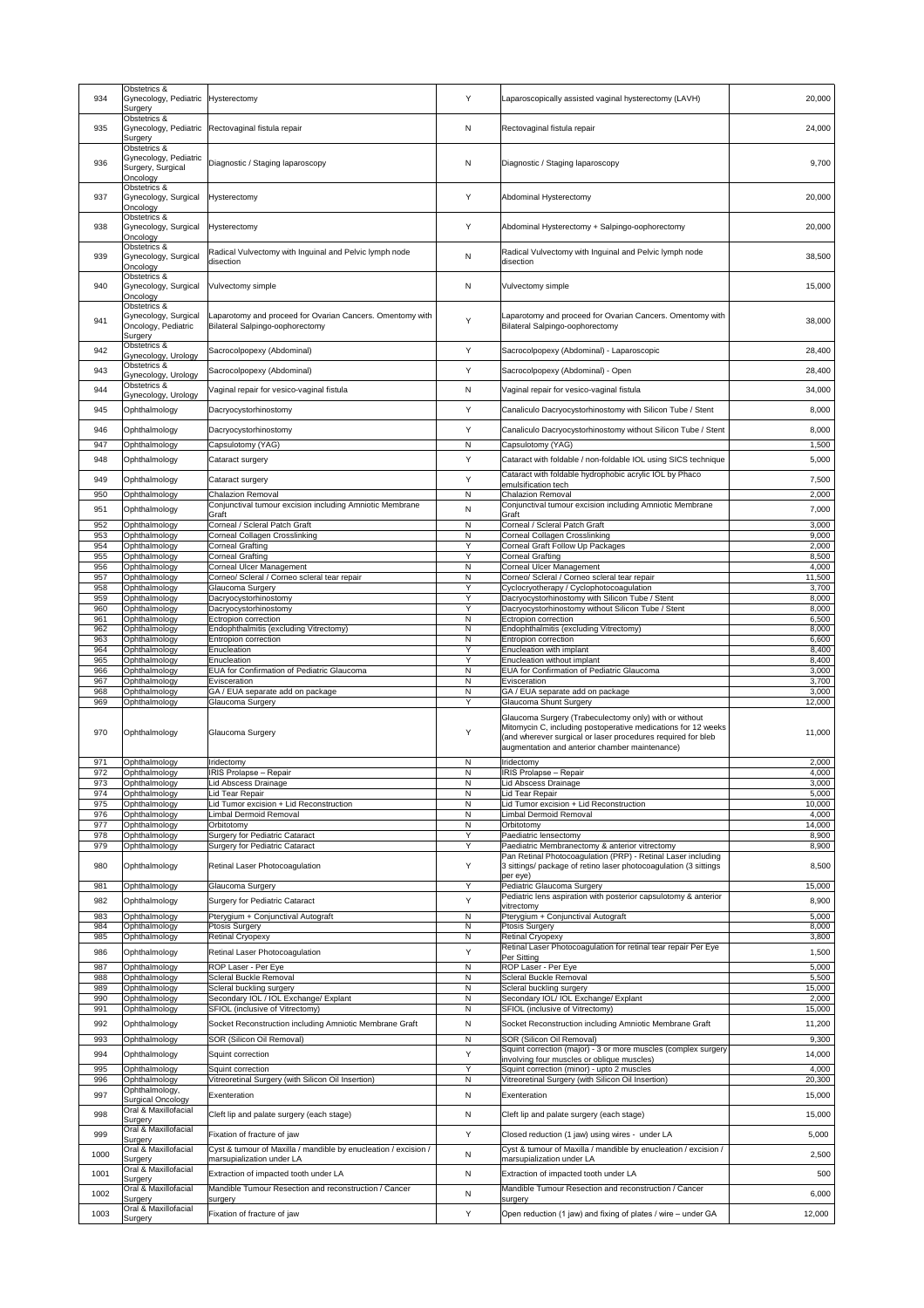| 934 | Obstetrics & Gynecology, Pediatric Surgery | Hysterectomy | Y | Laparoscopically assisted vaginal hysterectomy (LAVH) | 20,000 |
|---|---|---|---|---|---|
| 935 | Obstetrics & Gynecology, Pediatric Surgery | Rectovaginal fistula repair | N | Rectovaginal fistula repair | 24,000 |
| 936 | Obstetrics & Gynecology, Pediatric Surgery, Surgical Oncology | Diagnostic / Staging laparoscopy | N | Diagnostic / Staging laparoscopy | 9,700 |
| 937 | Obstetrics & Gynecology, Surgical Oncology | Hysterectomy | Y | Abdominal Hysterectomy | 20,000 |
| 938 | Obstetrics & Gynecology, Surgical Oncology | Hysterectomy | Y | Abdominal Hysterectomy + Salpingo-oophorectomy | 20,000 |
| 939 | Obstetrics & Gynecology, Surgical Oncology | Radical Vulvectomy with Inguinal and Pelvic lymph node disection | N | Radical Vulvectomy with Inguinal and Pelvic lymph node disection | 38,500 |
| 940 | Obstetrics & Gynecology, Surgical Oncology | Vulvectomy simple | N | Vulvectomy simple | 15,000 |
| 941 | Obstetrics & Gynecology, Surgical Oncology, Pediatric Surgery | Laparotomy and proceed for Ovarian Cancers. Omentomy with Bilateral Salpingo-oophorectomy | Y | Laparotomy and proceed for Ovarian Cancers. Omentomy with Bilateral Salpingo-oophorectomy | 38,000 |
| 942 | Obstetrics & Gynecology, Urology | Sacrocolpopexy (Abdominal) | Y | Sacrocolpopexy (Abdominal) - Laparoscopic | 28,400 |
| 943 | Obstetrics & Gynecology, Urology | Sacrocolpopexy (Abdominal) | Y | Sacrocolpopexy (Abdominal) - Open | 28,400 |
| 944 | Obstetrics & Gynecology, Urology | Vaginal repair for vesico-vaginal fistula | N | Vaginal repair for vesico-vaginal fistula | 34,000 |
| 945 | Ophthalmology | Dacryocystorhinostomy | Y | Canaliculo Dacryocystorhinostomy with Silicon Tube / Stent | 8,000 |
| 946 | Ophthalmology | Dacryocystorhinostomy | Y | Canaliculo Dacryocystorhinostomy without Silicon Tube / Stent | 8,000 |
| 947 | Ophthalmology | Capsulotomy (YAG) | N | Capsulotomy (YAG) | 1,500 |
| 948 | Ophthalmology | Cataract surgery | Y | Cataract with foldable / non-foldable IOL using SICS technique | 5,000 |
| 949 | Ophthalmology | Cataract surgery | Y | Cataract with foldable hydrophobic acrylic IOL by Phaco emulsification tech | 7,500 |
| 950 | Ophthalmology | Chalazion Removal | N | Chalazion Removal | 2,000 |
| 951 | Ophthalmology | Conjunctival tumour excision including Amniotic Membrane Graft | N | Conjunctival tumour excision including Amniotic Membrane Graft | 7,000 |
| 952 | Ophthalmology | Corneal / Scleral Patch Graft | N | Corneal / Scleral Patch Graft | 3,000 |
| 953 | Ophthalmology | Corneal Collagen Crosslinking | N | Corneal Collagen Crosslinking | 9,000 |
| 954 | Ophthalmology | Corneal Grafting | Y | Corneal Graft Follow Up Packages | 2,000 |
| 955 | Ophthalmology | Corneal Grafting | Y | Corneal Grafting | 8,500 |
| 956 | Ophthalmology | Corneal Ulcer Management | N | Corneal Ulcer Management | 4,000 |
| 957 | Ophthalmology | Corneo/ Scleral / Corneo scleral tear repair | N | Corneo/ Scleral / Corneo scleral tear repair | 11,500 |
| 958 | Ophthalmology | Glaucoma Surgery | Y | Cyclocryotherapy / Cyclophotocoagulation | 3,700 |
| 959 | Ophthalmology | Dacryocystorhinostomy | Y | Dacryocystorhinostomy with Silicon Tube / Stent | 8,000 |
| 960 | Ophthalmology | Dacryocystorhinostomy | Y | Dacryocystorhinostomy without Silicon Tube / Stent | 8,000 |
| 961 | Ophthalmology | Ectropion correction | N | Ectropion correction | 6,500 |
| 962 | Ophthalmology | Endophthalmitis (excluding Vitrectomy) | N | Endophthalmitis (excluding Vitrectomy) | 8,000 |
| 963 | Ophthalmology | Entropion correction | N | Entropion correction | 6,600 |
| 964 | Ophthalmology | Enucleation | Y | Enucleation with implant | 8,400 |
| 965 | Ophthalmology | Enucleation | Y | Enucleation without implant | 8,400 |
| 966 | Ophthalmology | EUA for Confirmation of Pediatric Glaucoma | N | EUA for Confirmation of Pediatric Glaucoma | 3,000 |
| 967 | Ophthalmology | Evisceration | N | Evisceration | 3,700 |
| 968 | Ophthalmology | GA / EUA separate add on package | N | GA / EUA separate add on package | 3,000 |
| 969 | Ophthalmology | Glaucoma Surgery | Y | Glaucoma Shunt Surgery | 12,000 |
| 970 | Ophthalmology | Glaucoma Surgery | Y | Glaucoma Surgery (Trabeculectomy only) with or without Mitomycin C, including postoperative medications for 12 weeks (and wherever surgical or laser procedures required for bleb augmentation and anterior chamber maintenance) | 11,000 |
| 971 | Ophthalmology | Iridectomy | N | Iridectomy | 2,000 |
| 972 | Ophthalmology | IRIS Prolapse – Repair | N | IRIS Prolapse – Repair | 4,000 |
| 973 | Ophthalmology | Lid Abscess Drainage | N | Lid Abscess Drainage | 3,000 |
| 974 | Ophthalmology | Lid Tear Repair | N | Lid Tear Repair | 5,000 |
| 975 | Ophthalmology | Lid Tumor excision + Lid Reconstruction | N | Lid Tumor excision + Lid Reconstruction | 10,000 |
| 976 | Ophthalmology | Limbal Dermoid Removal | N | Limbal Dermoid Removal | 4,000 |
| 977 | Ophthalmology | Orbitotomy | N | Orbitotomy | 14,000 |
| 978 | Ophthalmology | Surgery for Pediatric Cataract | Y | Paediatric lensectomy | 8,900 |
| 979 | Ophthalmology | Surgery for Pediatric Cataract | Y | Paediatric Membranectomy & anterior vitrectomy | 8,900 |
| 980 | Ophthalmology | Retinal Laser Photocoagulation | Y | Pan Retinal Photocoagulation (PRP) - Retinal Laser including 3 sittings/ package of retino laser photocoagulation (3 sittings per eye) | 8,500 |
| 981 | Ophthalmology | Glaucoma Surgery | Y | Pediatric Glaucoma Surgery | 15,000 |
| 982 | Ophthalmology | Surgery for Pediatric Cataract | Y | Pediatric lens aspiration with posterior capsulotomy & anterior vitrectomy | 8,900 |
| 983 | Ophthalmology | Pterygium + Conjunctival Autograft | N | Pterygium + Conjunctival Autograft | 5,000 |
| 984 | Ophthalmology | Ptosis Surgery | N | Ptosis Surgery | 8,000 |
| 985 | Ophthalmology | Retinal Cryopexy | N | Retinal Cryopexy | 3,800 |
| 986 | Ophthalmology | Retinal Laser Photocoagulation | Y | Retinal Laser Photocoagulation for retinal tear repair Per Eye Per Sitting | 1,500 |
| 987 | Ophthalmology | ROP Laser - Per Eye | N | ROP Laser - Per Eye | 5,000 |
| 988 | Ophthalmology | Scleral Buckle Removal | N | Scleral Buckle Removal | 5,500 |
| 989 | Ophthalmology | Scleral buckling surgery | N | Scleral buckling surgery | 15,000 |
| 990 | Ophthalmology | Secondary IOL / IOL Exchange/ Explant | N | Secondary IOL/ IOL Exchange/ Explant | 2,000 |
| 991 | Ophthalmology | SFIOL (inclusive of Vitrectomy) | N | SFIOL (inclusive of Vitrectomy) | 15,000 |
| 992 | Ophthalmology | Socket Reconstruction including Amniotic Membrane Graft | N | Socket Reconstruction including Amniotic Membrane Graft | 11,200 |
| 993 | Ophthalmology | SOR (Silicon Oil Removal) | N | SOR (Silicon Oil Removal) | 9,300 |
| 994 | Ophthalmology | Squint correction | Y | Squint correction (major) - 3 or more muscles (complex surgery involving four muscles or oblique muscles) | 14,000 |
| 995 | Ophthalmology | Squint correction | Y | Squint correction (minor) - upto 2 muscles | 4,000 |
| 996 | Ophthalmology | Vitreoretinal Surgery (with Silicon Oil Insertion) | N | Vitreoretinal Surgery (with Silicon Oil Insertion) | 20,300 |
| 997 | Ophthalmology, Surgical Oncology | Exenteration | N | Exenteration | 15,000 |
| 998 | Oral & Maxillofacial Surgery | Cleft lip and palate surgery (each stage) | N | Cleft lip and palate surgery (each stage) | 15,000 |
| 999 | Oral & Maxillofacial Surgery | Fixation of fracture of jaw | Y | Closed reduction (1 jaw) using wires - under LA | 5,000 |
| 1000 | Oral & Maxillofacial Surgery | Cyst & tumour of Maxilla / mandible by enucleation / excision / marsupialization under LA | N | Cyst & tumour of Maxilla / mandible by enucleation / excision / marsupialization under LA | 2,500 |
| 1001 | Oral & Maxillofacial Surgery | Extraction of impacted tooth under LA | N | Extraction of impacted tooth under LA | 500 |
| 1002 | Oral & Maxillofacial Surgery | Mandible Tumour Resection and reconstruction / Cancer surgery | N | Mandible Tumour Resection and reconstruction / Cancer surgery | 6,000 |
| 1003 | Oral & Maxillofacial Surgery | Fixation of fracture of jaw | Y | Open reduction (1 jaw) and fixing of plates / wire – under GA | 12,000 |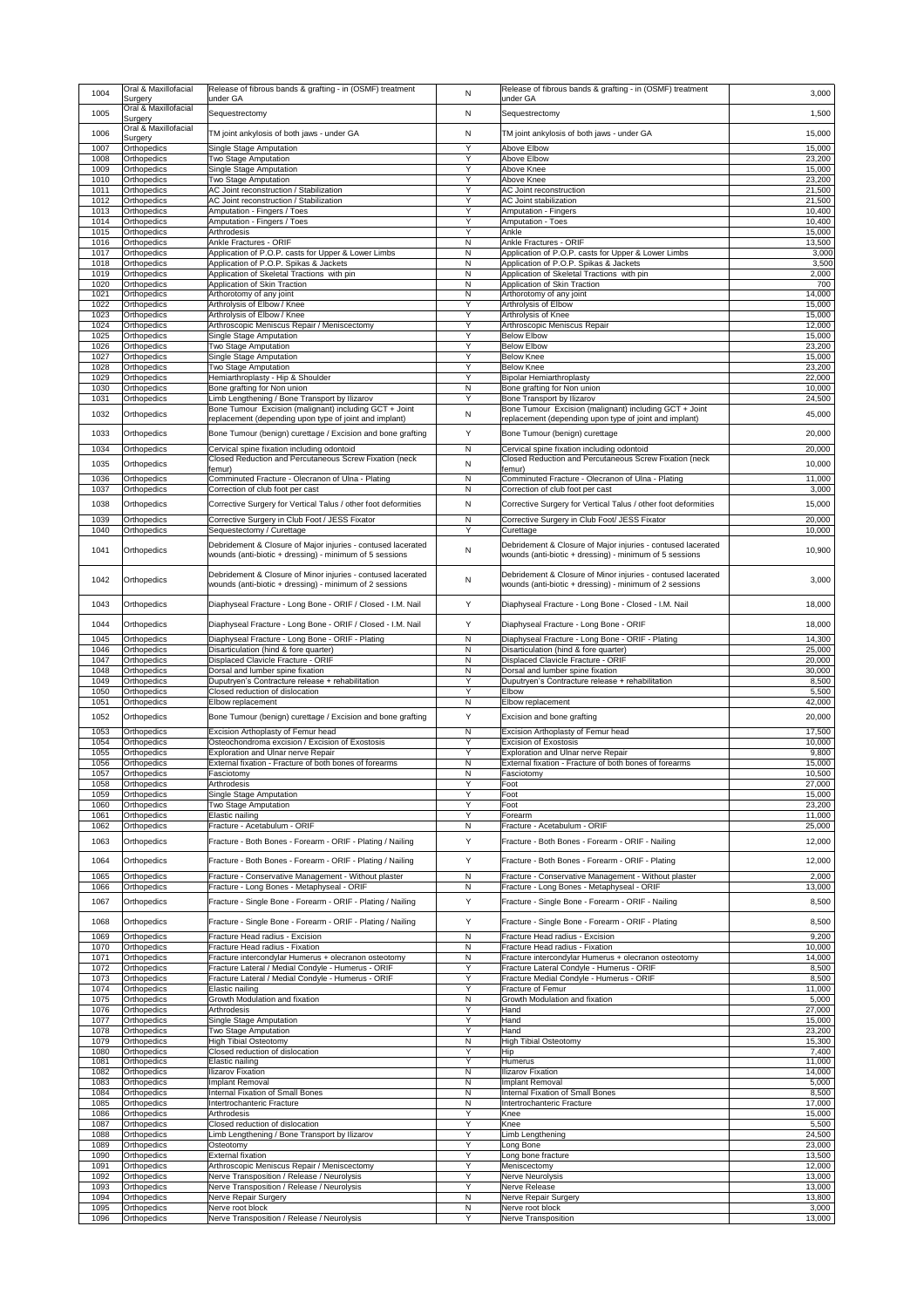| 1004 | Oral & Maxillofacial Surgery | Release of fibrous bands & grafting - in (OSMF) treatment under GA | N | Release of fibrous bands & grafting - in (OSMF) treatment under GA | 3,000 |
|---|---|---|---|---|---|
| 1005 | Oral & Maxillofacial Surgery | Sequestrectomy | N | Sequestrectomy | 1,500 |
| 1006 | Oral & Maxillofacial Surgery | TM joint ankylosis of both jaws - under GA | N | TM joint ankylosis of both jaws - under GA | 15,000 |
| 1007 | Orthopedics | Single Stage Amputation | Y | Above Elbow | 15,000 |
| 1008 | Orthopedics | Two Stage Amputation | Y | Above Elbow | 23,200 |
| 1009 | Orthopedics | Single Stage Amputation | Y | Above Knee | 15,000 |
| 1010 | Orthopedics | Two Stage Amputation | Y | Above Knee | 23,200 |
| 1011 | Orthopedics | AC Joint reconstruction / Stabilization | Y | AC Joint reconstruction | 21,500 |
| 1012 | Orthopedics | AC Joint reconstruction / Stabilization | Y | AC Joint stabilization | 21,500 |
| 1013 | Orthopedics | Amputation - Fingers / Toes | Y | Amputation - Fingers | 10,400 |
| 1014 | Orthopedics | Amputation - Fingers / Toes | Y | Amputation - Toes | 10,400 |
| 1015 | Orthopedics | Arthrodesis | Y | Ankle | 15,000 |
| 1016 | Orthopedics | Ankle Fractures - ORIF | N | Ankle Fractures - ORIF | 13,500 |
| 1017 | Orthopedics | Application of P.O.P. casts for Upper & Lower Limbs | N | Application of P.O.P. casts for Upper & Lower Limbs | 3,000 |
| 1018 | Orthopedics | Application of P.O.P. Spikas & Jackets | N | Application of P.O.P. Spikas & Jackets | 3,500 |
| 1019 | Orthopedics | Application of Skeletal Tractions with pin | N | Application of Skeletal Tractions with pin | 2,000 |
| 1020 | Orthopedics | Application of Skin Traction | N | Application of Skin Traction | 700 |
| 1021 | Orthopedics | Arthorotomy of any joint | N | Arthorotomy of any joint | 14,000 |
| 1022 | Orthopedics | Arthrolysis of Elbow / Knee | Y | Arthrolysis of Elbow | 15,000 |
| 1023 | Orthopedics | Arthrolysis of Elbow / Knee | Y | Arthrolysis of Knee | 15,000 |
| 1024 | Orthopedics | Arthroscopic Meniscus Repair / Meniscectomy | Y | Arthroscopic Meniscus Repair | 12,000 |
| 1025 | Orthopedics | Single Stage Amputation | Y | Below Elbow | 15,000 |
| 1026 | Orthopedics | Two Stage Amputation | Y | Below Elbow | 23,200 |
| 1027 | Orthopedics | Single Stage Amputation | Y | Below Knee | 15,000 |
| 1028 | Orthopedics | Two Stage Amputation | Y | Below Knee | 23,200 |
| 1029 | Orthopedics | Hemiarthroplasty - Hip & Shoulder | Y | Bipolar Hemiarthroplasty | 22,000 |
| 1030 | Orthopedics | Bone grafting for Non union | N | Bone grafting for Non union | 10,000 |
| 1031 | Orthopedics | Limb Lengthening / Bone Transport by Ilizarov | Y | Bone Transport by Ilizarov | 24,500 |
| 1032 | Orthopedics | Bone Tumour Excision (malignant) including GCT + Joint replacement (depending upon type of joint and implant) | N | Bone Tumour Excision (malignant) including GCT + Joint replacement (depending upon type of joint and implant) | 45,000 |
| 1033 | Orthopedics | Bone Tumour (benign) curettage / Excision and bone grafting | Y | Bone Tumour (benign) curettage | 20,000 |
| 1034 | Orthopedics | Cervical spine fixation including odontoid | N | Cervical spine fixation including odontoid | 20,000 |
| 1035 | Orthopedics | Closed Reduction and Percutaneous Screw Fixation (neck femur) | N | Closed Reduction and Percutaneous Screw Fixation (neck femur) | 10,000 |
| 1036 | Orthopedics | Comminuted Fracture - Olecranon of Ulna - Plating | N | Comminuted Fracture - Olecranon of Ulna - Plating | 11,000 |
| 1037 | Orthopedics | Correction of club foot per cast | N | Correction of club foot per cast | 3,000 |
| 1038 | Orthopedics | Corrective Surgery for Vertical Talus / other foot deformities | N | Corrective Surgery for Vertical Talus / other foot deformities | 15,000 |
| 1039 | Orthopedics | Corrective Surgery in Club Foot / JESS Fixator | N | Corrective Surgery in Club Foot/ JESS Fixator | 20,000 |
| 1040 | Orthopedics | Sequestectomy / Curettage | Y | Curettage | 10,000 |
| 1041 | Orthopedics | Debridement & Closure of Major injuries - contused lacerated wounds (anti-biotic + dressing) - minimum of 5 sessions | N | Debridement & Closure of Major injuries - contused lacerated wounds (anti-biotic + dressing) - minimum of 5 sessions | 10,900 |
| 1042 | Orthopedics | Debridement & Closure of Minor injuries - contused lacerated wounds (anti-biotic + dressing) - minimum of 2 sessions | N | Debridement & Closure of Minor injuries - contused lacerated wounds (anti-biotic + dressing) - minimum of 2 sessions | 3,000 |
| 1043 | Orthopedics | Diaphyseal Fracture - Long Bone - ORIF / Closed - I.M. Nail | Y | Diaphyseal Fracture - Long Bone - Closed - I.M. Nail | 18,000 |
| 1044 | Orthopedics | Diaphyseal Fracture - Long Bone - ORIF / Closed - I.M. Nail | Y | Diaphyseal Fracture - Long Bone - ORIF | 18,000 |
| 1045 | Orthopedics | Diaphyseal Fracture - Long Bone - ORIF - Plating | N | Diaphyseal Fracture - Long Bone - ORIF - Plating | 14,300 |
| 1046 | Orthopedics | Disarticulation (hind & fore quarter) | N | Disarticulation (hind & fore quarter) | 25,000 |
| 1047 | Orthopedics | Displaced Clavicle Fracture - ORIF | N | Displaced Clavicle Fracture - ORIF | 20,000 |
| 1048 | Orthopedics | Dorsal and lumber spine fixation | N | Dorsal and lumber spine fixation | 30,000 |
| 1049 | Orthopedics | Duputryen's Contracture release + rehabilitation | Y | Duputryen's Contracture release + rehabilitation | 8,500 |
| 1050 | Orthopedics | Closed reduction of dislocation | Y | Elbow | 5,500 |
| 1051 | Orthopedics | Elbow replacement | N | Elbow replacement | 42,000 |
| 1052 | Orthopedics | Bone Tumour (benign) curettage / Excision and bone grafting | Y | Excision and bone grafting | 20,000 |
| 1053 | Orthopedics | Excision Arthoplasty of Femur head | N | Excision Arthoplasty of Femur head | 17,500 |
| 1054 | Orthopedics | Osteochondroma excision / Excision of Exostosis | Y | Excision of Exostosis | 10,000 |
| 1055 | Orthopedics | Exploration and Ulnar nerve Repair | Y | Exploration and Ulnar nerve Repair | 9,800 |
| 1056 | Orthopedics | External fixation - Fracture of both bones of forearms | N | External fixation - Fracture of both bones of forearms | 15,000 |
| 1057 | Orthopedics | Fasciotomy | N | Fasciotomy | 10,500 |
| 1058 | Orthopedics | Arthrodesis | Y | Foot | 27,000 |
| 1059 | Orthopedics | Single Stage Amputation | Y | Foot | 15,000 |
| 1060 | Orthopedics | Two Stage Amputation | Y | Foot | 23,200 |
| 1061 | Orthopedics | Elastic nailing | Y | Forearm | 11,000 |
| 1062 | Orthopedics | Fracture - Acetabulum - ORIF | N | Fracture - Acetabulum - ORIF | 25,000 |
| 1063 | Orthopedics | Fracture - Both Bones - Forearm - ORIF - Plating / Nailing | Y | Fracture - Both Bones - Forearm - ORIF - Nailing | 12,000 |
| 1064 | Orthopedics | Fracture - Both Bones - Forearm - ORIF - Plating / Nailing | Y | Fracture - Both Bones - Forearm - ORIF - Plating | 12,000 |
| 1065 | Orthopedics | Fracture - Conservative Management - Without plaster | N | Fracture - Conservative Management - Without plaster | 2,000 |
| 1066 | Orthopedics | Fracture - Long Bones - Metaphyseal - ORIF | N | Fracture - Long Bones - Metaphyseal - ORIF | 13,000 |
| 1067 | Orthopedics | Fracture - Single Bone - Forearm - ORIF - Plating / Nailing | Y | Fracture - Single Bone - Forearm - ORIF - Nailing | 8,500 |
| 1068 | Orthopedics | Fracture - Single Bone - Forearm - ORIF - Plating / Nailing | Y | Fracture - Single Bone - Forearm - ORIF - Plating | 8,500 |
| 1069 | Orthopedics | Fracture Head radius - Excision | N | Fracture Head radius - Excision | 9,200 |
| 1070 | Orthopedics | Fracture Head radius - Fixation | N | Fracture Head radius - Fixation | 10,000 |
| 1071 | Orthopedics | Fracture intercondylar Humerus + olecranon osteotomy | N | Fracture intercondylar Humerus + olecranon osteotomy | 14,000 |
| 1072 | Orthopedics | Fracture Lateral / Medial Condyle - Humerus - ORIF | Y | Fracture Lateral Condyle - Humerus - ORIF | 8,500 |
| 1073 | Orthopedics | Fracture Lateral / Medial Condyle - Humerus - ORIF | Y | Fracture Medial Condyle - Humerus - ORIF | 8,500 |
| 1074 | Orthopedics | Elastic nailing | Y | Fracture of Femur | 11,000 |
| 1075 | Orthopedics | Growth Modulation and fixation | N | Growth Modulation and fixation | 5,000 |
| 1076 | Orthopedics | Arthrodesis | Y | Hand | 27,000 |
| 1077 | Orthopedics | Single Stage Amputation | Y | Hand | 15,000 |
| 1078 | Orthopedics | Two Stage Amputation | Y | Hand | 23,200 |
| 1079 | Orthopedics | High Tibial Osteotomy | N | High Tibial Osteotomy | 15,300 |
| 1080 | Orthopedics | Closed reduction of dislocation | Y | Hip | 7,400 |
| 1081 | Orthopedics | Elastic nailing | Y | Humerus | 11,000 |
| 1082 | Orthopedics | Ilizarov Fixation | N | Ilizarov Fixation | 14,000 |
| 1083 | Orthopedics | Implant Removal | N | Implant Removal | 5,000 |
| 1084 | Orthopedics | Internal Fixation of Small Bones | N | Internal Fixation of Small Bones | 8,500 |
| 1085 | Orthopedics | Intertrochanteric Fracture | N | Intertrochanteric Fracture | 17,000 |
| 1086 | Orthopedics | Arthrodesis | Y | Knee | 15,000 |
| 1087 | Orthopedics | Closed reduction of dislocation | Y | Knee | 5,500 |
| 1088 | Orthopedics | Limb Lengthening / Bone Transport by Ilizarov | Y | Limb Lengthening | 24,500 |
| 1089 | Orthopedics | Osteotomy | Y | Long Bone | 23,000 |
| 1090 | Orthopedics | External fixation | Y | Long bone fracture | 13,500 |
| 1091 | Orthopedics | Arthroscopic Meniscus Repair / Meniscectomy | Y | Meniscectomy | 12,000 |
| 1092 | Orthopedics | Nerve Transposition / Release / Neurolysis | Y | Nerve Neurolysis | 13,000 |
| 1093 | Orthopedics | Nerve Transposition / Release / Neurolysis | Y | Nerve Release | 13,000 |
| 1094 | Orthopedics | Nerve Repair Surgery | N | Nerve Repair Surgery | 13,800 |
| 1095 | Orthopedics | Nerve root block | N | Nerve root block | 3,000 |
| 1096 | Orthopedics | Nerve Transposition / Release / Neurolysis | Y | Nerve Transposition | 13,000 |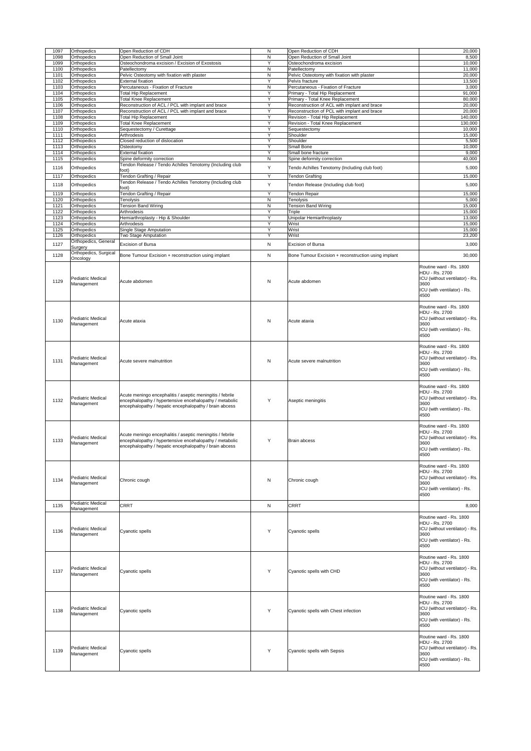| 1097 | Orthopedics | Open Reduction of CDH | N | Open Reduction of CDH | 20,000 |
|---|---|---|---|---|---|
| 1098 | Orthopedics | Open Reduction of Small Joint | N | Open Reduction of Small Joint | 8,500 |
| 1099 | Orthopedics | Osteochondroma excision / Excision of Exostosis | Y | Osteochondroma excision | 10,000 |
| 1100 | Orthopedics | Patellectomy | N | Patellectomy | 11,000 |
| 1101 | Orthopedics | Pelvic Osteotomy with fixation with plaster | N | Pelvic Osteotomy with fixation with plaster | 20,000 |
| 1102 | Orthopedics | External fixation | Y | Pelvis fracture | 13,500 |
| 1103 | Orthopedics | Percutaneous - Fixation of Fracture | N | Percutaneous - Fixation of Fracture | 3,000 |
| 1104 | Orthopedics | Total Hip Replacement | Y | Primary - Total Hip Replacement | 91,000 |
| 1105 | Orthopedics | Total Knee Replacement | Y | Primary - Total Knee Replacement | 80,000 |
| 1106 | Orthopedics | Reconstruction of ACL / PCL with implant and brace | Y | Reconstruction of ACL with implant and brace | 20,000 |
| 1107 | Orthopedics | Reconstruction of ACL / PCL with implant and brace | Y | Reconstruction of PCL with implant and brace | 20,000 |
| 1108 | Orthopedics | Total Hip Replacement | Y | Revision - Total Hip Replacement | 140,000 |
| 1109 | Orthopedics | Total Knee Replacement | Y | Revision - Total Knee Replacement | 130,000 |
| 1110 | Orthopedics | Sequestectomy / Curettage | Y | Sequestectomy | 10,000 |
| 1111 | Orthopedics | Arthrodesis | Y | Shoulder | 15,000 |
| 1112 | Orthopedics | Closed reduction of dislocation | Y | Shoulder | 5,500 |
| 1113 | Orthopedics | Osteotomy | Y | Small Bone | 10,000 |
| 1114 | Orthopedics | External fixation | Y | Small bone fracture | 9,000 |
| 1115 | Orthopedics | Spine deformity correction | N | Spine deformity correction | 40,000 |
| 1116 | Orthopedics | Tendon Release / Tendo Achilles Tenotomy (Including club foot) | Y | Tendo Achilles Tenotomy (Including club foot) | 5,000 |
| 1117 | Orthopedics | Tendon Grafting / Repair | Y | Tendon Grafting | 15,000 |
| 1118 | Orthopedics | Tendon Release / Tendo Achilles Tenotomy (Including club foot) | Y | Tendon Release (Including club foot) | 5,000 |
| 1119 | Orthopedics | Tendon Grafting / Repair | Y | Tendon Repair | 15,000 |
| 1120 | Orthopedics | Tenolysis | N | Tenolysis | 5,000 |
| 1121 | Orthopedics | Tension Band Wiring | N | Tension Band Wiring | 15,000 |
| 1122 | Orthopedics | Arthrodesis | Y | Triple | 15,000 |
| 1123 | Orthopedics | Hemiarthroplasty - Hip & Shoulder | Y | Unipolar Hemiarthroplasty | 13,000 |
| 1124 | Orthopedics | Arthrodesis | Y | Wrist | 15,000 |
| 1125 | Orthopedics | Single Stage Amputation | Y | Wrist | 15,000 |
| 1126 | Orthopedics | Two Stage Amputation | Y | Wrist | 23,200 |
| 1127 | Orthopedics, General Surgery | Excision of Bursa | N | Excision of Bursa | 3,000 |
| 1128 | Orthopedics, Surgical Oncology | Bone Tumour Excision + reconstruction using implant | N | Bone Tumour Excision + reconstruction using implant | 30,000 |
| 1129 | Pediatric Medical Management | Acute abdomen | N | Acute abdomen | Routine ward - Rs. 1800<br>HDU - Rs. 2700<br>ICU (without ventilator) - Rs. 3600<br>ICU (with ventilator) - Rs. 4500 |
| 1130 | Pediatric Medical Management | Acute ataxia | N | Acute ataxia | Routine ward - Rs. 1800<br>HDU - Rs. 2700<br>ICU (without ventilator) - Rs. 3600<br>ICU (with ventilator) - Rs. 4500 |
| 1131 | Pediatric Medical Management | Acute severe malnutrition | N | Acute severe malnutrition | Routine ward - Rs. 1800<br>HDU - Rs. 2700<br>ICU (without ventilator) - Rs. 3600<br>ICU (with ventilator) - Rs. 4500 |
| 1132 | Pediatric Medical Management | Acute meningo encephalitis / aseptic meningitis / febrile encephalopathy / hypertensive encehalopathy / metabolic encephalopathy / hepatic encephalopathy / brain abcess | Y | Aseptic meningitis | Routine ward - Rs. 1800<br>HDU - Rs. 2700<br>ICU (without ventilator) - Rs. 3600<br>ICU (with ventilator) - Rs. 4500 |
| 1133 | Pediatric Medical Management | Acute meningo encephalitis / aseptic meningitis / febrile encephalopathy / hypertensive encehalopathy / metabolic encephalopathy / hepatic encephalopathy / brain abcess | Y | Brain abcess | Routine ward - Rs. 1800<br>HDU - Rs. 2700<br>ICU (without ventilator) - Rs. 3600<br>ICU (with ventilator) - Rs. 4500 |
| 1134 | Pediatric Medical Management | Chronic cough | N | Chronic cough | Routine ward - Rs. 1800<br>HDU - Rs. 2700<br>ICU (without ventilator) - Rs. 3600<br>ICU (with ventilator) - Rs. 4500 |
| 1135 | Pediatric Medical Management | CRRT | N | CRRT | 8,000 |
| 1136 | Pediatric Medical Management | Cyanotic spells | Y | Cyanotic spells | Routine ward - Rs. 1800<br>HDU - Rs. 2700<br>ICU (without ventilator) - Rs. 3600<br>ICU (with ventilator) - Rs. 4500 |
| 1137 | Pediatric Medical Management | Cyanotic spells | Y | Cyanotic spells with CHD | Routine ward - Rs. 1800<br>HDU - Rs. 2700<br>ICU (without ventilator) - Rs. 3600<br>ICU (with ventilator) - Rs. 4500 |
| 1138 | Pediatric Medical Management | Cyanotic spells | Y | Cyanotic spells with Chest infection | Routine ward - Rs. 1800<br>HDU - Rs. 2700<br>ICU (without ventilator) - Rs. 3600<br>ICU (with ventilator) - Rs. 4500 |
| 1139 | Pediatric Medical Management | Cyanotic spells | Y | Cyanotic spells with Sepsis | Routine ward - Rs. 1800<br>HDU - Rs. 2700<br>ICU (without ventilator) - Rs. 3600<br>ICU (with ventilator) - Rs. 4500 |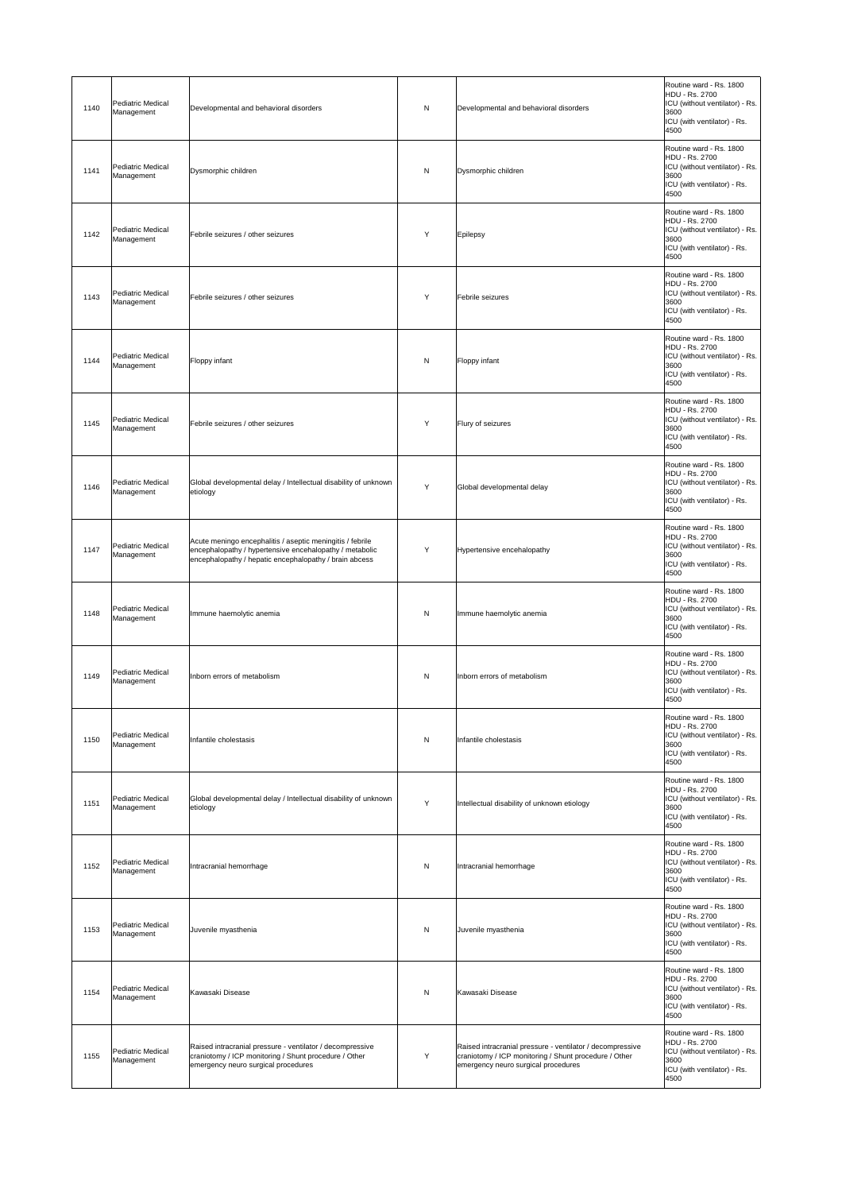| 1140 | Pediatric Medical Management | Developmental and behavioral disorders | N | Developmental and behavioral disorders | Routine ward - Rs. 1800<br>HDU - Rs. 2700<br>ICU (without ventilator) - Rs. 3600<br>ICU (with ventilator) - Rs. 4500 |
|---|---|---|---|---|---|
| 1141 | Pediatric Medical Management | Dysmorphic children | N | Dysmorphic children | Routine ward - Rs. 1800<br>HDU - Rs. 2700<br>ICU (without ventilator) - Rs. 3600<br>ICU (with ventilator) - Rs. 4500 |
| 1142 | Pediatric Medical Management | Febrile seizures / other seizures | Y | Epilepsy | Routine ward - Rs. 1800<br>HDU - Rs. 2700<br>ICU (without ventilator) - Rs. 3600<br>ICU (with ventilator) - Rs. 4500 |
| 1143 | Pediatric Medical Management | Febrile seizures / other seizures | Y | Febrile seizures | Routine ward - Rs. 1800<br>HDU - Rs. 2700<br>ICU (without ventilator) - Rs. 3600<br>ICU (with ventilator) - Rs. 4500 |
| 1144 | Pediatric Medical Management | Floppy infant | N | Floppy infant | Routine ward - Rs. 1800<br>HDU - Rs. 2700<br>ICU (without ventilator) - Rs. 3600<br>ICU (with ventilator) - Rs. 4500 |
| 1145 | Pediatric Medical Management | Febrile seizures / other seizures | Y | Flury of seizures | Routine ward - Rs. 1800<br>HDU - Rs. 2700<br>ICU (without ventilator) - Rs. 3600<br>ICU (with ventilator) - Rs. 4500 |
| 1146 | Pediatric Medical Management | Global developmental delay / Intellectual disability of unknown etiology | Y | Global developmental delay | Routine ward - Rs. 1800<br>HDU - Rs. 2700<br>ICU (without ventilator) - Rs. 3600<br>ICU (with ventilator) - Rs. 4500 |
| 1147 | Pediatric Medical Management | Acute meningo encephalitis / aseptic meningitis / febrile encephalopathy / hypertensive encehalopathy / metabolic encephalopathy / hepatic encephalopathy / brain abcess | Y | Hypertensive encehalopathy | Routine ward - Rs. 1800<br>HDU - Rs. 2700<br>ICU (without ventilator) - Rs. 3600<br>ICU (with ventilator) - Rs. 4500 |
| 1148 | Pediatric Medical Management | Immune haemolytic anemia | N | Immune haemolytic anemia | Routine ward - Rs. 1800<br>HDU - Rs. 2700<br>ICU (without ventilator) - Rs. 3600<br>ICU (with ventilator) - Rs. 4500 |
| 1149 | Pediatric Medical Management | Inborn errors of metabolism | N | Inborn errors of metabolism | Routine ward - Rs. 1800<br>HDU - Rs. 2700<br>ICU (without ventilator) - Rs. 3600<br>ICU (with ventilator) - Rs. 4500 |
| 1150 | Pediatric Medical Management | Infantile cholestasis | N | Infantile cholestasis | Routine ward - Rs. 1800<br>HDU - Rs. 2700<br>ICU (without ventilator) - Rs. 3600<br>ICU (with ventilator) - Rs. 4500 |
| 1151 | Pediatric Medical Management | Global developmental delay / Intellectual disability of unknown etiology | Y | Intellectual disability of unknown etiology | Routine ward - Rs. 1800<br>HDU - Rs. 2700<br>ICU (without ventilator) - Rs. 3600<br>ICU (with ventilator) - Rs. 4500 |
| 1152 | Pediatric Medical Management | Intracranial hemorrhage | N | Intracranial hemorrhage | Routine ward - Rs. 1800<br>HDU - Rs. 2700<br>ICU (without ventilator) - Rs. 3600<br>ICU (with ventilator) - Rs. 4500 |
| 1153 | Pediatric Medical Management | Juvenile myasthenia | N | Juvenile myasthenia | Routine ward - Rs. 1800<br>HDU - Rs. 2700<br>ICU (without ventilator) - Rs. 3600<br>ICU (with ventilator) - Rs. 4500 |
| 1154 | Pediatric Medical Management | Kawasaki Disease | N | Kawasaki Disease | Routine ward - Rs. 1800<br>HDU - Rs. 2700<br>ICU (without ventilator) - Rs. 3600<br>ICU (with ventilator) - Rs. 4500 |
| 1155 | Pediatric Medical Management | Raised intracranial pressure - ventilator / decompressive craniotomy / ICP monitoring / Shunt procedure / Other emergency neuro surgical procedures | Y | Raised intracranial pressure - ventilator / decompressive craniotomy / ICP monitoring / Shunt procedure / Other emergency neuro surgical procedures | Routine ward - Rs. 1800<br>HDU - Rs. 2700<br>ICU (without ventilator) - Rs. 3600<br>ICU (with ventilator) - Rs. 4500 |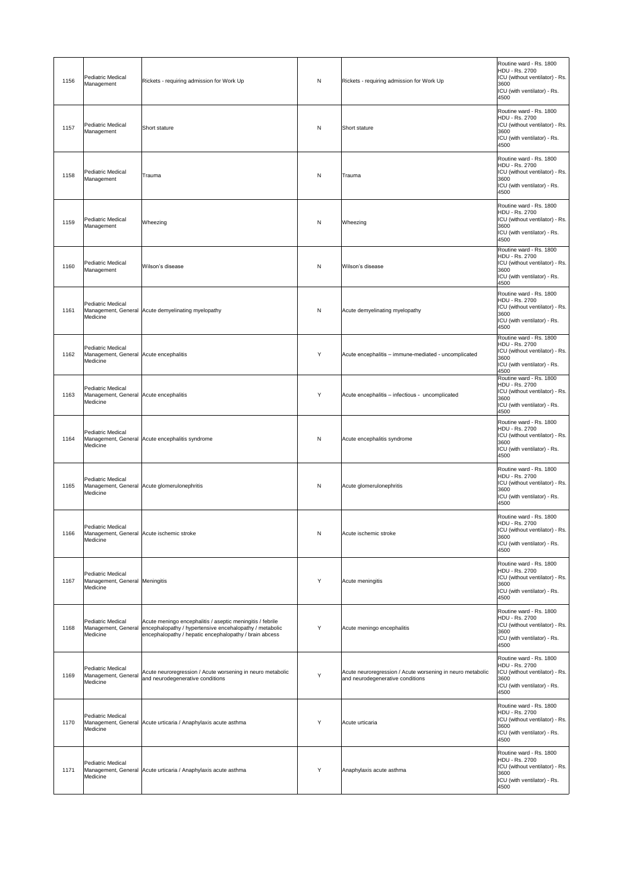| 1156 | Pediatric Medical Management | Rickets - requiring admission for Work Up | N | Rickets - requiring admission for Work Up | Routine ward - Rs. 1800<br>HDU - Rs. 2700<br>ICU (without ventilator) - Rs. 3600<br>ICU (with ventilator) - Rs. 4500 |
|---|---|---|---|---|---|
| 1157 | Pediatric Medical Management | Short stature | N | Short stature | Routine ward - Rs. 1800<br>HDU - Rs. 2700<br>ICU (without ventilator) - Rs. 3600<br>ICU (with ventilator) - Rs. 4500 |
| 1158 | Pediatric Medical Management | Trauma | N | Trauma | Routine ward - Rs. 1800<br>HDU - Rs. 2700<br>ICU (without ventilator) - Rs. 3600<br>ICU (with ventilator) - Rs. 4500 |
| 1159 | Pediatric Medical Management | Wheezing | N | Wheezing | Routine ward - Rs. 1800<br>HDU - Rs. 2700<br>ICU (without ventilator) - Rs. 3600<br>ICU (with ventilator) - Rs. 4500 |
| 1160 | Pediatric Medical Management | Wilson's disease | N | Wilson's disease | Routine ward - Rs. 1800<br>HDU - Rs. 2700<br>ICU (without ventilator) - Rs. 3600<br>ICU (with ventilator) - Rs. 4500 |
| 1161 | Pediatric Medical Management, General Medicine | Acute demyelinating myelopathy | N | Acute demyelinating myelopathy | Routine ward - Rs. 1800<br>HDU - Rs. 2700<br>ICU (without ventilator) - Rs. 3600<br>ICU (with ventilator) - Rs. 4500 |
| 1162 | Pediatric Medical Management, General Medicine | Acute encephalitis | Y | Acute encephalitis – immune-mediated - uncomplicated | Routine ward - Rs. 1800<br>HDU - Rs. 2700<br>ICU (without ventilator) - Rs. 3600<br>ICU (with ventilator) - Rs. 4500 |
| 1163 | Pediatric Medical Management, General Medicine | Acute encephalitis | Y | Acute encephalitis – infectious - uncomplicated | Routine ward - Rs. 1800<br>HDU - Rs. 2700<br>ICU (without ventilator) - Rs. 3600<br>ICU (with ventilator) - Rs. 4500 |
| 1164 | Pediatric Medical Management, General Medicine | Acute encephalitis syndrome | N | Acute encephalitis syndrome | Routine ward - Rs. 1800<br>HDU - Rs. 2700<br>ICU (without ventilator) - Rs. 3600<br>ICU (with ventilator) - Rs. 4500 |
| 1165 | Pediatric Medical Management, General Medicine | Acute glomerulonephritis | N | Acute glomerulonephritis | Routine ward - Rs. 1800<br>HDU - Rs. 2700<br>ICU (without ventilator) - Rs. 3600<br>ICU (with ventilator) - Rs. 4500 |
| 1166 | Pediatric Medical Management, General Medicine | Acute ischemic stroke | N | Acute ischemic stroke | Routine ward - Rs. 1800<br>HDU - Rs. 2700<br>ICU (without ventilator) - Rs. 3600<br>ICU (with ventilator) - Rs. 4500 |
| 1167 | Pediatric Medical Management, General Medicine | Meningitis | Y | Acute meningitis | Routine ward - Rs. 1800<br>HDU - Rs. 2700<br>ICU (without ventilator) - Rs. 3600<br>ICU (with ventilator) - Rs. 4500 |
| 1168 | Pediatric Medical Management, General Medicine | Acute meningo encephalitis / aseptic meningitis / febrile encephalopathy / hypertensive encehalopathy / metabolic encephalopathy / hepatic encephalopathy / brain abcess | Y | Acute meningo encephalitis | Routine ward - Rs. 1800<br>HDU - Rs. 2700<br>ICU (without ventilator) - Rs. 3600<br>ICU (with ventilator) - Rs. 4500 |
| 1169 | Pediatric Medical Management, General Medicine | Acute neuroregression / Acute worsening in neuro metabolic and neurodegenerative conditions | Y | Acute neuroregression / Acute worsening in neuro metabolic and neurodegenerative conditions | Routine ward - Rs. 1800<br>HDU - Rs. 2700<br>ICU (without ventilator) - Rs. 3600<br>ICU (with ventilator) - Rs. 4500 |
| 1170 | Pediatric Medical Management, General Medicine | Acute urticaria / Anaphylaxis acute asthma | Y | Acute urticaria | Routine ward - Rs. 1800<br>HDU - Rs. 2700<br>ICU (without ventilator) - Rs. 3600<br>ICU (with ventilator) - Rs. 4500 |
| 1171 | Pediatric Medical Management, General Medicine | Acute urticaria / Anaphylaxis acute asthma | Y | Anaphylaxis acute asthma | Routine ward - Rs. 1800<br>HDU - Rs. 2700<br>ICU (without ventilator) - Rs. 3600<br>ICU (with ventilator) - Rs. 4500 |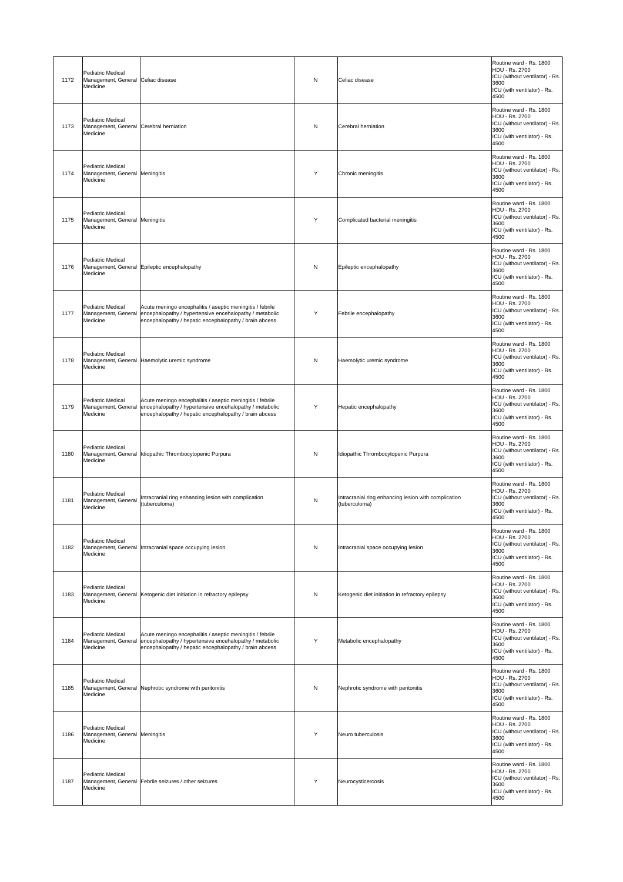| 1172 | Pediatric Medical Management, General Medicine | Celiac disease | N | Celiac disease | Routine ward - Rs. 1800<br>HDU - Rs. 2700<br>ICU (without ventilator) - Rs. 3600<br>ICU (with ventilator) - Rs. 4500 |
|---|---|---|---|---|---|
| 1173 | Pediatric Medical Management, General Medicine | Cerebral herniation | N | Cerebral herniation | Routine ward - Rs. 1800<br>HDU - Rs. 2700<br>ICU (without ventilator) - Rs. 3600<br>ICU (with ventilator) - Rs. 4500 |
| 1174 | Pediatric Medical Management, General Medicine | Meningitis | Y | Chronic meningitis | Routine ward - Rs. 1800<br>HDU - Rs. 2700<br>ICU (without ventilator) - Rs. 3600<br>ICU (with ventilator) - Rs. 4500 |
| 1175 | Pediatric Medical Management, General Medicine | Meningitis | Y | Complicated bacterial meningitis | Routine ward - Rs. 1800<br>HDU - Rs. 2700<br>ICU (without ventilator) - Rs. 3600<br>ICU (with ventilator) - Rs. 4500 |
| 1176 | Pediatric Medical Management, General Medicine | Epileptic encephalopathy | N | Epileptic encephalopathy | Routine ward - Rs. 1800<br>HDU - Rs. 2700<br>ICU (without ventilator) - Rs. 3600<br>ICU (with ventilator) - Rs. 4500 |
| 1177 | Pediatric Medical Management, General Medicine | Acute meningo encephalitis / aseptic meningitis / febrile encephalopathy / hypertensive encehalopathy / metabolic encephalopathy / hepatic encephalopathy / brain abcess | Y | Febrile encephalopathy | Routine ward - Rs. 1800<br>HDU - Rs. 2700<br>ICU (without ventilator) - Rs. 3600<br>ICU (with ventilator) - Rs. 4500 |
| 1178 | Pediatric Medical Management, General Medicine | Haemolytic uremic syndrome | N | Haemolytic uremic syndrome | Routine ward - Rs. 1800<br>HDU - Rs. 2700<br>ICU (without ventilator) - Rs. 3600<br>ICU (with ventilator) - Rs. 4500 |
| 1179 | Pediatric Medical Management, General Medicine | Acute meningo encephalitis / aseptic meningitis / febrile encephalopathy / hypertensive encehalopathy / metabolic encephalopathy / hepatic encephalopathy / brain abcess | Y | Hepatic encephalopathy | Routine ward - Rs. 1800<br>HDU - Rs. 2700<br>ICU (without ventilator) - Rs. 3600<br>ICU (with ventilator) - Rs. 4500 |
| 1180 | Pediatric Medical Management, General Medicine | Idiopathic Thrombocytopenic Purpura | N | Idiopathic Thrombocytopenic Purpura | Routine ward - Rs. 1800<br>HDU - Rs. 2700<br>ICU (without ventilator) - Rs. 3600<br>ICU (with ventilator) - Rs. 4500 |
| 1181 | Pediatric Medical Management, General Medicine | Intracranial ring enhancing lesion with complication (tuberculoma) | N | Intracranial ring enhancing lesion with complication (tuberculoma) | Routine ward - Rs. 1800<br>HDU - Rs. 2700<br>ICU (without ventilator) - Rs. 3600<br>ICU (with ventilator) - Rs. 4500 |
| 1182 | Pediatric Medical Management, General Medicine | Intracranial space occupying lesion | N | Intracranial space occupying lesion | Routine ward - Rs. 1800<br>HDU - Rs. 2700<br>ICU (without ventilator) - Rs. 3600<br>ICU (with ventilator) - Rs. 4500 |
| 1183 | Pediatric Medical Management, General Medicine | Ketogenic diet initiation in refractory epilepsy | N | Ketogenic diet initiation in refractory epilepsy | Routine ward - Rs. 1800<br>HDU - Rs. 2700<br>ICU (without ventilator) - Rs. 3600<br>ICU (with ventilator) - Rs. 4500 |
| 1184 | Pediatric Medical Management, General Medicine | Acute meningo encephalitis / aseptic meningitis / febrile encephalopathy / hypertensive encehalopathy / metabolic encephalopathy / hepatic encephalopathy / brain abcess | Y | Metabolic encephalopathy | Routine ward - Rs. 1800<br>HDU - Rs. 2700<br>ICU (without ventilator) - Rs. 3600<br>ICU (with ventilator) - Rs. 4500 |
| 1185 | Pediatric Medical Management, General Medicine | Nephrotic syndrome with peritonitis | N | Nephrotic syndrome with peritonitis | Routine ward - Rs. 1800<br>HDU - Rs. 2700<br>ICU (without ventilator) - Rs. 3600<br>ICU (with ventilator) - Rs. 4500 |
| 1186 | Pediatric Medical Management, General Medicine | Meningitis | Y | Neuro tuberculosis | Routine ward - Rs. 1800<br>HDU - Rs. 2700<br>ICU (without ventilator) - Rs. 3600<br>ICU (with ventilator) - Rs. 4500 |
| 1187 | Pediatric Medical Management, General Medicine | Febrile seizures / other seizures | Y | Neurocysticercosis | Routine ward - Rs. 1800<br>HDU - Rs. 2700<br>ICU (without ventilator) - Rs. 3600<br>ICU (with ventilator) - Rs. 4500 |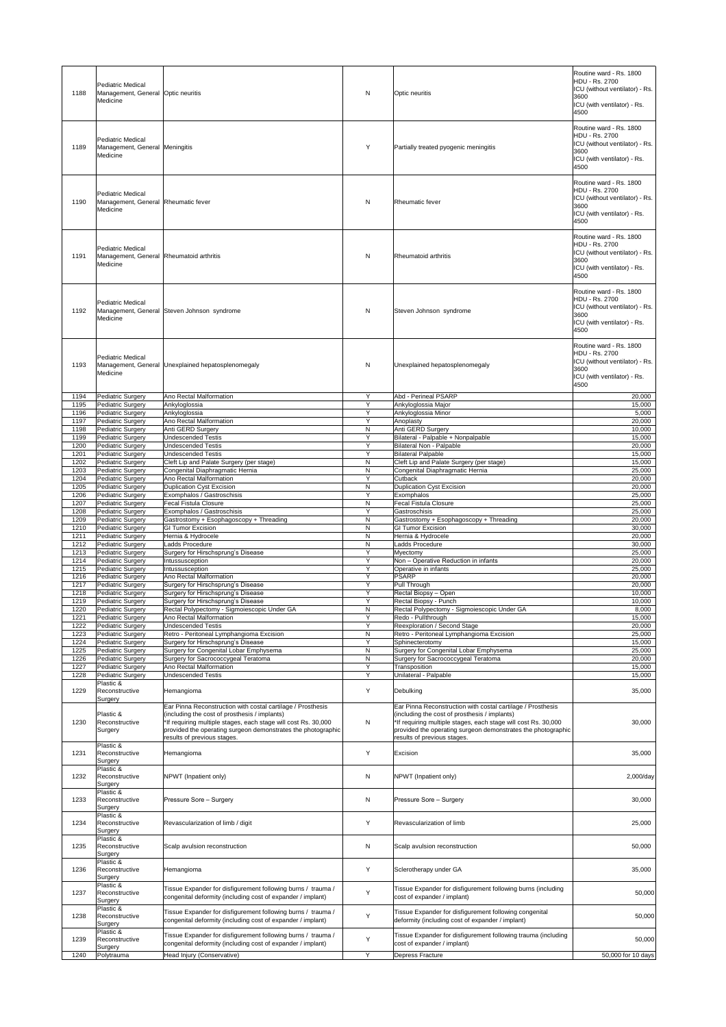| 1188 | Pediatric Medical Management, General Medicine | Optic neuritis | N | Optic neuritis | Routine ward - Rs. 1800<br>HDU - Rs. 2700<br>ICU (without ventilator) - Rs. 3600<br>ICU (with ventilator) - Rs. 4500 |
|---|---|---|---|---|---|
| 1189 | Pediatric Medical Management, General Medicine | Meningitis | Y | Partially treated pyogenic meningitis | Routine ward - Rs. 1800<br>HDU - Rs. 2700<br>ICU (without ventilator) - Rs. 3600<br>ICU (with ventilator) - Rs. 4500 |
| 1190 | Pediatric Medical Management, General Medicine | Rheumatic fever | N | Rheumatic fever | Routine ward - Rs. 1800<br>HDU - Rs. 2700<br>ICU (without ventilator) - Rs. 3600<br>ICU (with ventilator) - Rs. 4500 |
| 1191 | Pediatric Medical Management, General Medicine | Rheumatoid arthritis | N | Rheumatoid arthritis | Routine ward - Rs. 1800<br>HDU - Rs. 2700<br>ICU (without ventilator) - Rs. 3600<br>ICU (with ventilator) - Rs. 4500 |
| 1192 | Pediatric Medical Management, General Medicine | Steven Johnson syndrome | N | Steven Johnson syndrome | Routine ward - Rs. 1800<br>HDU - Rs. 2700<br>ICU (without ventilator) - Rs. 3600<br>ICU (with ventilator) - Rs. 4500 |
| 1193 | Pediatric Medical Management, General Medicine | Unexplained hepatosplenomegaly | N | Unexplained hepatosplenomegaly | Routine ward - Rs. 1800<br>HDU - Rs. 2700<br>ICU (without ventilator) - Rs. 3600<br>ICU (with ventilator) - Rs. 4500 |
| 1194 | Pediatric Surgery | Ano Rectal Malformation | Y | Abd - Perineal PSARP | 20,000 |
| 1195 | Pediatric Surgery | Ankyloglossia | Y | Ankyloglossia Major | 15,000 |
| 1196 | Pediatric Surgery | Ankyloglossia | Y | Ankyloglossia Minor | 5,000 |
| 1197 | Pediatric Surgery | Ano Rectal Malformation | Y | Anoplasty | 20,000 |
| 1198 | Pediatric Surgery | Anti GERD Surgery | N | Anti GERD Surgery | 10,000 |
| 1199 | Pediatric Surgery | Undescended Testis | Y | Bilateral - Palpable + Nonpalpable | 15,000 |
| 1200 | Pediatric Surgery | Undescended Testis | Y | Bilateral Non - Palpable | 20,000 |
| 1201 | Pediatric Surgery | Undescended Testis | Y | Bilateral Palpable | 15,000 |
| 1202 | Pediatric Surgery | Cleft Lip and Palate Surgery (per stage) | N | Cleft Lip and Palate Surgery (per stage) | 15,000 |
| 1203 | Pediatric Surgery | Congenital Diaphragmatic Hernia | N | Congenital Diaphragmatic Hernia | 25,000 |
| 1204 | Pediatric Surgery | Ano Rectal Malformation | Y | Cutback | 20,000 |
| 1205 | Pediatric Surgery | Duplication Cyst Excision | N | Duplication Cyst Excision | 20,000 |
| 1206 | Pediatric Surgery | Exomphalos / Gastroschisis | Y | Exomphalos | 25,000 |
| 1207 | Pediatric Surgery | Fecal Fistula Closure | N | Fecal Fistula Closure | 25,000 |
| 1208 | Pediatric Surgery | Exomphalos / Gastroschisis | Y | Gastroschisis | 25,000 |
| 1209 | Pediatric Surgery | Gastrostomy + Esophagoscopy + Threading | N | Gastrostomy + Esophagoscopy + Threading | 20,000 |
| 1210 | Pediatric Surgery | GI Tumor Excision | N | GI Tumor Excision | 30,000 |
| 1211 | Pediatric Surgery | Hernia & Hydrocele | N | Hernia & Hydrocele | 20,000 |
| 1212 | Pediatric Surgery | Ladds Procedure | N | Ladds Procedure | 30,000 |
| 1213 | Pediatric Surgery | Surgery for Hirschsprung's Disease | Y | Myectomy | 25,000 |
| 1214 | Pediatric Surgery | Intussusception | Y | Non – Operative Reduction in infants | 20,000 |
| 1215 | Pediatric Surgery | Intussusception | Y | Operative in infants | 25,000 |
| 1216 | Pediatric Surgery | Ano Rectal Malformation | Y | PSARP | 20,000 |
| 1217 | Pediatric Surgery | Surgery for Hirschsprung's Disease | Y | Pull Through | 20,000 |
| 1218 | Pediatric Surgery | Surgery for Hirschsprung's Disease | Y | Rectal Biopsy – Open | 10,000 |
| 1219 | Pediatric Surgery | Surgery for Hirschsprung's Disease | Y | Rectal Biopsy - Punch | 10,000 |
| 1220 | Pediatric Surgery | Rectal Polypectomy - Sigmoiescopic Under GA | N | Rectal Polypectomy - Sigmoiescopic Under GA | 8,000 |
| 1221 | Pediatric Surgery | Ano Rectal Malformation | Y | Redo - Pullthrough | 15,000 |
| 1222 | Pediatric Surgery | Undescended Testis | Y | Reexploration / Second Stage | 20,000 |
| 1223 | Pediatric Surgery | Retro - Peritoneal Lymphangioma Excision | N | Retro - Peritoneal Lymphangioma Excision | 25,000 |
| 1224 | Pediatric Surgery | Surgery for Hirschsprung's Disease | Y | Sphincterotomy | 15,000 |
| 1225 | Pediatric Surgery | Surgery for Congenital Lobar Emphysema | N | Surgery for Congenital Lobar Emphysema | 25,000 |
| 1226 | Pediatric Surgery | Surgery for Sacrococcygeal Teratoma | N | Surgery for Sacrococcygeal Teratoma | 20,000 |
| 1227 | Pediatric Surgery | Ano Rectal Malformation | Y | Transposition | 15,000 |
| 1228 | Pediatric Surgery | Undescended Testis | Y | Unilateral - Palpable | 15,000 |
| 1229 | Plastic & Reconstructive Surgery | Hemangioma | Y | Debulking | 35,000 |
| 1230 | Plastic & Reconstructive Surgery | Ear Pinna Reconstruction with costal cartilage / Prosthesis (including the cost of prosthesis / implants)<br>*If requiring multiple stages, each stage will cost Rs. 30,000 provided the operating surgeon demonstrates the photographic results of previous stages. | N | Ear Pinna Reconstruction with costal cartilage / Prosthesis (including the cost of prosthesis / implants)<br>*If requiring multiple stages, each stage will cost Rs. 30,000 provided the operating surgeon demonstrates the photographic results of previous stages. | 30,000 |
| 1231 | Plastic & Reconstructive Surgery | Hemangioma | Y | Excision | 35,000 |
| 1232 | Plastic & Reconstructive Surgery | NPWT (Inpatient only) | N | NPWT (Inpatient only) | 2,000/day |
| 1233 | Plastic & Reconstructive Surgery | Pressure Sore – Surgery | N | Pressure Sore – Surgery | 30,000 |
| 1234 | Plastic & Reconstructive Surgery | Revascularization of limb / digit | Y | Revascularization of limb | 25,000 |
| 1235 | Plastic & Reconstructive Surgery | Scalp avulsion reconstruction | N | Scalp avulsion reconstruction | 50,000 |
| 1236 | Plastic & Reconstructive Surgery | Hemangioma | Y | Sclerotherapy under GA | 35,000 |
| 1237 | Plastic & Reconstructive Surgery | Tissue Expander for disfigurement following burns / trauma / congenital deformity (including cost of expander / implant) | Y | Tissue Expander for disfigurement following burns (including cost of expander / implant) | 50,000 |
| 1238 | Plastic & Reconstructive Surgery | Tissue Expander for disfigurement following burns / trauma / congenital deformity (including cost of expander / implant) | Y | Tissue Expander for disfigurement following congenital deformity (including cost of expander / implant) | 50,000 |
| 1239 | Plastic & Reconstructive Surgery | Tissue Expander for disfigurement following burns / trauma / congenital deformity (including cost of expander / implant) | Y | Tissue Expander for disfigurement following trauma (including cost of expander / implant) | 50,000 |
| 1240 | Polytrauma | Head Injury (Conservative) | Y | Depress Fracture | 50,000 for 10 days |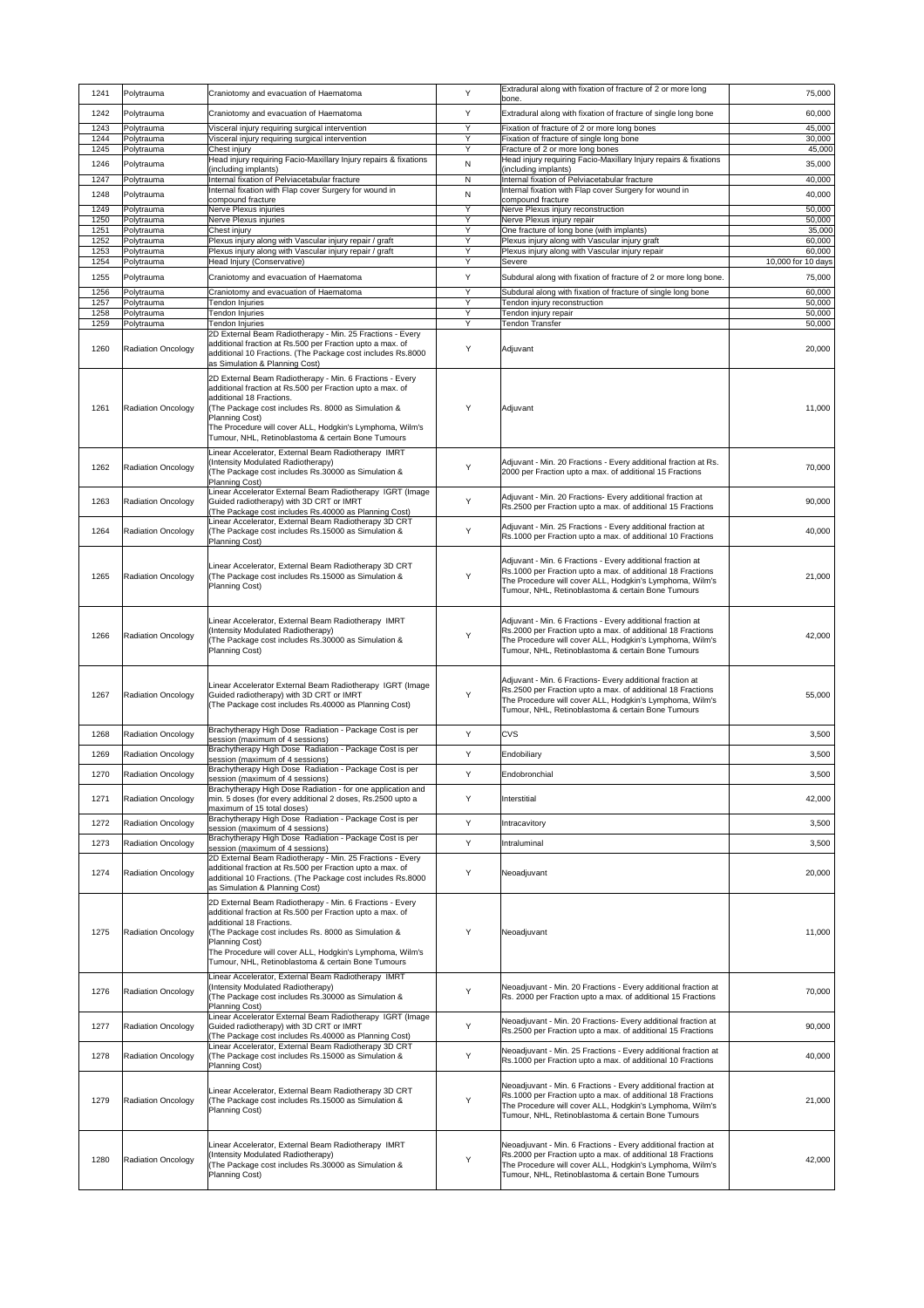| 1241 | Polytrauma | Craniotomy and evacuation of Haematoma | Y | Extradural along with fixation of fracture of 2 or more long bone. | 75,000 |
|---|---|---|---|---|---|
| 1242 | Polytrauma | Craniotomy and evacuation of Haematoma | Y | Extradural along with fixation of fracture of single long bone | 60,000 |
| 1243 | Polytrauma | Visceral injury requiring surgical intervention | Y | Fixation of fracture of 2 or more long bones | 45,000 |
| 1244 | Polytrauma | Visceral injury requiring surgical intervention | Y | Fixation of fracture of single long bone | 30,000 |
| 1245 | Polytrauma | Chest injury | Y | Fracture of 2 or more long bones | 45,000 |
| 1246 | Polytrauma | Head injury requiring Facio-Maxillary Injury repairs & fixations (including implants) | N | Head injury requiring Facio-Maxillary Injury repairs & fixations (including implants) | 35,000 |
| 1247 | Polytrauma | Internal fixation of Pelviacetabular fracture | N | Internal fixation of Pelviacetabular fracture | 40,000 |
| 1248 | Polytrauma | Internal fixation with Flap cover Surgery for wound in compound fracture | N | Internal fixation with Flap cover Surgery for wound in compound fracture | 40,000 |
| 1249 | Polytrauma | Nerve Plexus injuries | Y | Nerve Plexus injury reconstruction | 50,000 |
| 1250 | Polytrauma | Nerve Plexus injuries | Y | Nerve Plexus injury repair | 50,000 |
| 1251 | Polytrauma | Chest injury | Y | One fracture of long bone (with implants) | 35,000 |
| 1252 | Polytrauma | Plexus injury along with Vascular injury repair / graft | Y | Plexus injury along with Vascular injury graft | 60,000 |
| 1253 | Polytrauma | Plexus injury along with Vascular injury repair / graft | Y | Plexus injury along with Vascular injury repair | 60,000 |
| 1254 | Polytrauma | Head Injury (Conservative) | Y | Severe | 10,000 for 10 days |
| 1255 | Polytrauma | Craniotomy and evacuation of Haematoma | Y | Subdural along with fixation of fracture of 2 or more long bone. | 75,000 |
| 1256 | Polytrauma | Craniotomy and evacuation of Haematoma | Y | Subdural along with fixation of fracture of single long bone | 60,000 |
| 1257 | Polytrauma | Tendon Injuries | Y | Tendon injury reconstruction | 50,000 |
| 1258 | Polytrauma | Tendon Injuries | Y | Tendon injury repair | 50,000 |
| 1259 | Polytrauma | Tendon Injuries | Y | Tendon Transfer | 50,000 |
| 1260 | Radiation Oncology | 2D External Beam Radiotherapy - Min. 25 Fractions - Every additional fraction at Rs.500 per Fraction upto a max. of additional 10 Fractions. (The Package cost includes Rs.8000 as Simulation & Planning Cost) | Y | Adjuvant | 20,000 |
| 1261 | Radiation Oncology | 2D External Beam Radiotherapy - Min. 6 Fractions - Every additional fraction at Rs.500 per Fraction upto a max. of additional 18 Fractions. (The Package cost includes Rs. 8000 as Simulation & Planning Cost) The Procedure will cover ALL, Hodgkin's Lymphoma, Wilm's Tumour, NHL, Retinoblastoma & certain Bone Tumours | Y | Adjuvant | 11,000 |
| 1262 | Radiation Oncology | Linear Accelerator, External Beam Radiotherapy IMRT (Intensity Modulated Radiotherapy) (The Package cost includes Rs.30000 as Simulation & Planning Cost) | Y | Adjuvant - Min. 20 Fractions - Every additional fraction at Rs. 2000 per Fraction upto a max. of additional 15 Fractions | 70,000 |
| 1263 | Radiation Oncology | Linear Accelerator External Beam Radiotherapy IGRT (Image Guided radiotherapy) with 3D CRT or IMRT (The Package cost includes Rs.40000 as Planning Cost) | Y | Adjuvant - Min. 20 Fractions- Every additional fraction at Rs.2500 per Fraction upto a max. of additional 15 Fractions | 90,000 |
| 1264 | Radiation Oncology | Linear Accelerator, External Beam Radiotherapy 3D CRT (The Package cost includes Rs.15000 as Simulation & Planning Cost) | Y | Adjuvant - Min. 25 Fractions - Every additional fraction at Rs.1000 per Fraction upto a max. of additional 10 Fractions | 40,000 |
| 1265 | Radiation Oncology | Linear Accelerator, External Beam Radiotherapy 3D CRT (The Package cost includes Rs.15000 as Simulation & Planning Cost) | Y | Adjuvant - Min. 6 Fractions - Every additional fraction at Rs.1000 per Fraction upto a max. of additional 18 Fractions The Procedure will cover ALL, Hodgkin's Lymphoma, Wilm's Tumour, NHL, Retinoblastoma & certain Bone Tumours | 21,000 |
| 1266 | Radiation Oncology | Linear Accelerator, External Beam Radiotherapy IMRT (Intensity Modulated Radiotherapy) (The Package cost includes Rs.30000 as Simulation & Planning Cost) | Y | Adjuvant - Min. 6 Fractions - Every additional fraction at Rs.2000 per Fraction upto a max. of additional 18 Fractions The Procedure will cover ALL, Hodgkin's Lymphoma, Wilm's Tumour, NHL, Retinoblastoma & certain Bone Tumours | 42,000 |
| 1267 | Radiation Oncology | Linear Accelerator External Beam Radiotherapy IGRT (Image Guided radiotherapy) with 3D CRT or IMRT (The Package cost includes Rs.40000 as Planning Cost) | Y | Adjuvant - Min. 6 Fractions- Every additional fraction at Rs.2500 per Fraction upto a max. of additional 18 Fractions The Procedure will cover ALL, Hodgkin's Lymphoma, Wilm's Tumour, NHL, Retinoblastoma & certain Bone Tumours | 55,000 |
| 1268 | Radiation Oncology | Brachytherapy High Dose Radiation - Package Cost is per session (maximum of 4 sessions) | Y | CVS | 3,500 |
| 1269 | Radiation Oncology | Brachytherapy High Dose Radiation - Package Cost is per session (maximum of 4 sessions) | Y | Endobiliary | 3,500 |
| 1270 | Radiation Oncology | Brachytherapy High Dose Radiation - Package Cost is per session (maximum of 4 sessions) | Y | Endobronchial | 3,500 |
| 1271 | Radiation Oncology | Brachytherapy High Dose Radiation - for one application and min. 5 doses (for every additional 2 doses, Rs.2500 upto a maximum of 15 total doses) | Y | Interstitial | 42,000 |
| 1272 | Radiation Oncology | Brachytherapy High Dose Radiation - Package Cost is per session (maximum of 4 sessions) | Y | Intracavitory | 3,500 |
| 1273 | Radiation Oncology | Brachytherapy High Dose Radiation - Package Cost is per session (maximum of 4 sessions) | Y | Intraluminal | 3,500 |
| 1274 | Radiation Oncology | 2D External Beam Radiotherapy - Min. 25 Fractions - Every additional fraction at Rs.500 per Fraction upto a max. of additional 10 Fractions. (The Package cost includes Rs.8000 as Simulation & Planning Cost) | Y | Neoadjuvant | 20,000 |
| 1275 | Radiation Oncology | 2D External Beam Radiotherapy - Min. 6 Fractions - Every additional fraction at Rs.500 per Fraction upto a max. of additional 18 Fractions. (The Package cost includes Rs. 8000 as Simulation & Planning Cost) The Procedure will cover ALL, Hodgkin's Lymphoma, Wilm's Tumour, NHL, Retinoblastoma & certain Bone Tumours | Y | Neoadjuvant | 11,000 |
| 1276 | Radiation Oncology | Linear Accelerator, External Beam Radiotherapy IMRT (Intensity Modulated Radiotherapy) (The Package cost includes Rs.30000 as Simulation & Planning Cost) | Y | Neoadjuvant - Min. 20 Fractions - Every additional fraction at Rs. 2000 per Fraction upto a max. of additional 15 Fractions | 70,000 |
| 1277 | Radiation Oncology | Linear Accelerator External Beam Radiotherapy IGRT (Image Guided radiotherapy) with 3D CRT or IMRT (The Package cost includes Rs.40000 as Planning Cost) | Y | Neoadjuvant - Min. 20 Fractions- Every additional fraction at Rs.2500 per Fraction upto a max. of additional 15 Fractions | 90,000 |
| 1278 | Radiation Oncology | Linear Accelerator, External Beam Radiotherapy 3D CRT (The Package cost includes Rs.15000 as Simulation & Planning Cost) | Y | Neoadjuvant - Min. 25 Fractions - Every additional fraction at Rs.1000 per Fraction upto a max. of additional 10 Fractions | 40,000 |
| 1279 | Radiation Oncology | Linear Accelerator, External Beam Radiotherapy 3D CRT (The Package cost includes Rs.15000 as Simulation & Planning Cost) | Y | Neoadjuvant - Min. 6 Fractions - Every additional fraction at Rs.1000 per Fraction upto a max. of additional 18 Fractions The Procedure will cover ALL, Hodgkin's Lymphoma, Wilm's Tumour, NHL, Retinoblastoma & certain Bone Tumours | 21,000 |
| 1280 | Radiation Oncology | Linear Accelerator, External Beam Radiotherapy IMRT (Intensity Modulated Radiotherapy) (The Package cost includes Rs.30000 as Simulation & Planning Cost) | Y | Neoadjuvant - Min. 6 Fractions - Every additional fraction at Rs.2000 per Fraction upto a max. of additional 18 Fractions The Procedure will cover ALL, Hodgkin's Lymphoma, Wilm's Tumour, NHL, Retinoblastoma & certain Bone Tumours | 42,000 |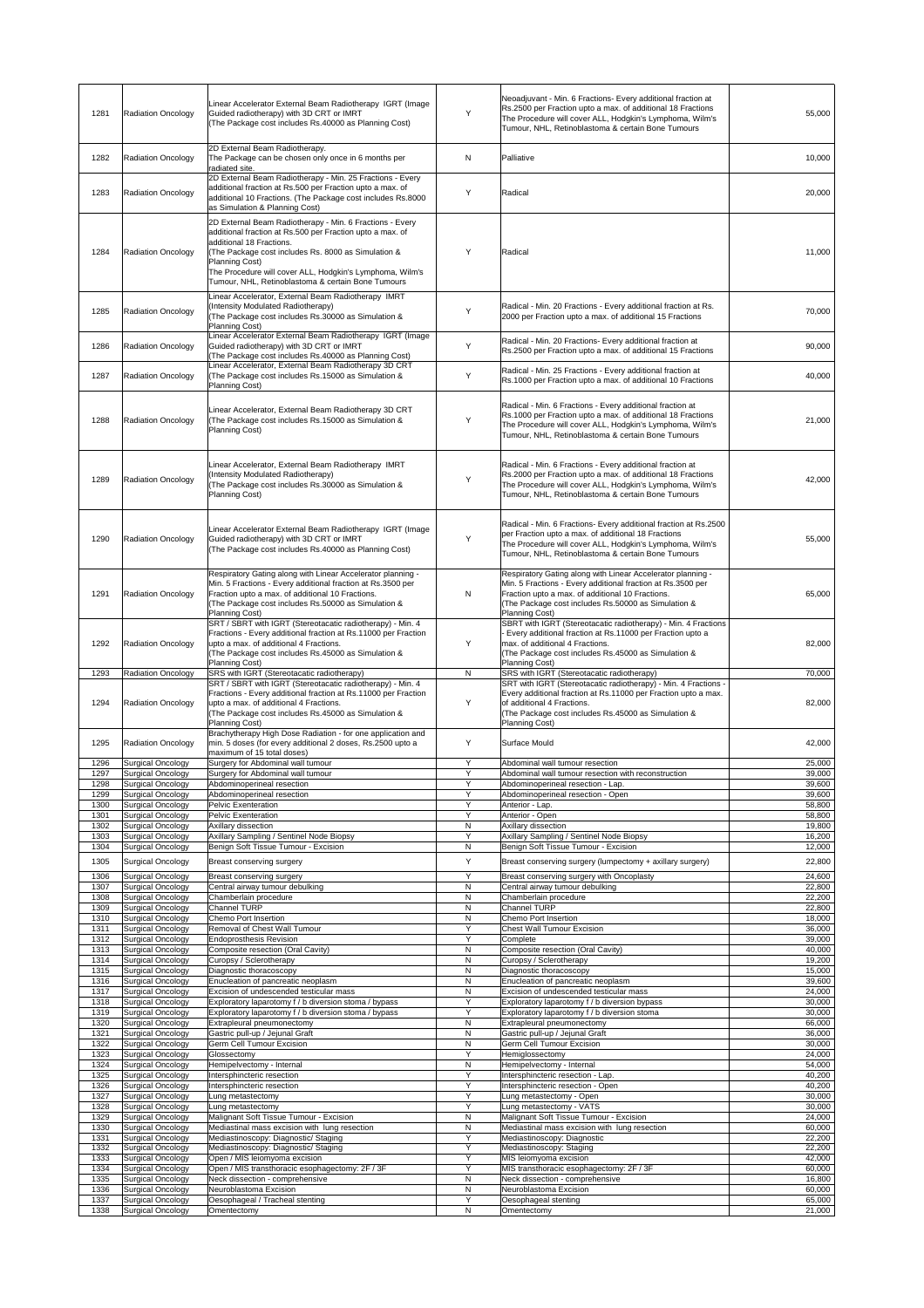| 1281 | Radiation Oncology | Linear Accelerator External Beam Radiotherapy IGRT (Image Guided radiotherapy) with 3D CRT or IMRT (The Package cost includes Rs.40000 as Planning Cost) | Y | Neoadjuvant - Min. 6 Fractions- Every additional fraction at Rs.2500 per Fraction upto a max. of additional 18 Fractions The Procedure will cover ALL, Hodgkin's Lymphoma, Wilm's Tumour, NHL, Retinoblastoma & certain Bone Tumours | 55,000 |
|---|---|---|---|---|---|
| 1282 | Radiation Oncology | 2D External Beam Radiotherapy. The Package can be chosen only once in 6 months per radiated site. | N | Palliative | 10,000 |
| 1283 | Radiation Oncology | 2D External Beam Radiotherapy - Min. 25 Fractions - Every additional fraction at Rs.500 per Fraction upto a max. of additional 10 Fractions. (The Package cost includes Rs.8000 as Simulation & Planning Cost) | Y | Radical | 20,000 |
| 1284 | Radiation Oncology | 2D External Beam Radiotherapy - Min. 6 Fractions - Every additional fraction at Rs.500 per Fraction upto a max. of additional 18 Fractions. (The Package cost includes Rs. 8000 as Simulation & Planning Cost) The Procedure will cover ALL, Hodgkin's Lymphoma, Wilm's Tumour, NHL, Retinoblastoma & certain Bone Tumours | Y | Radical | 11,000 |
| 1285 | Radiation Oncology | Linear Accelerator, External Beam Radiotherapy IMRT (Intensity Modulated Radiotherapy) (The Package cost includes Rs.30000 as Simulation & Planning Cost) | Y | Radical - Min. 20 Fractions - Every additional fraction at Rs. 2000 per Fraction upto a max. of additional 15 Fractions | 70,000 |
| 1286 | Radiation Oncology | Linear Accelerator External Beam Radiotherapy IGRT (Image Guided radiotherapy) with 3D CRT or IMRT (The Package cost includes Rs.40000 as Planning Cost) | Y | Radical - Min. 20 Fractions- Every additional fraction at Rs.2500 per Fraction upto a max. of additional 15 Fractions | 90,000 |
| 1287 | Radiation Oncology | Linear Accelerator, External Beam Radiotherapy 3D CRT (The Package cost includes Rs.15000 as Simulation & Planning Cost) | Y | Radical - Min. 25 Fractions - Every additional fraction at Rs.1000 per Fraction upto a max. of additional 10 Fractions | 40,000 |
| 1288 | Radiation Oncology | Linear Accelerator, External Beam Radiotherapy 3D CRT (The Package cost includes Rs.15000 as Simulation & Planning Cost) | Y | Radical - Min. 6 Fractions - Every additional fraction at Rs.1000 per Fraction upto a max. of additional 18 Fractions The Procedure will cover ALL, Hodgkin's Lymphoma, Wilm's Tumour, NHL, Retinoblastoma & certain Bone Tumours | 21,000 |
| 1289 | Radiation Oncology | Linear Accelerator, External Beam Radiotherapy IMRT (Intensity Modulated Radiotherapy) (The Package cost includes Rs.30000 as Simulation & Planning Cost) | Y | Radical - Min. 6 Fractions - Every additional fraction at Rs.2000 per Fraction upto a max. of additional 18 Fractions The Procedure will cover ALL, Hodgkin's Lymphoma, Wilm's Tumour, NHL, Retinoblastoma & certain Bone Tumours | 42,000 |
| 1290 | Radiation Oncology | Linear Accelerator External Beam Radiotherapy IGRT (Image Guided radiotherapy) with 3D CRT or IMRT (The Package cost includes Rs.40000 as Planning Cost) | Y | Radical - Min. 6 Fractions- Every additional fraction at Rs.2500 per Fraction upto a max. of additional 18 Fractions The Procedure will cover ALL, Hodgkin's Lymphoma, Wilm's Tumour, NHL, Retinoblastoma & certain Bone Tumours | 55,000 |
| 1291 | Radiation Oncology | Respiratory Gating along with Linear Accelerator planning - Min. 5 Fractions - Every additional fraction at Rs.3500 per Fraction upto a max. of additional 10 Fractions. (The Package cost includes Rs.50000 as Simulation & Planning Cost) | N | Respiratory Gating along with Linear Accelerator planning - Min. 5 Fractions - Every additional fraction at Rs.3500 per Fraction upto a max. of additional 10 Fractions. (The Package cost includes Rs.50000 as Simulation & Planning Cost) | 65,000 |
| 1292 | Radiation Oncology | SRT / SBRT with IGRT (Stereotacatic radiotherapy) - Min. 4 Fractions - Every additional fraction at Rs.11000 per Fraction upto a max. of additional 4 Fractions. (The Package cost includes Rs.45000 as Simulation & Planning Cost) | Y | SBRT with IGRT (Stereotacatic radiotherapy) - Min. 4 Fractions - Every additional fraction at Rs.11000 per Fraction upto a max. of additional 4 Fractions. (The Package cost includes Rs.45000 as Simulation & Planning Cost) | 82,000 |
| 1293 | Radiation Oncology | SRS with IGRT (Stereotacatic radiotherapy) | N | SRS with IGRT (Stereotacatic radiotherapy) | 70,000 |
| 1294 | Radiation Oncology | SRT / SBRT with IGRT (Stereotacatic radiotherapy) - Min. 4 Fractions - Every additional fraction at Rs.11000 per Fraction upto a max. of additional 4 Fractions. (The Package cost includes Rs.45000 as Simulation & Planning Cost) | Y | SRT with IGRT (Stereotacatic radiotherapy) - Min. 4 Fractions - Every additional fraction at Rs.11000 per Fraction upto a max. of additional 4 Fractions. (The Package cost includes Rs.45000 as Simulation & Planning Cost) | 82,000 |
| 1295 | Radiation Oncology | Brachytherapy High Dose Radiation - for one application and min. 5 doses (for every additional 2 doses, Rs.2500 upto a maximum of 15 total doses) | Y | Surface Mould | 42,000 |
| 1296 | Surgical Oncology | Surgery for Abdominal wall tumour | Y | Abdominal wall tumour resection | 25,000 |
| 1297 | Surgical Oncology | Surgery for Abdominal wall tumour | Y | Abdominal wall tumour resection with reconstruction | 39,000 |
| 1298 | Surgical Oncology | Abdominoperineal resection | Y | Abdominoperineal resection - Lap. | 39,600 |
| 1299 | Surgical Oncology | Abdominoperineal resection | Y | Abdominoperineal resection - Open | 39,600 |
| 1300 | Surgical Oncology | Pelvic Exenteration | Y | Anterior - Lap. | 58,800 |
| 1301 | Surgical Oncology | Pelvic Exenteration | Y | Anterior - Open | 58,800 |
| 1302 | Surgical Oncology | Axillary dissection | N | Axillary dissection | 19,800 |
| 1303 | Surgical Oncology | Axillary Sampling / Sentinel Node Biopsy | Y | Axillary Sampling / Sentinel Node Biopsy | 16,200 |
| 1304 | Surgical Oncology | Benign Soft Tissue Tumour - Excision | N | Benign Soft Tissue Tumour - Excision | 12,000 |
| 1305 | Surgical Oncology | Breast conserving surgery | Y | Breast conserving surgery (lumpectomy + axillary surgery) | 22,800 |
| 1306 | Surgical Oncology | Breast conserving surgery | Y | Breast conserving surgery with Oncoplasty | 24,600 |
| 1307 | Surgical Oncology | Central airway tumour debulking | N | Central airway tumour debulking | 22,800 |
| 1308 | Surgical Oncology | Chamberlain procedure | N | Chamberlain procedure | 22,200 |
| 1309 | Surgical Oncology | Channel TURP | N | Channel TURP | 22,800 |
| 1310 | Surgical Oncology | Chemo Port Insertion | N | Chemo Port Insertion | 18,000 |
| 1311 | Surgical Oncology | Removal of Chest Wall Tumour | Y | Chest Wall Tumour Excision | 36,000 |
| 1312 | Surgical Oncology | Endoprosthesis Revision | Y | Complete | 39,000 |
| 1313 | Surgical Oncology | Composite resection (Oral Cavity) | N | Composite resection (Oral Cavity) | 40,000 |
| 1314 | Surgical Oncology | Curopsy / Sclerotherapy | N | Curopsy / Sclerotherapy | 19,200 |
| 1315 | Surgical Oncology | Diagnostic thoracoscopy | N | Diagnostic thoracoscopy | 15,000 |
| 1316 | Surgical Oncology | Enucleation of pancreatic neoplasm | N | Enucleation of pancreatic neoplasm | 39,600 |
| 1317 | Surgical Oncology | Excision of undescended testicular mass | N | Excision of undescended testicular mass | 24,000 |
| 1318 | Surgical Oncology | Exploratory laparotomy f / b diversion stoma / bypass | Y | Exploratory laparotomy f / b diversion bypass | 30,000 |
| 1319 | Surgical Oncology | Exploratory laparotomy f / b diversion stoma / bypass | Y | Exploratory laparotomy f / b diversion stoma | 30,000 |
| 1320 | Surgical Oncology | Extrapleural pneumonectomy | N | Extrapleural pneumonectomy | 66,000 |
| 1321 | Surgical Oncology | Gastric pull-up / Jejunal Graft | N | Gastric pull-up / Jejunal Graft | 36,000 |
| 1322 | Surgical Oncology | Germ Cell Tumour Excision | N | Germ Cell Tumour Excision | 30,000 |
| 1323 | Surgical Oncology | Glossectomy | Y | Hemiglossectomy | 24,000 |
| 1324 | Surgical Oncology | Hemipelvectomy - Internal | N | Hemipelvectomy - Internal | 54,000 |
| 1325 | Surgical Oncology | Intersphincteric resection | Y | Intersphincteric resection - Lap. | 40,200 |
| 1326 | Surgical Oncology | Intersphincteric resection | Y | Intersphincteric resection - Open | 40,200 |
| 1327 | Surgical Oncology | Lung metastectomy | Y | Lung metastectomy - Open | 30,000 |
| 1328 | Surgical Oncology | Lung metastectomy | Y | Lung metastectomy - VATS | 30,000 |
| 1329 | Surgical Oncology | Malignant Soft Tissue Tumour - Excision | N | Malignant Soft Tissue Tumour - Excision | 24,000 |
| 1330 | Surgical Oncology | Mediastinal mass excision with lung resection | N | Mediastinal mass excision with lung resection | 60,000 |
| 1331 | Surgical Oncology | Mediastinoscopy: Diagnostic/ Staging | Y | Mediastinoscopy: Diagnostic | 22,200 |
| 1332 | Surgical Oncology | Mediastinoscopy: Diagnostic/ Staging | Y | Mediastinoscopy: Staging | 22,200 |
| 1333 | Surgical Oncology | Open / MIS leiomyoma excision | Y | MIS leiomyoma excision | 42,000 |
| 1334 | Surgical Oncology | Open / MIS transthoracic esophagectomy: 2F / 3F | Y | MIS transthoracic esophagectomy: 2F / 3F | 60,000 |
| 1335 | Surgical Oncology | Neck dissection - comprehensive | N | Neck dissection - comprehensive | 16,800 |
| 1336 | Surgical Oncology | Neuroblastoma Excision | N | Neuroblastoma Excision | 60,000 |
| 1337 | Surgical Oncology | Oesophageal / Tracheal stenting | Y | Oesophageal stenting | 65,000 |
| 1338 | Surgical Oncology | Omentectomy | N | Omentectomy | 21,000 |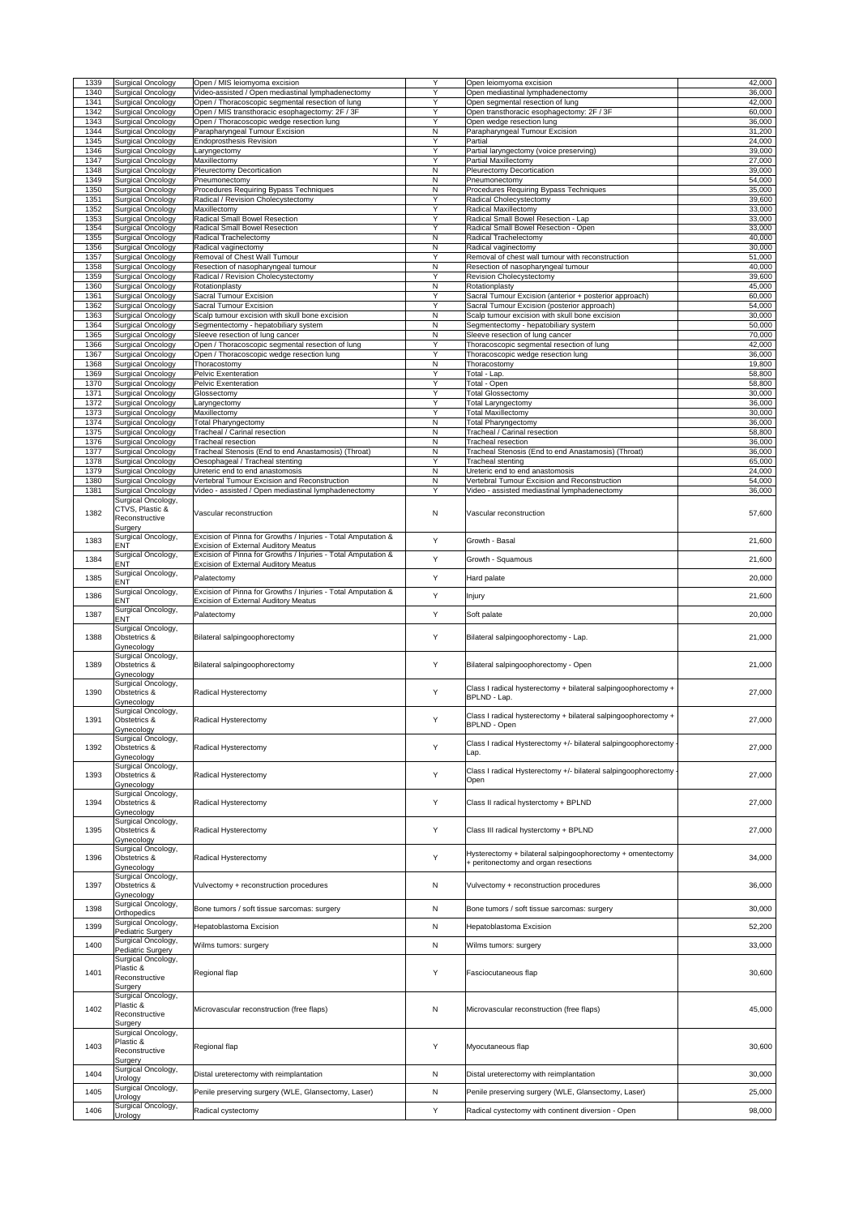| 1339 | Surgical Oncology | Open / MIS leiomyoma excision | Y | Open leiomyoma excision | 42,000 |
|---|---|---|---|---|---|
| 1340 | Surgical Oncology | Video-assisted / Open mediastinal lymphadenectomy | Y | Open mediastinal lymphadenectomy | 36,000 |
| 1341 | Surgical Oncology | Open / Thoracoscopic segmental resection of lung | Y | Open segmental resection of lung | 42,000 |
| 1342 | Surgical Oncology | Open / MIS transthoracic esophagectomy: 2F / 3F | Y | Open transthoracic esophagectomy: 2F / 3F | 60,000 |
| 1343 | Surgical Oncology | Open / Thoracoscopic wedge resection lung | Y | Open wedge resection lung | 36,000 |
| 1344 | Surgical Oncology | Parapharyngeal Tumour Excision | N | Parapharyngeal Tumour Excision | 31,200 |
| 1345 | Surgical Oncology | Endoprosthesis Revision | Y | Partial | 24,000 |
| 1346 | Surgical Oncology | Laryngectomy | Y | Partial laryngectomy (voice preserving) | 39,000 |
| 1347 | Surgical Oncology | Maxillectomy | Y | Partial Maxillectomy | 27,000 |
| 1348 | Surgical Oncology | Pleurectomy Decortication | N | Pleurectomy Decortication | 39,000 |
| 1349 | Surgical Oncology | Pneumonectomy | N | Pneumonectomy | 54,000 |
| 1350 | Surgical Oncology | Procedures Requiring Bypass Techniques | N | Procedures Requiring Bypass Techniques | 35,000 |
| 1351 | Surgical Oncology | Radical / Revision Cholecystectomy | Y | Radical Cholecystectomy | 39,600 |
| 1352 | Surgical Oncology | Maxillectomy | Y | Radical Maxillectomy | 33,000 |
| 1353 | Surgical Oncology | Radical Small Bowel Resection | Y | Radical Small Bowel Resection - Lap | 33,000 |
| 1354 | Surgical Oncology | Radical Small Bowel Resection | Y | Radical Small Bowel Resection - Open | 33,000 |
| 1355 | Surgical Oncology | Radical Trachelectomy | N | Radical Trachelectomy | 40,000 |
| 1356 | Surgical Oncology | Radical vaginectomy | N | Radical vaginectomy | 30,000 |
| 1357 | Surgical Oncology | Removal of Chest Wall Tumour | Y | Removal of chest wall tumour with reconstruction | 51,000 |
| 1358 | Surgical Oncology | Resection of nasopharyngeal tumour | N | Resection of nasopharyngeal tumour | 40,000 |
| 1359 | Surgical Oncology | Radical / Revision Cholecystectomy | Y | Revision Cholecystectomy | 39,600 |
| 1360 | Surgical Oncology | Rotationplasty | N | Rotationplasty | 45,000 |
| 1361 | Surgical Oncology | Sacral Tumour Excision | Y | Sacral Tumour Excision (anterior + posterior approach) | 60,000 |
| 1362 | Surgical Oncology | Sacral Tumour Excision | Y | Sacral Tumour Excision (posterior approach) | 54,000 |
| 1363 | Surgical Oncology | Scalp tumour excision with skull bone excision | N | Scalp tumour excision with skull bone excision | 30,000 |
| 1364 | Surgical Oncology | Segmentectomy - hepatobiliary system | N | Segmentectomy - hepatobiliary system | 50,000 |
| 1365 | Surgical Oncology | Sleeve resection of lung cancer | N | Sleeve resection of lung cancer | 70,000 |
| 1366 | Surgical Oncology | Open / Thoracoscopic segmental resection of lung | Y | Thoracoscopic segmental resection of lung | 42,000 |
| 1367 | Surgical Oncology | Open / Thoracoscopic wedge resection lung | Y | Thoracoscopic wedge resection lung | 36,000 |
| 1368 | Surgical Oncology | Thoracostomy | N | Thoracostomy | 19,800 |
| 1369 | Surgical Oncology | Pelvic Exenteration | Y | Total - Lap. | 58,800 |
| 1370 | Surgical Oncology | Pelvic Exenteration | Y | Total - Open | 58,800 |
| 1371 | Surgical Oncology | Glossectomy | Y | Total Glossectomy | 30,000 |
| 1372 | Surgical Oncology | Laryngectomy | Y | Total Laryngectomy | 36,000 |
| 1373 | Surgical Oncology | Maxillectomy | Y | Total Maxillectomy | 30,000 |
| 1374 | Surgical Oncology | Total Pharyngectomy | N | Total Pharyngectomy | 36,000 |
| 1375 | Surgical Oncology | Tracheal / Carinal resection | N | Tracheal / Carinal resection | 58,800 |
| 1376 | Surgical Oncology | Tracheal resection | N | Tracheal resection | 36,000 |
| 1377 | Surgical Oncology | Tracheal Stenosis (End to end Anastamosis) (Throat) | N | Tracheal Stenosis (End to end Anastamosis) (Throat) | 36,000 |
| 1378 | Surgical Oncology | Oesophageal / Tracheal stenting | Y | Tracheal stenting | 65,000 |
| 1379 | Surgical Oncology | Ureteric end to end anastomosis | N | Ureteric end to end anastomosis | 24,000 |
| 1380 | Surgical Oncology | Vertebral Tumour Excision and Reconstruction | N | Vertebral Tumour Excision and Reconstruction | 54,000 |
| 1381 | Surgical Oncology | Video - assisted / Open mediastinal lymphadenectomy | Y | Video - assisted mediastinal lymphadenectomy | 36,000 |
| 1382 | Surgical Oncology, CTVS, Plastic & Reconstructive Surgery | Vascular reconstruction | N | Vascular reconstruction | 57,600 |
| 1383 | Surgical Oncology, ENT | Excision of Pinna for Growths / Injuries - Total Amputation & Excision of External Auditory Meatus | Y | Growth - Basal | 21,600 |
| 1384 | Surgical Oncology, ENT | Excision of Pinna for Growths / Injuries - Total Amputation & Excision of External Auditory Meatus | Y | Growth - Squamous | 21,600 |
| 1385 | Surgical Oncology, ENT | Palatectomy | Y | Hard palate | 20,000 |
| 1386 | Surgical Oncology, ENT | Excision of Pinna for Growths / Injuries - Total Amputation & Excision of External Auditory Meatus | Y | Injury | 21,600 |
| 1387 | Surgical Oncology, ENT | Palatectomy | Y | Soft palate | 20,000 |
| 1388 | Surgical Oncology, Obstetrics & Gynecology | Bilateral salpingoophorectomy | Y | Bilateral salpingoophorectomy - Lap. | 21,000 |
| 1389 | Surgical Oncology, Obstetrics & Gynecology | Bilateral salpingoophorectomy | Y | Bilateral salpingoophorectomy - Open | 21,000 |
| 1390 | Surgical Oncology, Obstetrics & Gynecology | Radical Hysterectomy | Y | Class I radical hysterectomy + bilateral salpingoophorectomy + BPLND - Lap. | 27,000 |
| 1391 | Surgical Oncology, Obstetrics & Gynecology | Radical Hysterectomy | Y | Class I radical hysterectomy + bilateral salpingoophorectomy + BPLND - Open | 27,000 |
| 1392 | Surgical Oncology, Obstetrics & Gynecology | Radical Hysterectomy | Y | Class I radical Hysterectomy +/- bilateral salpingoophorectomy - Lap. | 27,000 |
| 1393 | Surgical Oncology, Obstetrics & Gynecology | Radical Hysterectomy | Y | Class I radical Hysterectomy +/- bilateral salpingoophorectomy - Open | 27,000 |
| 1394 | Surgical Oncology, Obstetrics & Gynecology | Radical Hysterectomy | Y | Class II radical hysterctomy + BPLND | 27,000 |
| 1395 | Surgical Oncology, Obstetrics & Gynecology | Radical Hysterectomy | Y | Class III radical hysterctomy + BPLND | 27,000 |
| 1396 | Surgical Oncology, Obstetrics & Gynecology | Radical Hysterectomy | Y | Hysterectomy + bilateral salpingoophorectomy + omentectomy + peritonectomy and organ resections | 34,000 |
| 1397 | Surgical Oncology, Obstetrics & Gynecology | Vulvectomy + reconstruction procedures | N | Vulvectomy + reconstruction procedures | 36,000 |
| 1398 | Surgical Oncology, Orthopedics | Bone tumors / soft tissue sarcomas: surgery | N | Bone tumors / soft tissue sarcomas: surgery | 30,000 |
| 1399 | Surgical Oncology, Pediatric Surgery | Hepatoblastoma Excision | N | Hepatoblastoma Excision | 52,200 |
| 1400 | Surgical Oncology, Pediatric Surgery | Wilms tumors: surgery | N | Wilms tumors: surgery | 33,000 |
| 1401 | Surgical Oncology, Plastic & Reconstructive Surgery | Regional flap | Y | Fasciocutaneous flap | 30,600 |
| 1402 | Surgical Oncology, Plastic & Reconstructive Surgery | Microvascular reconstruction (free flaps) | N | Microvascular reconstruction (free flaps) | 45,000 |
| 1403 | Surgical Oncology, Plastic & Reconstructive Surgery | Regional flap | Y | Myocutaneous flap | 30,600 |
| 1404 | Surgical Oncology, Urology | Distal ureterectomy with reimplantation | N | Distal ureterectomy with reimplantation | 30,000 |
| 1405 | Surgical Oncology, Urology | Penile preserving surgery (WLE, Glansectomy, Laser) | N | Penile preserving surgery (WLE, Glansectomy, Laser) | 25,000 |
| 1406 | Surgical Oncology, Urology | Radical cystectomy | Y | Radical cystectomy with continent diversion - Open | 98,000 |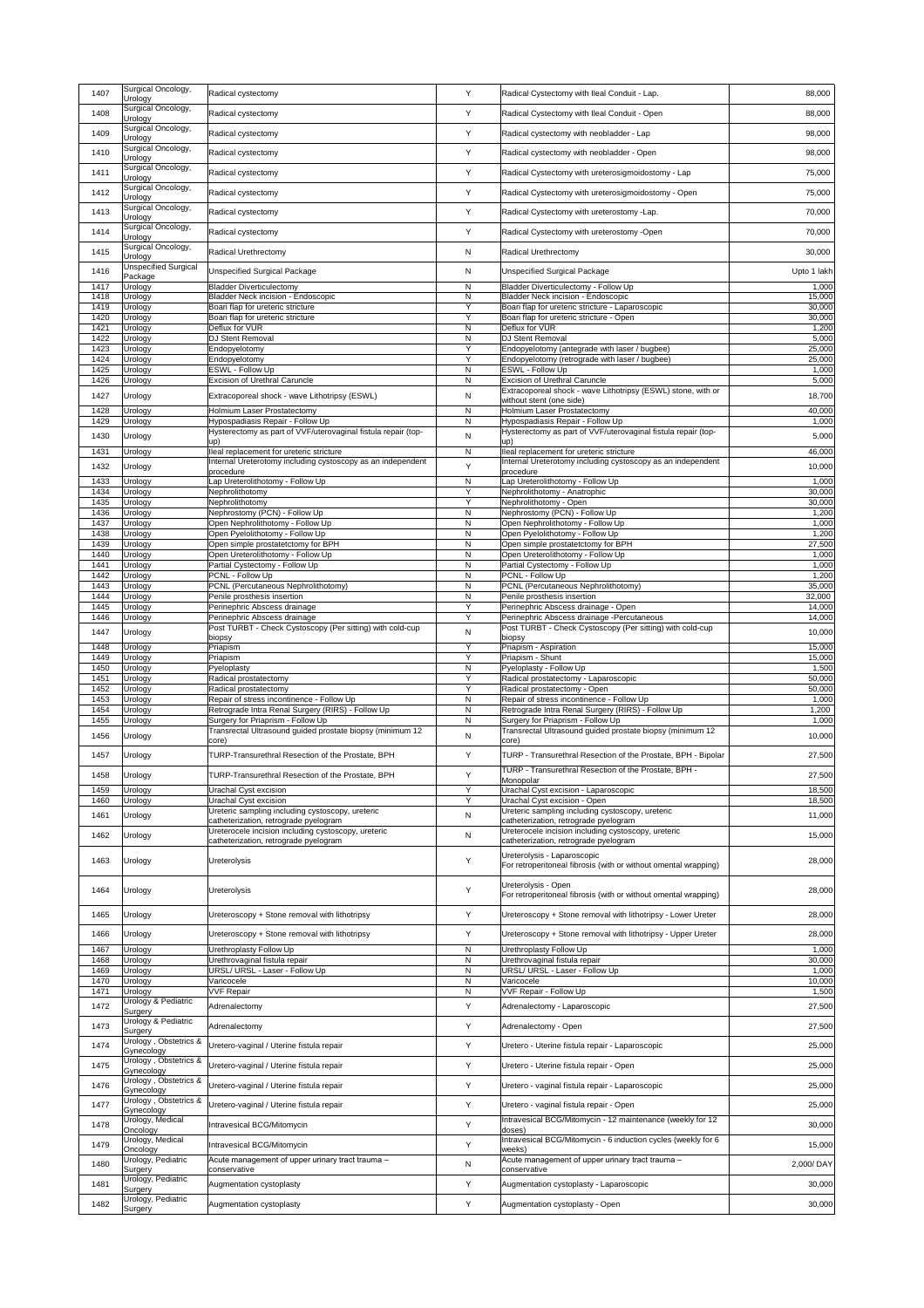| 1407 | Surgical Oncology, Urology | Radical cystectomy | Y | Radical Cystectomy with Ileal Conduit - Lap. | 88,000 |
|---|---|---|---|---|---|
| 1408 | Surgical Oncology, Urology | Radical cystectomy | Y | Radical Cystectomy with Ileal Conduit - Open | 88,000 |
| 1409 | Surgical Oncology, Urology | Radical cystectomy | Y | Radical cystectomy with neobladder - Lap | 98,000 |
| 1410 | Surgical Oncology, Urology | Radical cystectomy | Y | Radical cystectomy with neobladder - Open | 98,000 |
| 1411 | Surgical Oncology, Urology | Radical cystectomy | Y | Radical Cystectomy with ureterosigmoidostomy - Lap | 75,000 |
| 1412 | Surgical Oncology, Urology | Radical cystectomy | Y | Radical Cystectomy with ureterosigmoidostomy - Open | 75,000 |
| 1413 | Surgical Oncology, Urology | Radical cystectomy | Y | Radical Cystectomy with ureterostomy -Lap. | 70,000 |
| 1414 | Surgical Oncology, Urology | Radical cystectomy | Y | Radical Cystectomy with ureterostomy -Open | 70,000 |
| 1415 | Surgical Oncology, Urology | Radical Urethrectomy | N | Radical Urethrectomy | 30,000 |
| 1416 | Unspecified Surgical Package | Unspecified Surgical Package | N | Unspecified Surgical Package | Upto 1 lakh |
| 1417 | Urology | Bladder Diverticulectomy | N | Bladder Diverticulectomy - Follow Up | 1,000 |
| 1418 | Urology | Bladder Neck incision - Endoscopic | N | Bladder Neck incision - Endoscopic | 15,000 |
| 1419 | Urology | Boari flap for ureteric stricture | Y | Boari flap for ureteric stricture - Laparoscopic | 30,000 |
| 1420 | Urology | Boari flap for ureteric stricture | Y | Boari flap for ureteric stricture - Open | 30,000 |
| 1421 | Urology | Deflux for VUR | N | Deflux for VUR | 1,200 |
| 1422 | Urology | DJ Stent Removal | N | DJ Stent Removal | 5,000 |
| 1423 | Urology | Endopyelotomy | Y | Endopyelotomy (antegrade with laser / bugbee) | 25,000 |
| 1424 | Urology | Endopyelotomy | Y | Endopyelotomy (retrograde with laser / bugbee) | 25,000 |
| 1425 | Urology | ESWL - Follow Up | N | ESWL - Follow Up | 1,000 |
| 1426 | Urology | Excision of Urethral Caruncle | N | Excision of Urethral Caruncle | 5,000 |
| 1427 | Urology | Extracoporeal shock - wave Lithotripsy (ESWL) | N | Extracoporeal shock - wave Lithotripsy (ESWL) stone, with or without stent (one side) | 18,700 |
| 1428 | Urology | Holmium Laser Prostatectomy | N | Holmium Laser Prostatectomy | 40,000 |
| 1429 | Urology | Hypospadiasis Repair - Follow Up | N | Hypospadiasis Repair - Follow Up | 1,000 |
| 1430 | Urology | Hysterectomy as part of VVF/uterovaginal fistula repair (top-up) | N | Hysterectomy as part of VVF/uterovaginal fistula repair (top-up) | 5,000 |
| 1431 | Urology | Ileal replacement for ureteric stricture | N | Ileal replacement for ureteric stricture | 46,000 |
| 1432 | Urology | Internal Ureterotomy including cystoscopy as an independent procedure | Y | Internal Ureterotomy including cystoscopy as an independent procedure | 10,000 |
| 1433 | Urology | Lap Ureterolithotomy - Follow Up | N | Lap Ureterolithotomy - Follow Up | 1,000 |
| 1434 | Urology | Nephrolithotomy | Y | Nephrolithotomy - Anatrophic | 30,000 |
| 1435 | Urology | Nephrolithotomy | Y | Nephrolithotomy - Open | 30,000 |
| 1436 | Urology | Nephrostomy (PCN) - Follow Up | N | Nephrostomy (PCN) - Follow Up | 1,200 |
| 1437 | Urology | Open Nephrolithotomy - Follow Up | N | Open Nephrolithotomy - Follow Up | 1,000 |
| 1438 | Urology | Open Pyelolithotomy - Follow Up | N | Open Pyelolithotomy - Follow Up | 1,200 |
| 1439 | Urology | Open simple prostatetctomy for BPH | N | Open simple prostatetctomy for BPH | 27,500 |
| 1440 | Urology | Open Ureterolithotomy - Follow Up | N | Open Ureterolithotomy - Follow Up | 1,000 |
| 1441 | Urology | Partial Cystectomy - Follow Up | N | Partial Cystectomy - Follow Up | 1,000 |
| 1442 | Urology | PCNL - Follow Up | N | PCNL - Follow Up | 1,200 |
| 1443 | Urology | PCNL (Percutaneous Nephrolithotomy) | N | PCNL (Percutaneous Nephrolithotomy) | 35,000 |
| 1444 | Urology | Penile prosthesis insertion | N | Penile prosthesis insertion | 32,000 |
| 1445 | Urology | Perinephric Abscess drainage | Y | Perinephric Abscess drainage - Open | 14,000 |
| 1446 | Urology | Perinephric Abscess drainage | Y | Perinephric Abscess drainage -Percutaneous | 14,000 |
| 1447 | Urology | Post TURBT - Check Cystoscopy (Per sitting) with cold-cup biopsy | N | Post TURBT - Check Cystoscopy (Per sitting) with cold-cup biopsy | 10,000 |
| 1448 | Urology | Priapism | Y | Priapism - Aspiration | 15,000 |
| 1449 | Urology | Priapism | Y | Priapism - Shunt | 15,000 |
| 1450 | Urology | Pyeloplasty | N | Pyeloplasty - Follow Up | 1,500 |
| 1451 | Urology | Radical prostatectomy | Y | Radical prostatectomy - Laparoscopic | 50,000 |
| 1452 | Urology | Radical prostatectomy | Y | Radical prostatectomy - Open | 50,000 |
| 1453 | Urology | Repair of stress incontinence - Follow Up | N | Repair of stress incontinence - Follow Up | 1,000 |
| 1454 | Urology | Retrograde Intra Renal Surgery (RIRS) - Follow Up | N | Retrograde Intra Renal Surgery (RIRS) - Follow Up | 1,200 |
| 1455 | Urology | Surgery for Priaprism - Follow Up | N | Surgery for Priaprism - Follow Up | 1,000 |
| 1456 | Urology | Transrectal Ultrasound guided prostate biopsy (minimum 12 core) | N | Transrectal Ultrasound guided prostate biopsy (minimum 12 core) | 10,000 |
| 1457 | Urology | TURP-Transurethral Resection of the Prostate, BPH | Y | TURP - Transurethral Resection of the Prostate, BPH - Bipolar | 27,500 |
| 1458 | Urology | TURP-Transurethral Resection of the Prostate, BPH | Y | TURP - Transurethral Resection of the Prostate, BPH - Monopolar | 27,500 |
| 1459 | Urology | Urachal Cyst excision | Y | Urachal Cyst excision - Laparoscopic | 18,500 |
| 1460 | Urology | Urachal Cyst excision | Y | Urachal Cyst excision - Open | 18,500 |
| 1461 | Urology | Ureteric sampling including cystoscopy, ureteric catheterization, retrograde pyelogram | N | Ureteric sampling including cystoscopy, ureteric catheterization, retrograde pyelogram | 11,000 |
| 1462 | Urology | Ureterocele incision including cystoscopy, ureteric catheterization, retrograde pyelogram | N | Ureterocele incision including cystoscopy, ureteric catheterization, retrograde pyelogram | 15,000 |
| 1463 | Urology | Ureterolysis | Y | Ureterolysis - Laparoscopic<br>For retroperitoneal fibrosis (with or without omental wrapping) | 28,000 |
| 1464 | Urology | Ureterolysis | Y | Ureterolysis - Open<br>For retroperitoneal fibrosis (with or without omental wrapping) | 28,000 |
| 1465 | Urology | Ureteroscopy + Stone removal with lithotripsy | Y | Ureteroscopy + Stone removal with lithotripsy - Lower Ureter | 28,000 |
| 1466 | Urology | Ureteroscopy + Stone removal with lithotripsy | Y | Ureteroscopy + Stone removal with lithotripsy - Upper Ureter | 28,000 |
| 1467 | Urology | Urethroplasty Follow Up | N | Urethroplasty Follow Up | 1,000 |
| 1468 | Urology | Urethrovaginal fistula repair | N | Urethrovaginal fistula repair | 30,000 |
| 1469 | Urology | URSL/ URSL - Laser - Follow Up | N | URSL/ URSL - Laser - Follow Up | 1,000 |
| 1470 | Urology | Varicocele | N | Varicocele | 10,000 |
| 1471 | Urology | VVF Repair | N | VVF Repair - Follow Up | 1,500 |
| 1472 | Urology & Pediatric Surgery | Adrenalectomy | Y | Adrenalectomy - Laparoscopic | 27,500 |
| 1473 | Urology & Pediatric Surgery | Adrenalectomy | Y | Adrenalectomy - Open | 27,500 |
| 1474 | Urology , Obstetrics & Gynecology | Uretero-vaginal / Uterine fistula repair | Y | Uretero - Uterine fistula repair - Laparoscopic | 25,000 |
| 1475 | Urology , Obstetrics & Gynecology | Uretero-vaginal / Uterine fistula repair | Y | Uretero - Uterine fistula repair - Open | 25,000 |
| 1476 | Urology , Obstetrics & Gynecology | Uretero-vaginal / Uterine fistula repair | Y | Uretero - vaginal fistula repair - Laparoscopic | 25,000 |
| 1477 | Urology , Obstetrics & Gynecology | Uretero-vaginal / Uterine fistula repair | Y | Uretero - vaginal fistula repair - Open | 25,000 |
| 1478 | Urology, Medical Oncology | Intravesical BCG/Mitomycin | Y | Intravesical BCG/Mitomycin - 12 maintenance (weekly for 12 doses) | 30,000 |
| 1479 | Urology, Medical Oncology | Intravesical BCG/Mitomycin | Y | Intravesical BCG/Mitomycin - 6 induction cycles (weekly for 6 weeks) | 15,000 |
| 1480 | Urology, Pediatric Surgery | Acute management of upper urinary tract trauma – conservative | N | Acute management of upper urinary tract trauma – conservative | 2,000/ DAY |
| 1481 | Urology, Pediatric Surgery | Augmentation cystoplasty | Y | Augmentation cystoplasty - Laparoscopic | 30,000 |
| 1482 | Urology, Pediatric Surgery | Augmentation cystoplasty | Y | Augmentation cystoplasty - Open | 30,000 |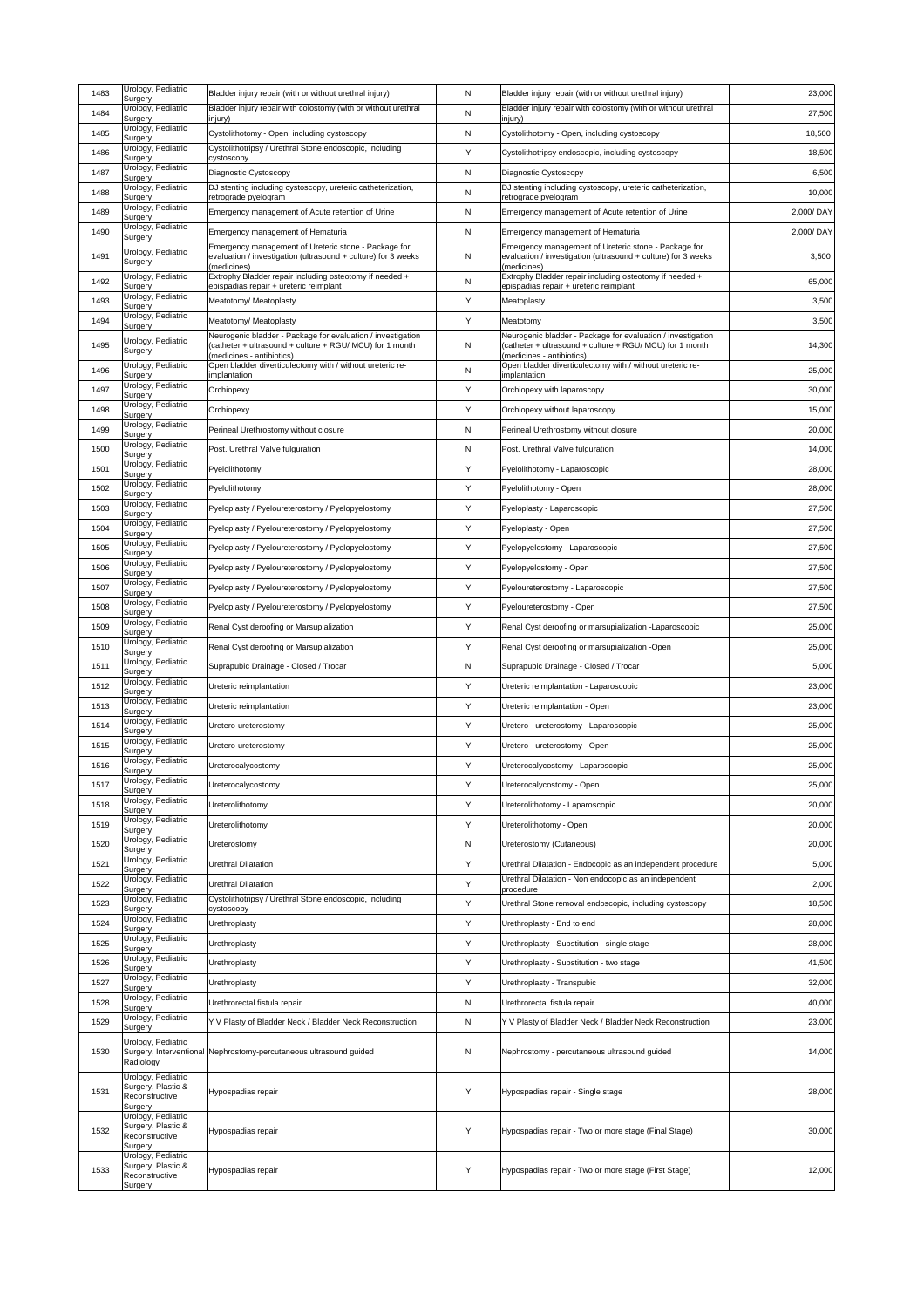| 1483 | Urology, Pediatric Surgery | Bladder injury repair (with or without urethral injury) | N | Bladder injury repair (with or without urethral injury) | 23,000 |
|---|---|---|---|---|---|
| 1484 | Urology, Pediatric Surgery | Bladder injury repair with colostomy (with or without urethral injury) | N | Bladder injury repair with colostomy (with or without urethral injury) | 27,500 |
| 1485 | Urology, Pediatric Surgery | Cystolithotomy - Open, including cystoscopy | N | Cystolithotomy - Open, including cystoscopy | 18,500 |
| 1486 | Urology, Pediatric Surgery | Cystolithotripsy / Urethral Stone endoscopic, including cystoscopy | Y | Cystolithotripsy endoscopic, including cystoscopy | 18,500 |
| 1487 | Urology, Pediatric Surgery | Diagnostic Cystoscopy | N | Diagnostic Cystoscopy | 6,500 |
| 1488 | Urology, Pediatric Surgery | DJ stenting including cystoscopy, ureteric catheterization, retrograde pyelogram | N | DJ stenting including cystoscopy, ureteric catheterization, retrograde pyelogram | 10,000 |
| 1489 | Urology, Pediatric Surgery | Emergency management of Acute retention of Urine | N | Emergency management of Acute retention of Urine | 2,000/ DAY |
| 1490 | Urology, Pediatric Surgery | Emergency management of Hematuria | N | Emergency management of Hematuria | 2,000/ DAY |
| 1491 | Urology, Pediatric Surgery | Emergency management of Ureteric stone - Package for evaluation / investigation (ultrasound + culture) for 3 weeks (medicines) | N | Emergency management of Ureteric stone - Package for evaluation / investigation (ultrasound + culture) for 3 weeks (medicines) | 3,500 |
| 1492 | Urology, Pediatric Surgery | Extrophy Bladder repair including osteotomy if needed + epispadias repair + ureteric reimplant | N | Extrophy Bladder repair including osteotomy if needed + epispadias repair + ureteric reimplant | 65,000 |
| 1493 | Urology, Pediatric Surgery | Meatotomy/ Meatoplasty | Y | Meatoplasty | 3,500 |
| 1494 | Urology, Pediatric Surgery | Meatotomy/ Meatoplasty | Y | Meatotomy | 3,500 |
| 1495 | Urology, Pediatric Surgery | Neurogenic bladder - Package for evaluation / investigation (catheter + ultrasound + culture + RGU/ MCU) for 1 month (medicines - antibiotics) | N | Neurogenic bladder - Package for evaluation / investigation (catheter + ultrasound + culture + RGU/ MCU) for 1 month (medicines - antibiotics) | 14,300 |
| 1496 | Urology, Pediatric Surgery | Open bladder diverticulectomy with / without ureteric re-implantation | N | Open bladder diverticulectomy with / without ureteric re-implantation | 25,000 |
| 1497 | Urology, Pediatric Surgery | Orchiopexy | Y | Orchiopexy with laparoscopy | 30,000 |
| 1498 | Urology, Pediatric Surgery | Orchiopexy | Y | Orchiopexy without laparoscopy | 15,000 |
| 1499 | Urology, Pediatric Surgery | Perineal Urethrostomy without closure | N | Perineal Urethrostomy without closure | 20,000 |
| 1500 | Urology, Pediatric Surgery | Post. Urethral Valve fulguration | N | Post. Urethral Valve fulguration | 14,000 |
| 1501 | Urology, Pediatric Surgery | Pyelolithotomy | Y | Pyelolithotomy - Laparoscopic | 28,000 |
| 1502 | Urology, Pediatric Surgery | Pyelolithotomy | Y | Pyelolithotomy - Open | 28,000 |
| 1503 | Urology, Pediatric Surgery | Pyeloplasty / Pyeloureterostomy / Pyelopyelostomy | Y | Pyeloplasty - Laparoscopic | 27,500 |
| 1504 | Urology, Pediatric Surgery | Pyeloplasty / Pyeloureterostomy / Pyelopyelostomy | Y | Pyeloplasty - Open | 27,500 |
| 1505 | Urology, Pediatric Surgery | Pyeloplasty / Pyeloureterostomy / Pyelopyelostomy | Y | Pyelopyelostomy - Laparoscopic | 27,500 |
| 1506 | Urology, Pediatric Surgery | Pyeloplasty / Pyeloureterostomy / Pyelopyelostomy | Y | Pyelopyelostomy - Open | 27,500 |
| 1507 | Urology, Pediatric Surgery | Pyeloplasty / Pyeloureterostomy / Pyelopyelostomy | Y | Pyeloureterostomy - Laparoscopic | 27,500 |
| 1508 | Urology, Pediatric Surgery | Pyeloplasty / Pyeloureterostomy / Pyelopyelostomy | Y | Pyeloureterostomy - Open | 27,500 |
| 1509 | Urology, Pediatric Surgery | Renal Cyst deroofing or Marsupialization | Y | Renal Cyst deroofing or marsupialization -Laparoscopic | 25,000 |
| 1510 | Urology, Pediatric Surgery | Renal Cyst deroofing or Marsupialization | Y | Renal Cyst deroofing or marsupialization -Open | 25,000 |
| 1511 | Urology, Pediatric Surgery | Suprapubic Drainage - Closed / Trocar | N | Suprapubic Drainage - Closed / Trocar | 5,000 |
| 1512 | Urology, Pediatric Surgery | Ureteric reimplantation | Y | Ureteric reimplantation - Laparoscopic | 23,000 |
| 1513 | Urology, Pediatric Surgery | Ureteric reimplantation | Y | Ureteric reimplantation - Open | 23,000 |
| 1514 | Urology, Pediatric Surgery | Uretero-ureterostomy | Y | Uretero - ureterostomy - Laparoscopic | 25,000 |
| 1515 | Urology, Pediatric Surgery | Uretero-ureterostomy | Y | Uretero - ureterostomy - Open | 25,000 |
| 1516 | Urology, Pediatric Surgery | Ureterocalycostomy | Y | Ureterocalycostomy - Laparoscopic | 25,000 |
| 1517 | Urology, Pediatric Surgery | Ureterocalycostomy | Y | Ureterocalycostomy - Open | 25,000 |
| 1518 | Urology, Pediatric Surgery | Ureterolithotomy | Y | Ureterolithotomy - Laparoscopic | 20,000 |
| 1519 | Urology, Pediatric Surgery | Ureterolithotomy | Y | Ureterolithotomy - Open | 20,000 |
| 1520 | Urology, Pediatric Surgery | Ureterostomy | N | Ureterostomy (Cutaneous) | 20,000 |
| 1521 | Urology, Pediatric Surgery | Urethral Dilatation | Y | Urethral Dilatation - Endocopic as an independent procedure | 5,000 |
| 1522 | Urology, Pediatric Surgery | Urethral Dilatation | Y | Urethral Dilatation - Non endocopic as an independent procedure | 2,000 |
| 1523 | Urology, Pediatric Surgery | Cystolithotripsy / Urethral Stone endoscopic, including cystoscopy | Y | Urethral Stone removal endoscopic, including cystoscopy | 18,500 |
| 1524 | Urology, Pediatric Surgery | Urethroplasty | Y | Urethroplasty - End to end | 28,000 |
| 1525 | Urology, Pediatric Surgery | Urethroplasty | Y | Urethroplasty - Substitution - single stage | 28,000 |
| 1526 | Urology, Pediatric Surgery | Urethroplasty | Y | Urethroplasty - Substitution - two stage | 41,500 |
| 1527 | Urology, Pediatric Surgery | Urethroplasty | Y | Urethroplasty - Transpubic | 32,000 |
| 1528 | Urology, Pediatric Surgery | Urethrorectal fistula repair | N | Urethrorectal fistula repair | 40,000 |
| 1529 | Urology, Pediatric Surgery | Y V Plasty of Bladder Neck / Bladder Neck Reconstruction | N | Y V Plasty of Bladder Neck / Bladder Neck Reconstruction | 23,000 |
| 1530 | Urology, Pediatric Surgery, Interventional Radiology | Nephrostomy-percutaneous ultrasound guided | N | Nephrostomy - percutaneous ultrasound guided | 14,000 |
| 1531 | Urology, Pediatric Surgery, Plastic & Reconstructive Surgery | Hypospadias repair | Y | Hypospadias repair - Single stage | 28,000 |
| 1532 | Urology, Pediatric Surgery, Plastic & Reconstructive Surgery | Hypospadias repair | Y | Hypospadias repair - Two or more stage (Final Stage) | 30,000 |
| 1533 | Urology, Pediatric Surgery, Plastic & Reconstructive Surgery | Hypospadias repair | Y | Hypospadias repair - Two or more stage (First Stage) | 12,000 |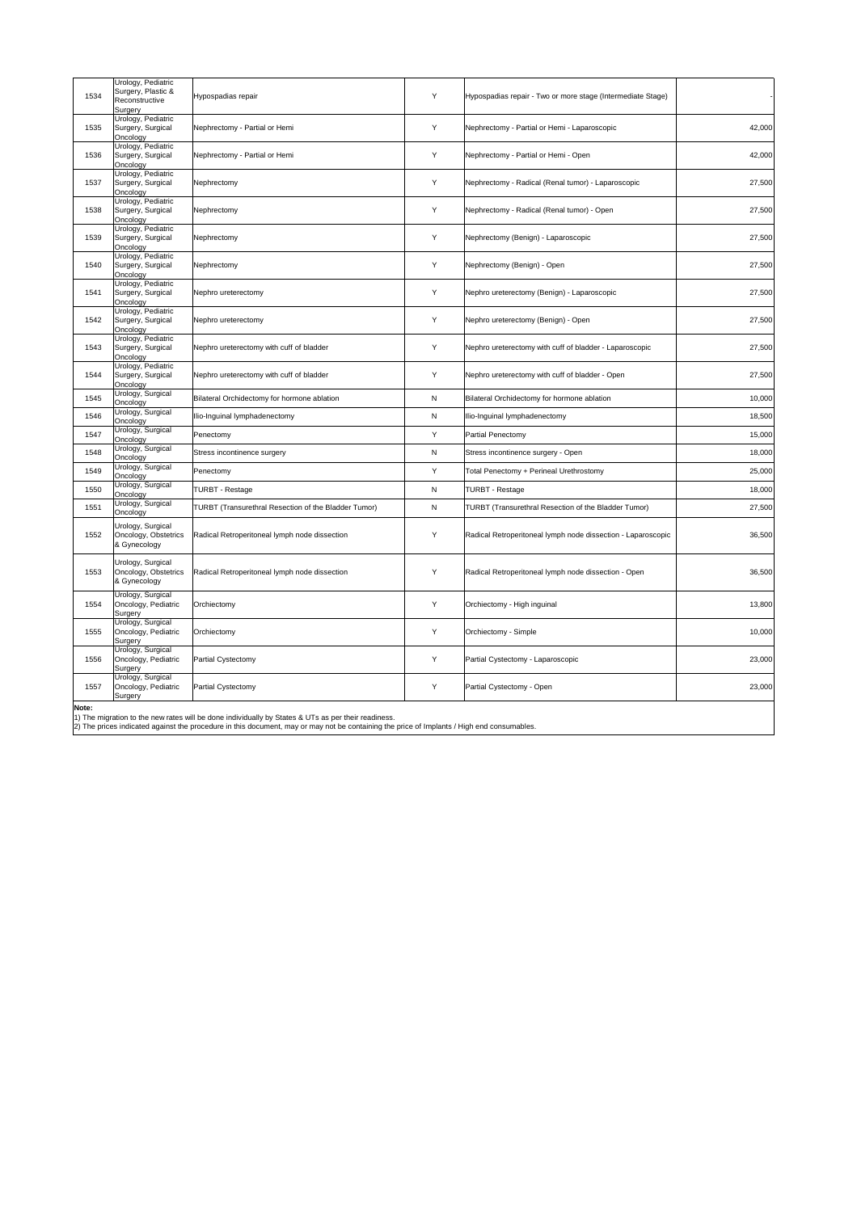| | | | | | |
|---|---|---|---|---|---|
| 1534 | Urology, Pediatric Surgery, Plastic & Reconstructive Surgery | Hypospadias repair | Y | Hypospadias repair - Two or more stage (Intermediate Stage) | - |
| 1535 | Urology, Pediatric Surgery, Surgical Oncology | Nephrectomy - Partial or Hemi | Y | Nephrectomy - Partial or Hemi - Laparoscopic | 42,000 |
| 1536 | Urology, Pediatric Surgery, Surgical Oncology | Nephrectomy - Partial or Hemi | Y | Nephrectomy - Partial or Hemi - Open | 42,000 |
| 1537 | Urology, Pediatric Surgery, Surgical Oncology | Nephrectomy | Y | Nephrectomy - Radical (Renal tumor) - Laparoscopic | 27,500 |
| 1538 | Urology, Pediatric Surgery, Surgical Oncology | Nephrectomy | Y | Nephrectomy - Radical (Renal tumor) - Open | 27,500 |
| 1539 | Urology, Pediatric Surgery, Surgical Oncology | Nephrectomy | Y | Nephrectomy (Benign) - Laparoscopic | 27,500 |
| 1540 | Urology, Pediatric Surgery, Surgical Oncology | Nephrectomy | Y | Nephrectomy (Benign) - Open | 27,500 |
| 1541 | Urology, Pediatric Surgery, Surgical Oncology | Nephro ureterectomy | Y | Nephro ureterectomy (Benign) - Laparoscopic | 27,500 |
| 1542 | Urology, Pediatric Surgery, Surgical Oncology | Nephro ureterectomy | Y | Nephro ureterectomy (Benign) - Open | 27,500 |
| 1543 | Urology, Pediatric Surgery, Surgical Oncology | Nephro ureterectomy with cuff of bladder | Y | Nephro ureterectomy with cuff of bladder - Laparoscopic | 27,500 |
| 1544 | Urology, Pediatric Surgery, Surgical Oncology | Nephro ureterectomy with cuff of bladder | Y | Nephro ureterectomy with cuff of bladder - Open | 27,500 |
| 1545 | Urology, Surgical Oncology | Bilateral Orchidectomy for hormone ablation | N | Bilateral Orchidectomy for hormone ablation | 10,000 |
| 1546 | Urology, Surgical Oncology | Ilio-Inguinal lymphadenectomy | N | Ilio-Inguinal lymphadenectomy | 18,500 |
| 1547 | Urology, Surgical Oncology | Penectomy | Y | Partial Penectomy | 15,000 |
| 1548 | Urology, Surgical Oncology | Stress incontinence surgery | N | Stress incontinence surgery - Open | 18,000 |
| 1549 | Urology, Surgical Oncology | Penectomy | Y | Total Penectomy + Perineal Urethrostomy | 25,000 |
| 1550 | Urology, Surgical Oncology | TURBT - Restage | N | TURBT - Restage | 18,000 |
| 1551 | Urology, Surgical Oncology | TURBT (Transurethral Resection of the Bladder Tumor) | N | TURBT (Transurethral Resection of the Bladder Tumor) | 27,500 |
| 1552 | Urology, Surgical Oncology, Obstetrics & Gynecology | Radical Retroperitoneal lymph node dissection | Y | Radical Retroperitoneal lymph node dissection - Laparoscopic | 36,500 |
| 1553 | Urology, Surgical Oncology, Obstetrics & Gynecology | Radical Retroperitoneal lymph node dissection | Y | Radical Retroperitoneal lymph node dissection - Open | 36,500 |
| 1554 | Urology, Surgical Oncology, Pediatric Surgery | Orchiectomy | Y | Orchiectomy - High inguinal | 13,800 |
| 1555 | Urology, Surgical Oncology, Pediatric Surgery | Orchiectomy | Y | Orchiectomy - Simple | 10,000 |
| 1556 | Urology, Surgical Oncology, Pediatric Surgery | Partial Cystectomy | Y | Partial Cystectomy - Laparoscopic | 23,000 |
| 1557 | Urology, Surgical Oncology, Pediatric Surgery | Partial Cystectomy | Y | Partial Cystectomy - Open | 23,000 |

**Note:**

1) The migration to the new rates will be done individually by States & UTs as per their readiness.
2) The prices indicated against the procedure in this document, may or may not be containing the price of Implants / High end consumables.